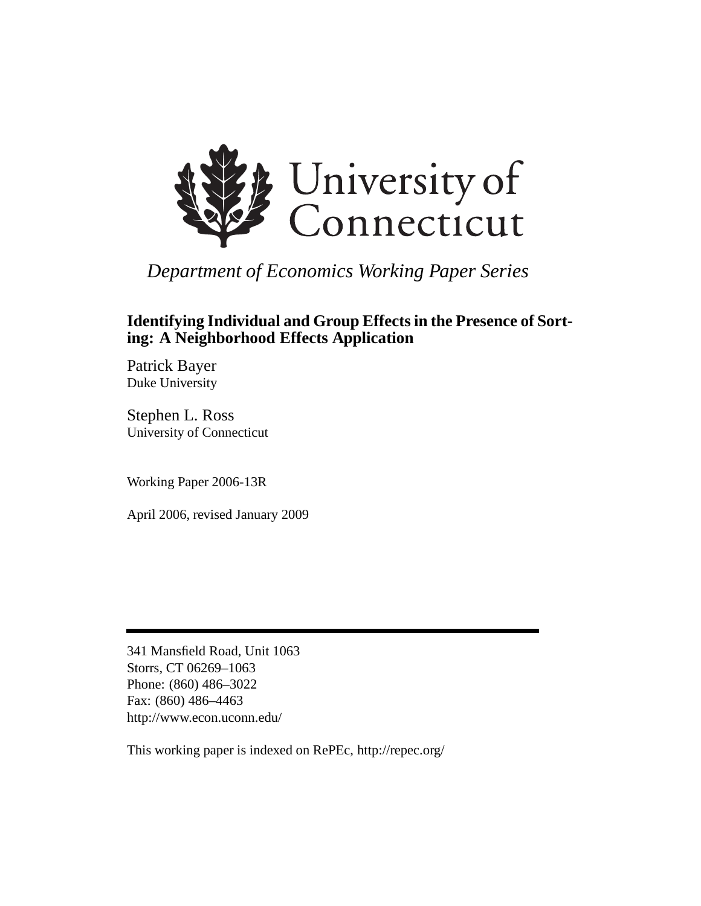University of Connecticut

*Department of Economics Working Paper Series*

**Identifying Individual and Group Effects in the Presence of Sorting: A Neighborhood Effects Application**

Patrick Bayer
Duke University

Stephen L. Ross
University of Connecticut

Working Paper 2006-13R

April 2006, revised January 2009

---

341 Mansfield Road, Unit 1063
Storrs, CT 06269–1063
Phone: (860) 486–3022
Fax: (860) 486–4463
http://www.econ.uconn.edu/

This working paper is indexed on RePEc, http://repec.org/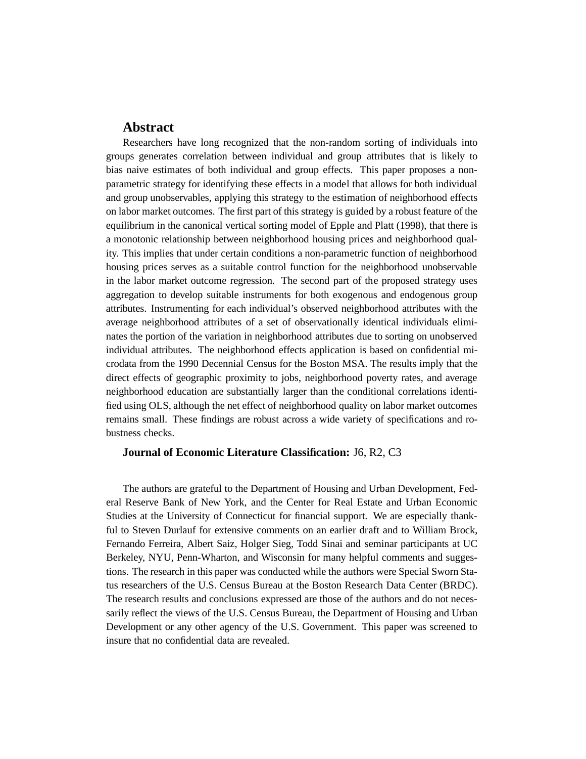## Abstract

Researchers have long recognized that the non-random sorting of individuals into groups generates correlation between individual and group attributes that is likely to bias naive estimates of both individual and group effects. This paper proposes a non-parametric strategy for identifying these effects in a model that allows for both individual and group unobservables, applying this strategy to the estimation of neighborhood effects on labor market outcomes. The first part of this strategy is guided by a robust feature of the equilibrium in the canonical vertical sorting model of Epple and Platt (1998), that there is a monotonic relationship between neighborhood housing prices and neighborhood quality. This implies that under certain conditions a non-parametric function of neighborhood housing prices serves as a suitable control function for the neighborhood unobservable in the labor market outcome regression. The second part of the proposed strategy uses aggregation to develop suitable instruments for both exogenous and endogenous group attributes. Instrumenting for each individual's observed neighborhood attributes with the average neighborhood attributes of a set of observationally identical individuals eliminates the portion of the variation in neighborhood attributes due to sorting on unobserved individual attributes. The neighborhood effects application is based on confidential microdata from the 1990 Decennial Census for the Boston MSA. The results imply that the direct effects of geographic proximity to jobs, neighborhood poverty rates, and average neighborhood education are substantially larger than the conditional correlations identified using OLS, although the net effect of neighborhood quality on labor market outcomes remains small. These findings are robust across a wide variety of specifications and robustness checks.

**Journal of Economic Literature Classification:** J6, R2, C3

The authors are grateful to the Department of Housing and Urban Development, Federal Reserve Bank of New York, and the Center for Real Estate and Urban Economic Studies at the University of Connecticut for financial support. We are especially thankful to Steven Durlauf for extensive comments on an earlier draft and to William Brock, Fernando Ferreira, Albert Saiz, Holger Sieg, Todd Sinai and seminar participants at UC Berkeley, NYU, Penn-Wharton, and Wisconsin for many helpful comments and suggestions. The research in this paper was conducted while the authors were Special Sworn Status researchers of the U.S. Census Bureau at the Boston Research Data Center (BRDC). The research results and conclusions expressed are those of the authors and do not necessarily reflect the views of the U.S. Census Bureau, the Department of Housing and Urban Development or any other agency of the U.S. Government. This paper was screened to insure that no confidential data are revealed.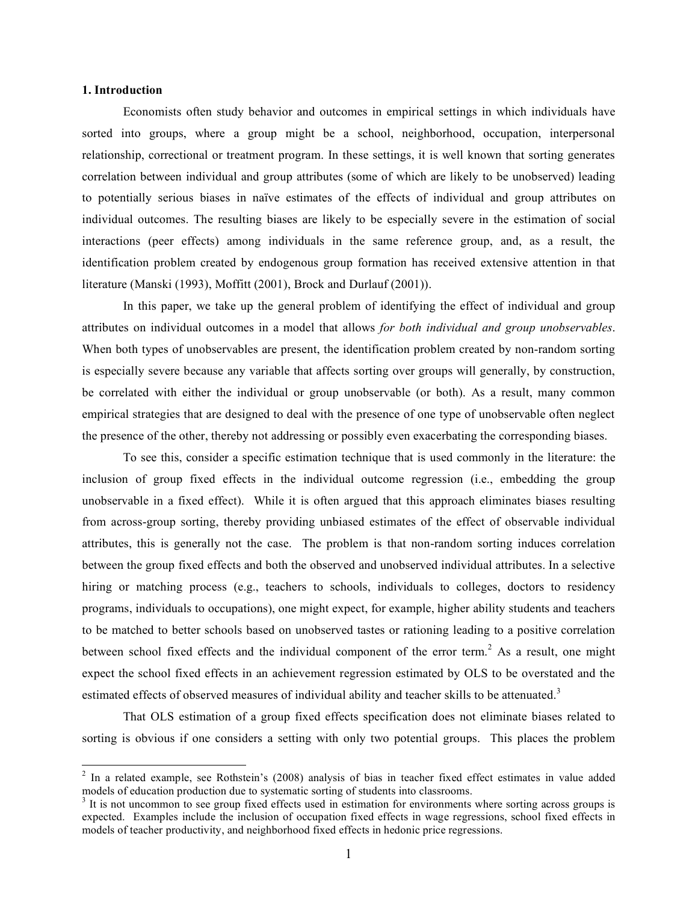### 1. Introduction

Economists often study behavior and outcomes in empirical settings in which individuals have sorted into groups, where a group might be a school, neighborhood, occupation, interpersonal relationship, correctional or treatment program. In these settings, it is well known that sorting generates correlation between individual and group attributes (some of which are likely to be unobserved) leading to potentially serious biases in naïve estimates of the effects of individual and group attributes on individual outcomes. The resulting biases are likely to be especially severe in the estimation of social interactions (peer effects) among individuals in the same reference group, and, as a result, the identification problem created by endogenous group formation has received extensive attention in that literature (Manski (1993), Moffitt (2001), Brock and Durlauf (2001)).

In this paper, we take up the general problem of identifying the effect of individual and group attributes on individual outcomes in a model that allows *for both individual and group unobservables*. When both types of unobservables are present, the identification problem created by non-random sorting is especially severe because any variable that affects sorting over groups will generally, by construction, be correlated with either the individual or group unobservable (or both). As a result, many common empirical strategies that are designed to deal with the presence of one type of unobservable often neglect the presence of the other, thereby not addressing or possibly even exacerbating the corresponding biases.

To see this, consider a specific estimation technique that is used commonly in the literature: the inclusion of group fixed effects in the individual outcome regression (i.e., embedding the group unobservable in a fixed effect). While it is often argued that this approach eliminates biases resulting from across-group sorting, thereby providing unbiased estimates of the effect of observable individual attributes, this is generally not the case. The problem is that non-random sorting induces correlation between the group fixed effects and both the observed and unobserved individual attributes. In a selective hiring or matching process (e.g., teachers to schools, individuals to colleges, doctors to residency programs, individuals to occupations), one might expect, for example, higher ability students and teachers to be matched to better schools based on unobserved tastes or rationing leading to a positive correlation between school fixed effects and the individual component of the error term.[2] As a result, one might expect the school fixed effects in an achievement regression estimated by OLS to be overstated and the estimated effects of observed measures of individual ability and teacher skills to be attenuated.[3]

That OLS estimation of a group fixed effects specification does not eliminate biases related to sorting is obvious if one considers a setting with only two potential groups. This places the problem

[2] In a related example, see Rothstein's (2008) analysis of bias in teacher fixed effect estimates in value added models of education production due to systematic sorting of students into classrooms.

[3] It is not uncommon to see group fixed effects used in estimation for environments where sorting across groups is expected. Examples include the inclusion of occupation fixed effects in wage regressions, school fixed effects in models of teacher productivity, and neighborhood fixed effects in hedonic price regressions.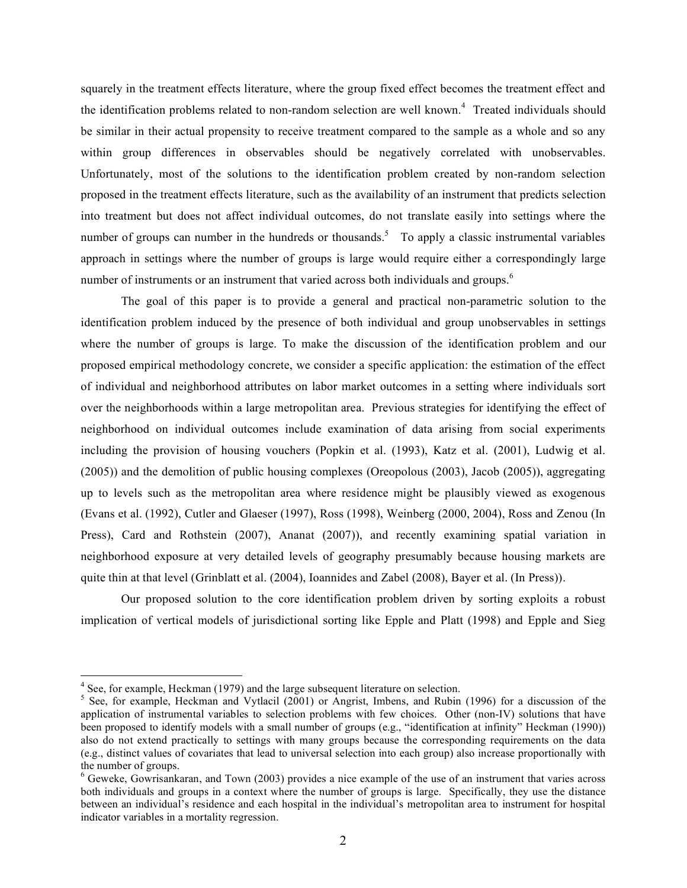squarely in the treatment effects literature, where the group fixed effect becomes the treatment effect and the identification problems related to non-random selection are well known.[4] Treated individuals should be similar in their actual propensity to receive treatment compared to the sample as a whole and so any within group differences in observables should be negatively correlated with unobservables. Unfortunately, most of the solutions to the identification problem created by non-random selection proposed in the treatment effects literature, such as the availability of an instrument that predicts selection into treatment but does not affect individual outcomes, do not translate easily into settings where the number of groups can number in the hundreds or thousands.[5] To apply a classic instrumental variables approach in settings where the number of groups is large would require either a correspondingly large number of instruments or an instrument that varied across both individuals and groups.[6]

The goal of this paper is to provide a general and practical non-parametric solution to the identification problem induced by the presence of both individual and group unobservables in settings where the number of groups is large. To make the discussion of the identification problem and our proposed empirical methodology concrete, we consider a specific application: the estimation of the effect of individual and neighborhood attributes on labor market outcomes in a setting where individuals sort over the neighborhoods within a large metropolitan area. Previous strategies for identifying the effect of neighborhood on individual outcomes include examination of data arising from social experiments including the provision of housing vouchers (Popkin et al. (1993), Katz et al. (2001), Ludwig et al. (2005)) and the demolition of public housing complexes (Oreopolous (2003), Jacob (2005)), aggregating up to levels such as the metropolitan area where residence might be plausibly viewed as exogenous (Evans et al. (1992), Cutler and Glaeser (1997), Ross (1998), Weinberg (2000, 2004), Ross and Zenou (In Press), Card and Rothstein (2007), Ananat (2007)), and recently examining spatial variation in neighborhood exposure at very detailed levels of geography presumably because housing markets are quite thin at that level (Grinblatt et al. (2004), Ioannides and Zabel (2008), Bayer et al. (In Press)).

Our proposed solution to the core identification problem driven by sorting exploits a robust implication of vertical models of jurisdictional sorting like Epple and Platt (1998) and Epple and Sieg

---

[4] See, for example, Heckman (1979) and the large subsequent literature on selection.

[5] See, for example, Heckman and Vytlacil (2001) or Angrist, Imbens, and Rubin (1996) for a discussion of the application of instrumental variables to selection problems with few choices. Other (non-IV) solutions that have been proposed to identify models with a small number of groups (e.g., "identification at infinity" Heckman (1990)) also do not extend practically to settings with many groups because the corresponding requirements on the data (e.g., distinct values of covariates that lead to universal selection into each group) also increase proportionally with the number of groups.

[6] Geweke, Gowrisankaran, and Town (2003) provides a nice example of the use of an instrument that varies across both individuals and groups in a context where the number of groups is large. Specifically, they use the distance between an individual's residence and each hospital in the individual's metropolitan area to instrument for hospital indicator variables in a mortality regression.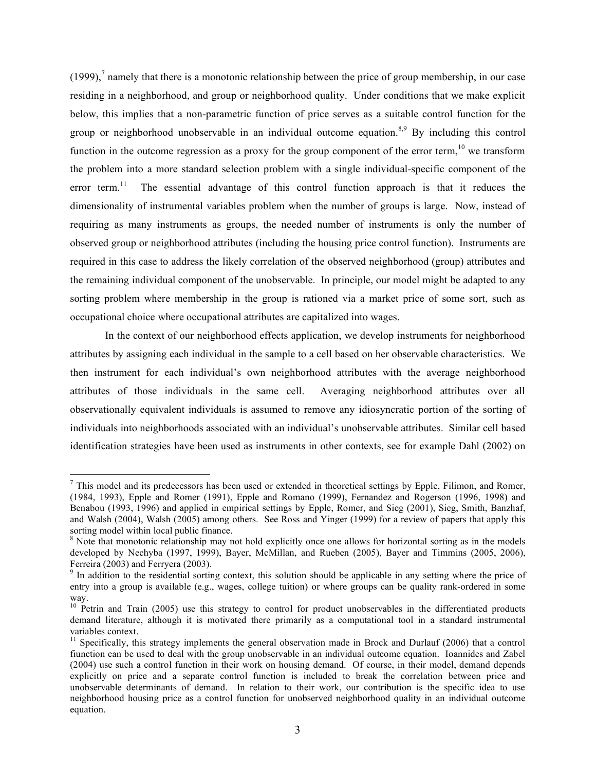(1999),[7] namely that there is a monotonic relationship between the price of group membership, in our case residing in a neighborhood, and group or neighborhood quality. Under conditions that we make explicit below, this implies that a non-parametric function of price serves as a suitable control function for the group or neighborhood unobservable in an individual outcome equation.[8,9] By including this control function in the outcome regression as a proxy for the group component of the error term,[10] we transform the problem into a more standard selection problem with a single individual-specific component of the error term.[11] The essential advantage of this control function approach is that it reduces the dimensionality of instrumental variables problem when the number of groups is large. Now, instead of requiring as many instruments as groups, the needed number of instruments is only the number of observed group or neighborhood attributes (including the housing price control function). Instruments are required in this case to address the likely correlation of the observed neighborhood (group) attributes and the remaining individual component of the unobservable. In principle, our model might be adapted to any sorting problem where membership in the group is rationed via a market price of some sort, such as occupational choice where occupational attributes are capitalized into wages.

In the context of our neighborhood effects application, we develop instruments for neighborhood attributes by assigning each individual in the sample to a cell based on her observable characteristics. We then instrument for each individual's own neighborhood attributes with the average neighborhood attributes of those individuals in the same cell. Averaging neighborhood attributes over all observationally equivalent individuals is assumed to remove any idiosyncratic portion of the sorting of individuals into neighborhoods associated with an individual's unobservable attributes. Similar cell based identification strategies have been used as instruments in other contexts, see for example Dahl (2002) on

---

[7] This model and its predecessors has been used or extended in theoretical settings by Epple, Filimon, and Romer, (1984, 1993), Epple and Romer (1991), Epple and Romano (1999), Fernandez and Rogerson (1996, 1998) and Benabou (1993, 1996) and applied in empirical settings by Epple, Romer, and Sieg (2001), Sieg, Smith, Banzhaf, and Walsh (2004), Walsh (2005) among others. See Ross and Yinger (1999) for a review of papers that apply this sorting model within local public finance.

[8] Note that monotonic relationship may not hold explicitly once one allows for horizontal sorting as in the models developed by Nechyba (1997, 1999), Bayer, McMillan, and Rueben (2005), Bayer and Timmins (2005, 2006), Ferreira (2003) and Ferryera (2003).

[9] In addition to the residential sorting context, this solution should be applicable in any setting where the price of entry into a group is available (e.g., wages, college tuition) or where groups can be quality rank-ordered in some way.

[10] Petrin and Train (2005) use this strategy to control for product unobservables in the differentiated products demand literature, although it is motivated there primarily as a computational tool in a standard instrumental variables context.

[11] Specifically, this strategy implements the general observation made in Brock and Durlauf (2006) that a control fiunction can be used to deal with the group unobservable in an individual outcome equation. Ioannides and Zabel (2004) use such a control function in their work on housing demand. Of course, in their model, demand depends explicitly on price and a separate control function is included to break the correlation between price and unobservable determinants of demand. In relation to their work, our contribution is the specific idea to use neighborhood housing price as a control function for unobserved neighborhood quality in an individual outcome equation.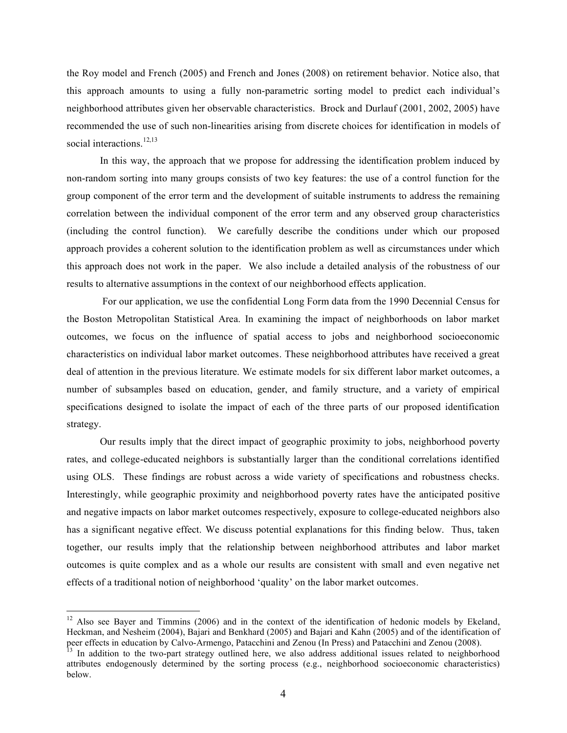the Roy model and French (2005) and French and Jones (2008) on retirement behavior. Notice also, that this approach amounts to using a fully non-parametric sorting model to predict each individual's neighborhood attributes given her observable characteristics. Brock and Durlauf (2001, 2002, 2005) have recommended the use of such non-linearities arising from discrete choices for identification in models of social interactions.[12,13]

In this way, the approach that we propose for addressing the identification problem induced by non-random sorting into many groups consists of two key features: the use of a control function for the group component of the error term and the development of suitable instruments to address the remaining correlation between the individual component of the error term and any observed group characteristics (including the control function). We carefully describe the conditions under which our proposed approach provides a coherent solution to the identification problem as well as circumstances under which this approach does not work in the paper. We also include a detailed analysis of the robustness of our results to alternative assumptions in the context of our neighborhood effects application.

For our application, we use the confidential Long Form data from the 1990 Decennial Census for the Boston Metropolitan Statistical Area. In examining the impact of neighborhoods on labor market outcomes, we focus on the influence of spatial access to jobs and neighborhood socioeconomic characteristics on individual labor market outcomes. These neighborhood attributes have received a great deal of attention in the previous literature. We estimate models for six different labor market outcomes, a number of subsamples based on education, gender, and family structure, and a variety of empirical specifications designed to isolate the impact of each of the three parts of our proposed identification strategy.

Our results imply that the direct impact of geographic proximity to jobs, neighborhood poverty rates, and college-educated neighbors is substantially larger than the conditional correlations identified using OLS. These findings are robust across a wide variety of specifications and robustness checks. Interestingly, while geographic proximity and neighborhood poverty rates have the anticipated positive and negative impacts on labor market outcomes respectively, exposure to college-educated neighbors also has a significant negative effect. We discuss potential explanations for this finding below. Thus, taken together, our results imply that the relationship between neighborhood attributes and labor market outcomes is quite complex and as a whole our results are consistent with small and even negative net effects of a traditional notion of neighborhood 'quality' on the labor market outcomes.

[12] Also see Bayer and Timmins (2006) and in the context of the identification of hedonic models by Ekeland, Heckman, and Nesheim (2004), Bajari and Benkhard (2005) and Bajari and Kahn (2005) and of the identification of peer effects in education by Calvo-Armengo, Patacchini and Zenou (In Press) and Patacchini and Zenou (2008).

[13] In addition to the two-part strategy outlined here, we also address additional issues related to neighborhood attributes endogenously determined by the sorting process (e.g., neighborhood socioeconomic characteristics) below.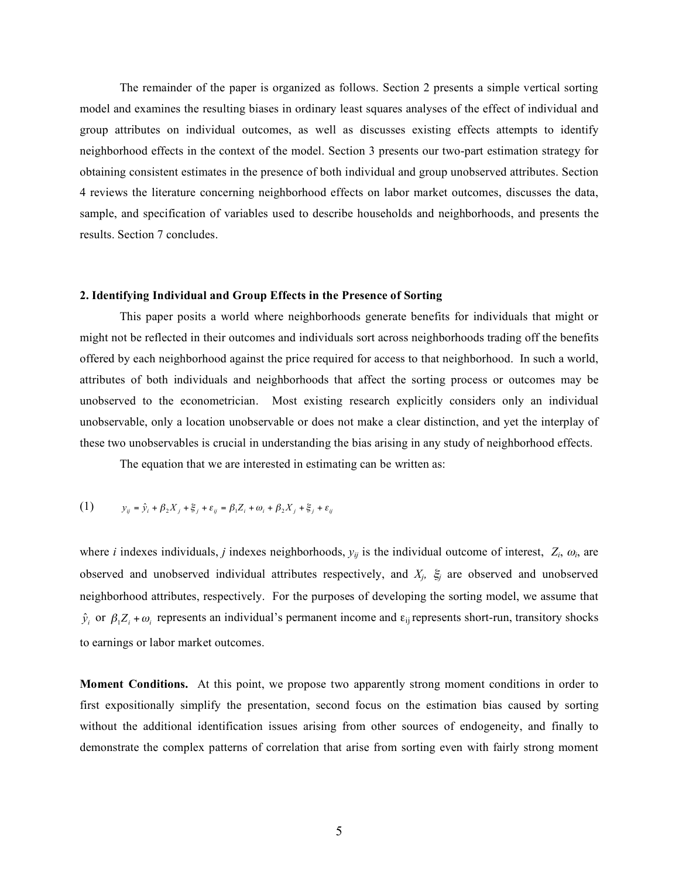The remainder of the paper is organized as follows. Section 2 presents a simple vertical sorting model and examines the resulting biases in ordinary least squares analyses of the effect of individual and group attributes on individual outcomes, as well as discusses existing effects attempts to identify neighborhood effects in the context of the model. Section 3 presents our two-part estimation strategy for obtaining consistent estimates in the presence of both individual and group unobserved attributes. Section 4 reviews the literature concerning neighborhood effects on labor market outcomes, discusses the data, sample, and specification of variables used to describe households and neighborhoods, and presents the results. Section 7 concludes.

## 2. Identifying Individual and Group Effects in the Presence of Sorting

This paper posits a world where neighborhoods generate benefits for individuals that might or might not be reflected in their outcomes and individuals sort across neighborhoods trading off the benefits offered by each neighborhood against the price required for access to that neighborhood. In such a world, attributes of both individuals and neighborhoods that affect the sorting process or outcomes may be unobserved to the econometrician. Most existing research explicitly considers only an individual unobservable, only a location unobservable or does not make a clear distinction, and yet the interplay of these two unobservables is crucial in understanding the bias arising in any study of neighborhood effects.

The equation that we are interested in estimating can be written as:

$$y_{ij} = \hat{y}_i + \beta_2 X_j + \xi_j + \varepsilon_{ij} = \beta_1 Z_i + \omega_i + \beta_2 X_j + \xi_j + \varepsilon_{ij} \tag{1}$$

where $i$ indexes individuals, $j$ indexes neighborhoods, $y_{ij}$ is the individual outcome of interest, $Z_i$, $\omega_i$, are observed and unobserved individual attributes respectively, and $X_j$, $\xi_j$ are observed and unobserved neighborhood attributes, respectively. For the purposes of developing the sorting model, we assume that $\hat{y}_i$ or $\beta_1 Z_i + \omega_i$ represents an individual's permanent income and $\varepsilon_{ij}$ represents short-run, transitory shocks to earnings or labor market outcomes.

**Moment Conditions.** At this point, we propose two apparently strong moment conditions in order to first expositionally simplify the presentation, second focus on the estimation bias caused by sorting without the additional identification issues arising from other sources of endogeneity, and finally to demonstrate the complex patterns of correlation that arise from sorting even with fairly strong moment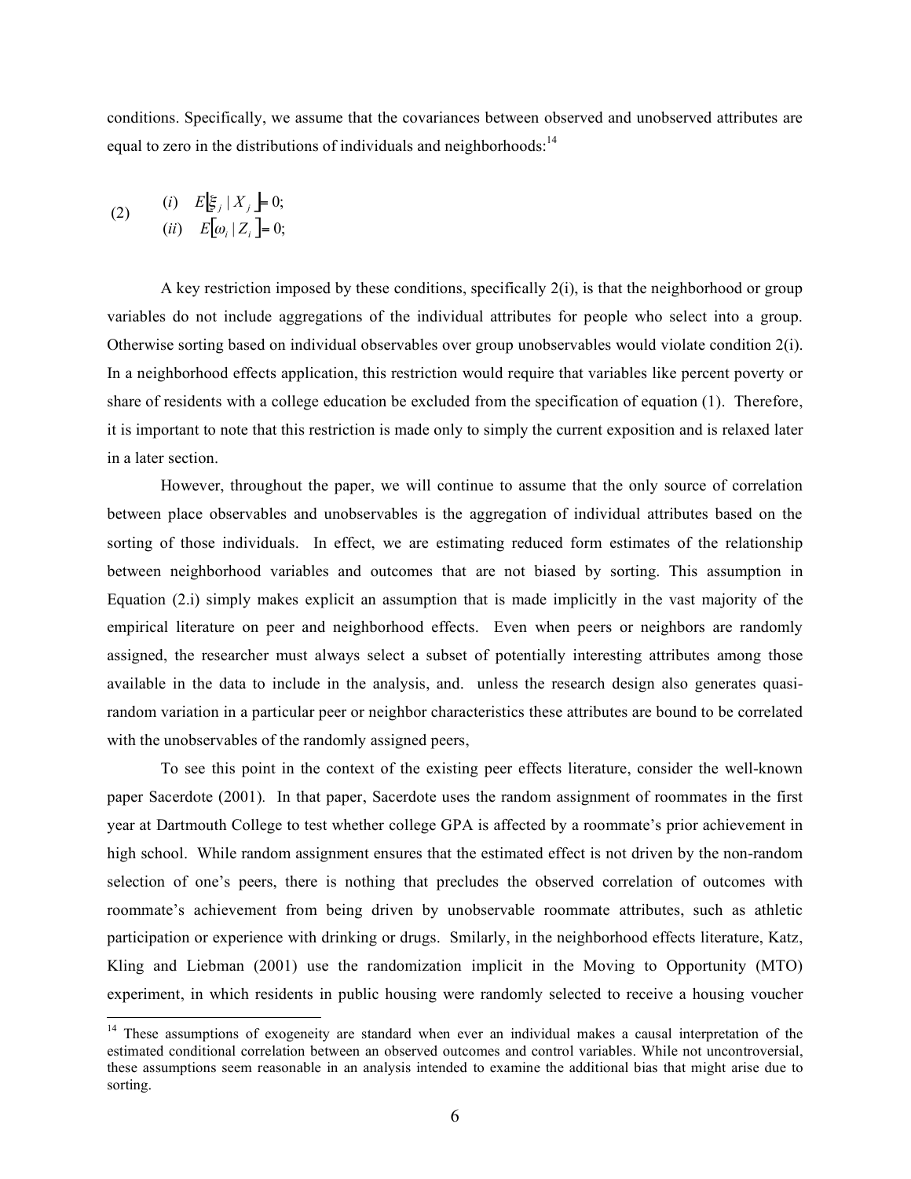conditions. Specifically, we assume that the covariances between observed and unobserved attributes are equal to zero in the distributions of individuals and neighborhoods:[14]

$$
(2) \qquad \begin{aligned} &(i) \quad E\left[\xi_j \mid X_j\right] = 0; \\ &(ii) \quad E\left[\omega_i \mid Z_i\right] = 0; \end{aligned}
$$

A key restriction imposed by these conditions, specifically 2(i), is that the neighborhood or group variables do not include aggregations of the individual attributes for people who select into a group. Otherwise sorting based on individual observables over group unobservables would violate condition 2(i). In a neighborhood effects application, this restriction would require that variables like percent poverty or share of residents with a college education be excluded from the specification of equation (1). Therefore, it is important to note that this restriction is made only to simply the current exposition and is relaxed later in a later section.

However, throughout the paper, we will continue to assume that the only source of correlation between place observables and unobservables is the aggregation of individual attributes based on the sorting of those individuals. In effect, we are estimating reduced form estimates of the relationship between neighborhood variables and outcomes that are not biased by sorting. This assumption in Equation (2.i) simply makes explicit an assumption that is made implicitly in the vast majority of the empirical literature on peer and neighborhood effects. Even when peers or neighbors are randomly assigned, the researcher must always select a subset of potentially interesting attributes among those available in the data to include in the analysis, and. unless the research design also generates quasi-random variation in a particular peer or neighbor characteristics these attributes are bound to be correlated with the unobservables of the randomly assigned peers,

To see this point in the context of the existing peer effects literature, consider the well-known paper Sacerdote (2001). In that paper, Sacerdote uses the random assignment of roommates in the first year at Dartmouth College to test whether college GPA is affected by a roommate's prior achievement in high school. While random assignment ensures that the estimated effect is not driven by the non-random selection of one's peers, there is nothing that precludes the observed correlation of outcomes with roommate's achievement from being driven by unobservable roommate attributes, such as athletic participation or experience with drinking or drugs. Smilarly, in the neighborhood effects literature, Katz, Kling and Liebman (2001) use the randomization implicit in the Moving to Opportunity (MTO) experiment, in which residents in public housing were randomly selected to receive a housing voucher

[14] These assumptions of exogeneity are standard when ever an individual makes a causal interpretation of the estimated conditional correlation between an observed outcomes and control variables. While not uncontroversial, these assumptions seem reasonable in an analysis intended to examine the additional bias that might arise due to sorting.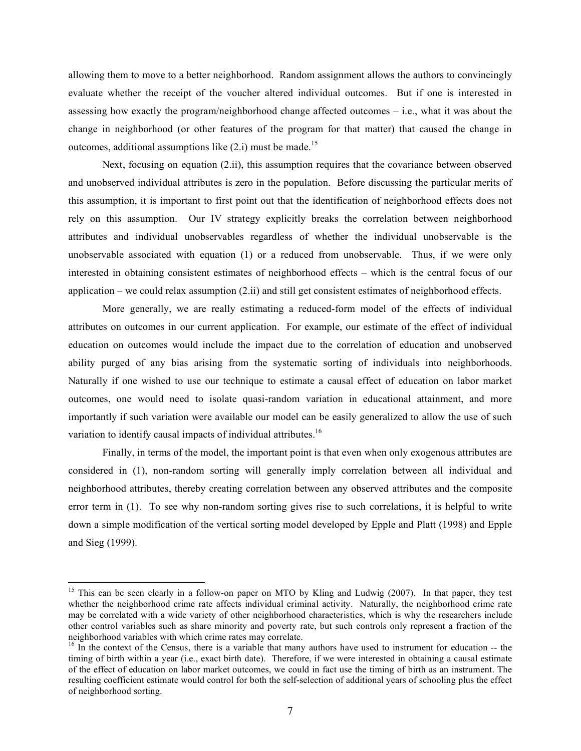allowing them to move to a better neighborhood. Random assignment allows the authors to convincingly evaluate whether the receipt of the voucher altered individual outcomes. But if one is interested in assessing how exactly the program/neighborhood change affected outcomes – i.e., what it was about the change in neighborhood (or other features of the program for that matter) that caused the change in outcomes, additional assumptions like (2.i) must be made.[15]

Next, focusing on equation (2.ii), this assumption requires that the covariance between observed and unobserved individual attributes is zero in the population. Before discussing the particular merits of this assumption, it is important to first point out that the identification of neighborhood effects does not rely on this assumption. Our IV strategy explicitly breaks the correlation between neighborhood attributes and individual unobservables regardless of whether the individual unobservable is the unobservable associated with equation (1) or a reduced from unobservable. Thus, if we were only interested in obtaining consistent estimates of neighborhood effects – which is the central focus of our application – we could relax assumption (2.ii) and still get consistent estimates of neighborhood effects.

More generally, we are really estimating a reduced-form model of the effects of individual attributes on outcomes in our current application. For example, our estimate of the effect of individual education on outcomes would include the impact due to the correlation of education and unobserved ability purged of any bias arising from the systematic sorting of individuals into neighborhoods. Naturally if one wished to use our technique to estimate a causal effect of education on labor market outcomes, one would need to isolate quasi-random variation in educational attainment, and more importantly if such variation were available our model can be easily generalized to allow the use of such variation to identify causal impacts of individual attributes.[16]

Finally, in terms of the model, the important point is that even when only exogenous attributes are considered in (1), non-random sorting will generally imply correlation between all individual and neighborhood attributes, thereby creating correlation between any observed attributes and the composite error term in (1). To see why non-random sorting gives rise to such correlations, it is helpful to write down a simple modification of the vertical sorting model developed by Epple and Platt (1998) and Epple and Sieg (1999).

---

[15] This can be seen clearly in a follow-on paper on MTO by Kling and Ludwig (2007). In that paper, they test whether the neighborhood crime rate affects individual criminal activity. Naturally, the neighborhood crime rate may be correlated with a wide variety of other neighborhood characteristics, which is why the researchers include other control variables such as share minority and poverty rate, but such controls only represent a fraction of the neighborhood variables with which crime rates may correlate.

[16] In the context of the Census, there is a variable that many authors have used to instrument for education -- the timing of birth within a year (i.e., exact birth date). Therefore, if we were interested in obtaining a causal estimate of the effect of education on labor market outcomes, we could in fact use the timing of birth as an instrument. The resulting coefficient estimate would control for both the self-selection of additional years of schooling plus the effect of neighborhood sorting.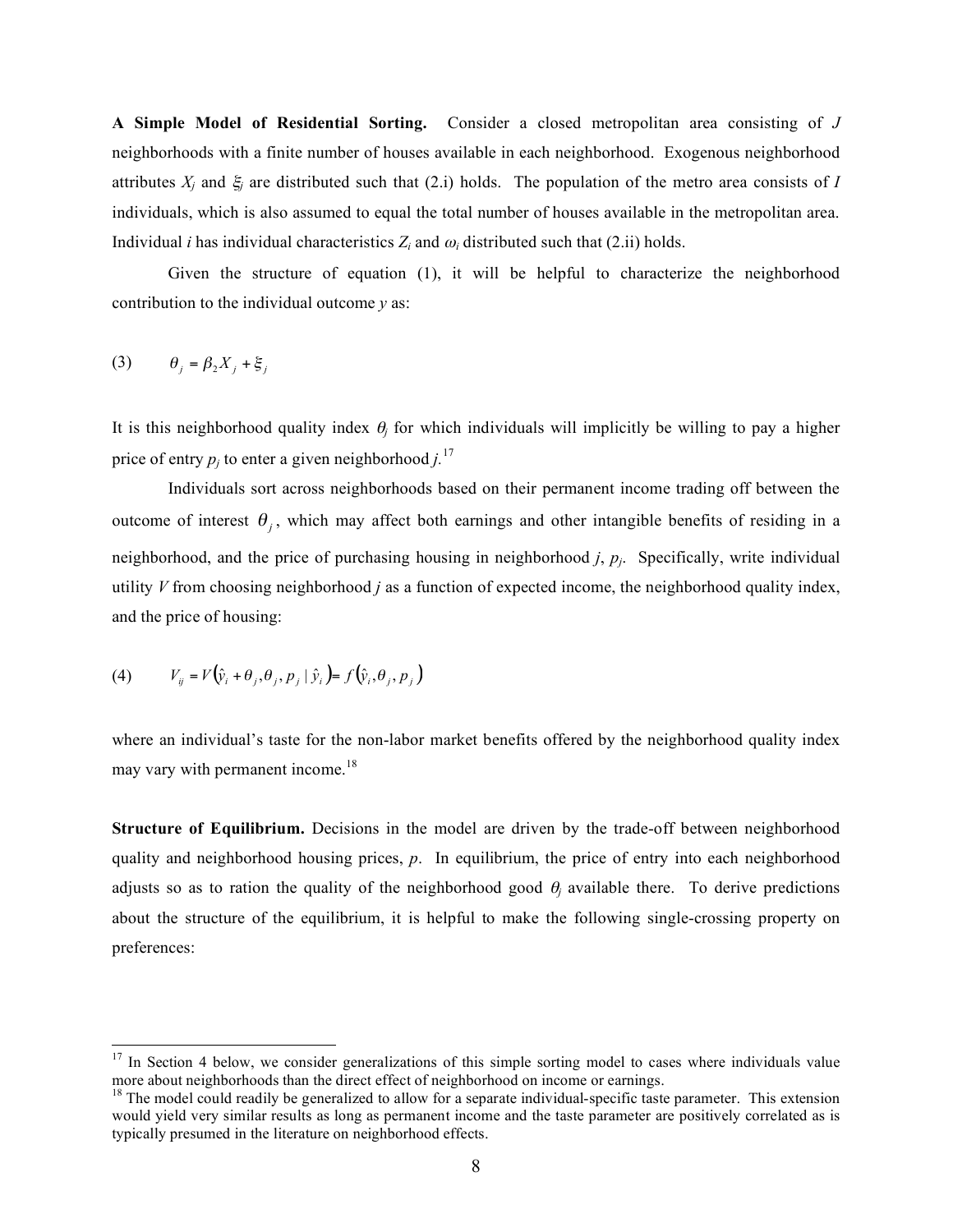**A Simple Model of Residential Sorting.** Consider a closed metropolitan area consisting of $J$ neighborhoods with a finite number of houses available in each neighborhood. Exogenous neighborhood attributes $X_j$ and $\xi_j$ are distributed such that (2.i) holds. The population of the metro area consists of $I$ individuals, which is also assumed to equal the total number of houses available in the metropolitan area. Individual $i$ has individual characteristics $Z_i$ and $\omega_i$ distributed such that (2.ii) holds.

Given the structure of equation (1), it will be helpful to characterize the neighborhood contribution to the individual outcome $y$ as:

$$\theta_j = \beta_2 X_j + \xi_j \tag{3}$$

It is this neighborhood quality index $\theta_j$ for which individuals will implicitly be willing to pay a higher price of entry $p_j$ to enter a given neighborhood $j$.[17]

Individuals sort across neighborhoods based on their permanent income trading off between the outcome of interest $\theta_j$, which may affect both earnings and other intangible benefits of residing in a neighborhood, and the price of purchasing housing in neighborhood $j$, $p_j$. Specifically, write individual utility $V$ from choosing neighborhood $j$ as a function of expected income, the neighborhood quality index, and the price of housing:

$$V_{ij} = V\left(\hat{y}_i + \theta_j, \theta_j, p_j \mid \hat{y}_i\right) = f\left(\hat{y}_i, \theta_j, p_j\right) \tag{4}$$

where an individual's taste for the non-labor market benefits offered by the neighborhood quality index may vary with permanent income.[18]

**Structure of Equilibrium.** Decisions in the model are driven by the trade-off between neighborhood quality and neighborhood housing prices, $p$. In equilibrium, the price of entry into each neighborhood adjusts so as to ration the quality of the neighborhood good $\theta_j$ available there. To derive predictions about the structure of the equilibrium, it is helpful to make the following single-crossing property on preferences:

---

[17] In Section 4 below, we consider generalizations of this simple sorting model to cases where individuals value more about neighborhoods than the direct effect of neighborhood on income or earnings.

[18] The model could readily be generalized to allow for a separate individual-specific taste parameter. This extension would yield very similar results as long as permanent income and the taste parameter are positively correlated as is typically presumed in the literature on neighborhood effects.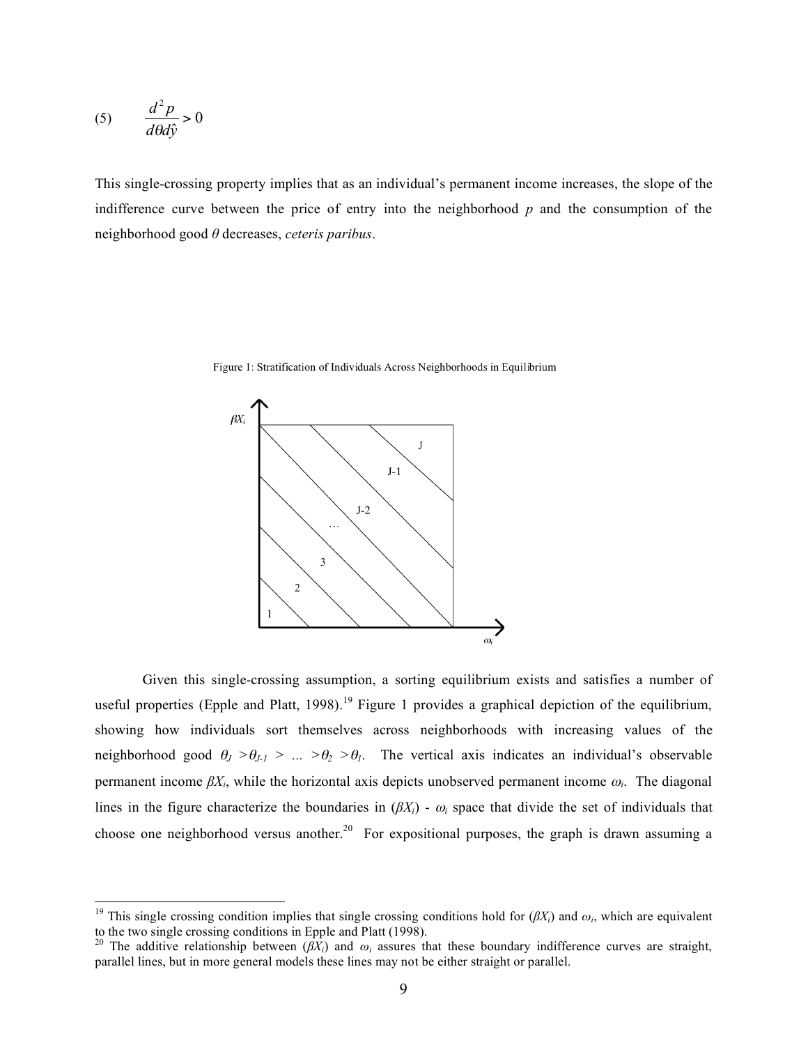$$(5) \qquad \frac{d^2 p}{d\theta d\hat{y}} > 0$$

This single-crossing property implies that as an individual's permanent income increases, the slope of the indifference curve between the price of entry into the neighborhood $p$ and the consumption of the neighborhood good $\theta$ decreases, *ceteris paribus*.

Figure 1: Stratification of Individuals Across Neighborhoods in Equilibrium

Given this single-crossing assumption, a sorting equilibrium exists and satisfies a number of useful properties (Epple and Platt, 1998).[19] Figure 1 provides a graphical depiction of the equilibrium, showing how individuals sort themselves across neighborhoods with increasing values of the neighborhood good $\theta_J > \theta_{J-1} > \ldots > \theta_2 > \theta_1$. The vertical axis indicates an individual's observable permanent income $\beta X_i$, while the horizontal axis depicts unobserved permanent income $\omega_i$. The diagonal lines in the figure characterize the boundaries in $(\beta X_i)$ - $\omega_i$ space that divide the set of individuals that choose one neighborhood versus another.[20] For expositional purposes, the graph is drawn assuming a

[19] This single crossing condition implies that single crossing conditions hold for $(\beta X_i)$ and $\omega_i$, which are equivalent to the two single crossing conditions in Epple and Platt (1998).

[20] The additive relationship between $(\beta X_i)$ and $\omega_i$ assures that these boundary indifference curves are straight, parallel lines, but in more general models these lines may not be either straight or parallel.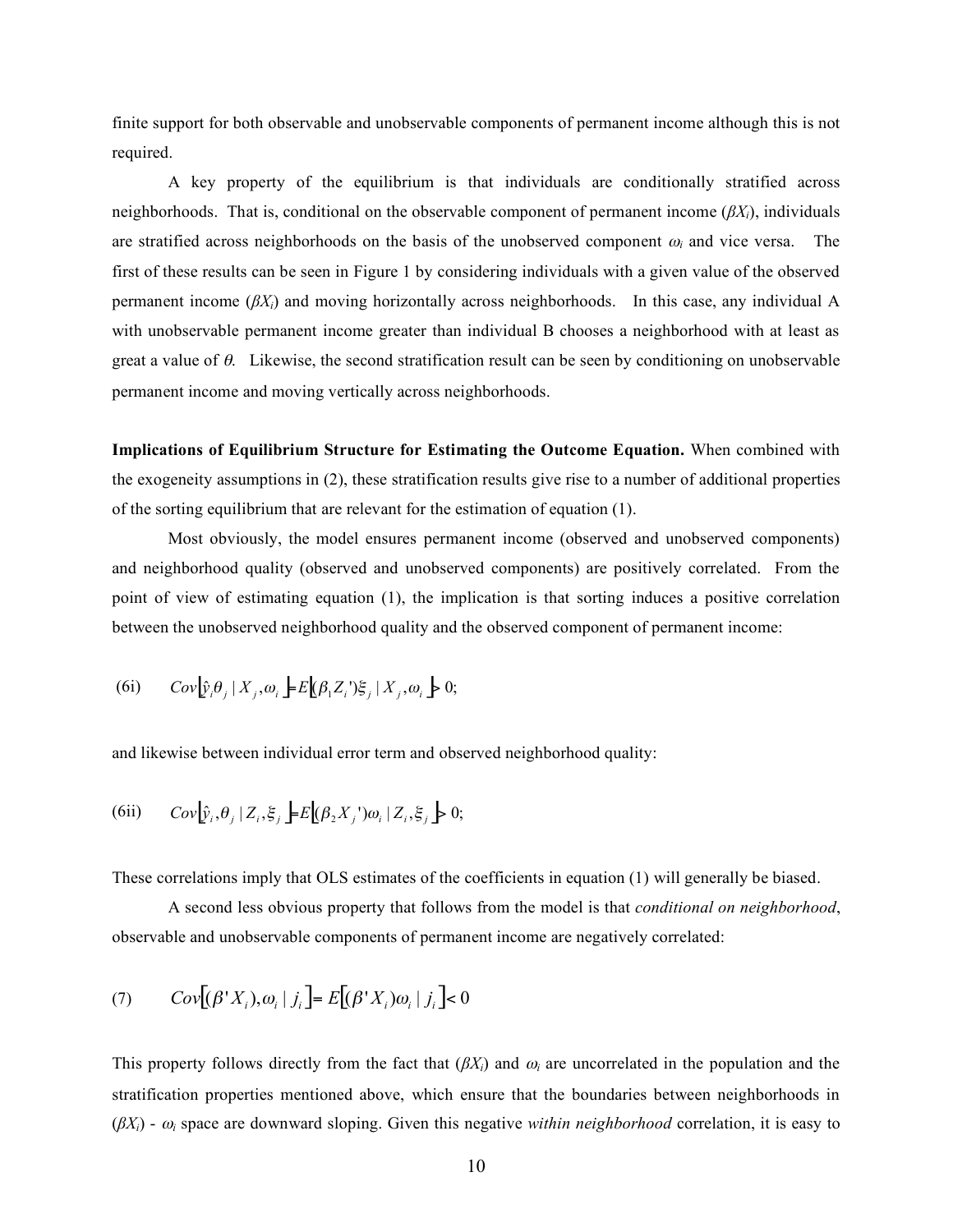finite support for both observable and unobservable components of permanent income although this is not required.

A key property of the equilibrium is that individuals are conditionally stratified across neighborhoods. That is, conditional on the observable component of permanent income ($\beta X_i$), individuals are stratified across neighborhoods on the basis of the unobserved component $\omega_i$ and vice versa. The first of these results can be seen in Figure 1 by considering individuals with a given value of the observed permanent income ($\beta X_i$) and moving horizontally across neighborhoods. In this case, any individual A with unobservable permanent income greater than individual B chooses a neighborhood with at least as great a value of $\theta$. Likewise, the second stratification result can be seen by conditioning on unobservable permanent income and moving vertically across neighborhoods.

**Implications of Equilibrium Structure for Estimating the Outcome Equation.** When combined with the exogeneity assumptions in (2), these stratification results give rise to a number of additional properties of the sorting equilibrium that are relevant for the estimation of equation (1).

Most obviously, the model ensures permanent income (observed and unobserved components) and neighborhood quality (observed and unobserved components) are positively correlated. From the point of view of estimating equation (1), the implication is that sorting induces a positive correlation between the unobserved neighborhood quality and the observed component of permanent income:

$$\text{(6i)} \qquad Cov\left[\hat{y}_i \theta_j \mid X_j, \omega_i\right] = E\left[(\beta_1 Z_i')\xi_j \mid X_j, \omega_i\right] > 0;$$

and likewise between individual error term and observed neighborhood quality:

$$\text{(6ii)} \qquad Cov\left[\hat{y}_i, \theta_j \mid Z_i, \xi_j\right] = E\left[(\beta_2 X_j')\omega_i \mid Z_i, \xi_j\right] > 0;$$

These correlations imply that OLS estimates of the coefficients in equation (1) will generally be biased.

A second less obvious property that follows from the model is that *conditional on neighborhood*, observable and unobservable components of permanent income are negatively correlated:

$$\text{(7)} \qquad Cov\left[(\beta' X_i), \omega_i \mid j_i\right] = E\left[(\beta' X_i)\omega_i \mid j_i\right] < 0$$

This property follows directly from the fact that ($\beta X_i$) and $\omega_i$ are uncorrelated in the population and the stratification properties mentioned above, which ensure that the boundaries between neighborhoods in ($\beta X_i$) - $\omega_i$ space are downward sloping. Given this negative *within neighborhood* correlation, it is easy to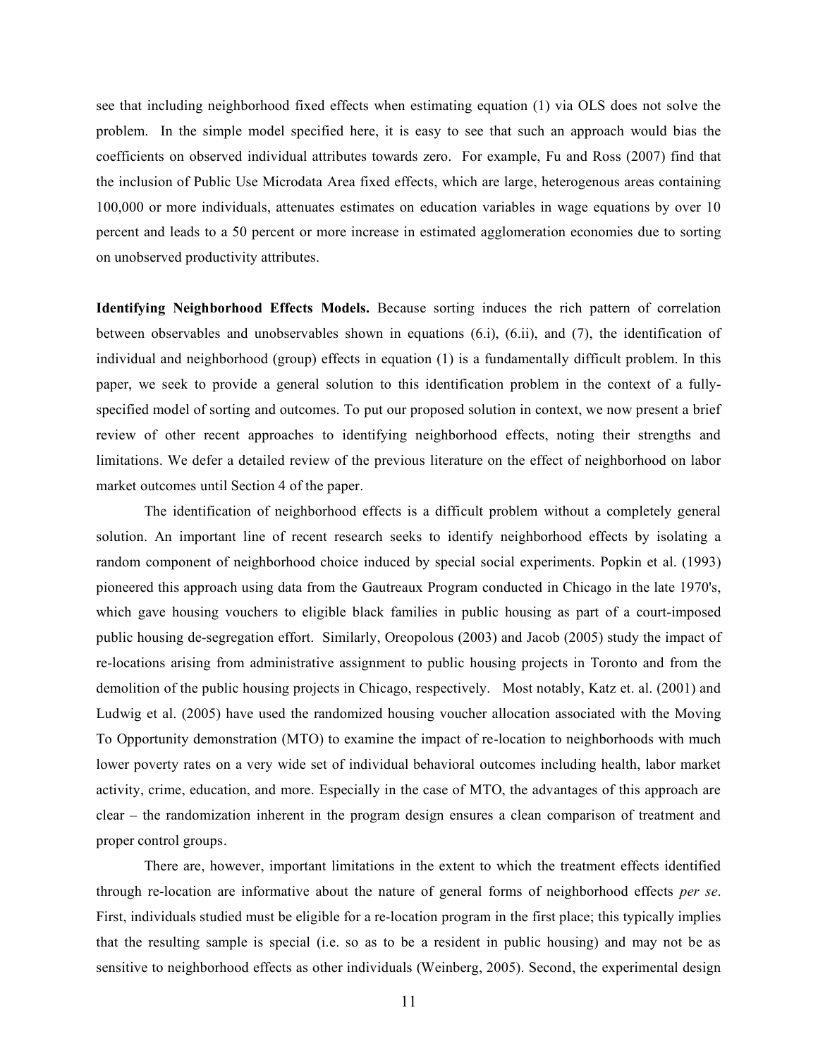see that including neighborhood fixed effects when estimating equation (1) via OLS does not solve the problem. In the simple model specified here, it is easy to see that such an approach would bias the coefficients on observed individual attributes towards zero. For example, Fu and Ross (2007) find that the inclusion of Public Use Microdata Area fixed effects, which are large, heterogenous areas containing 100,000 or more individuals, attenuates estimates on education variables in wage equations by over 10 percent and leads to a 50 percent or more increase in estimated agglomeration economies due to sorting on unobserved productivity attributes.

**Identifying Neighborhood Effects Models.** Because sorting induces the rich pattern of correlation between observables and unobservables shown in equations (6.i), (6.ii), and (7), the identification of individual and neighborhood (group) effects in equation (1) is a fundamentally difficult problem. In this paper, we seek to provide a general solution to this identification problem in the context of a fully-specified model of sorting and outcomes. To put our proposed solution in context, we now present a brief review of other recent approaches to identifying neighborhood effects, noting their strengths and limitations. We defer a detailed review of the previous literature on the effect of neighborhood on labor market outcomes until Section 4 of the paper.

The identification of neighborhood effects is a difficult problem without a completely general solution. An important line of recent research seeks to identify neighborhood effects by isolating a random component of neighborhood choice induced by special social experiments. Popkin et al. (1993) pioneered this approach using data from the Gautreaux Program conducted in Chicago in the late 1970's, which gave housing vouchers to eligible black families in public housing as part of a court-imposed public housing de-segregation effort. Similarly, Oreopolous (2003) and Jacob (2005) study the impact of re-locations arising from administrative assignment to public housing projects in Toronto and from the demolition of the public housing projects in Chicago, respectively. Most notably, Katz et. al. (2001) and Ludwig et al. (2005) have used the randomized housing voucher allocation associated with the Moving To Opportunity demonstration (MTO) to examine the impact of re-location to neighborhoods with much lower poverty rates on a very wide set of individual behavioral outcomes including health, labor market activity, crime, education, and more. Especially in the case of MTO, the advantages of this approach are clear – the randomization inherent in the program design ensures a clean comparison of treatment and proper control groups.

There are, however, important limitations in the extent to which the treatment effects identified through re-location are informative about the nature of general forms of neighborhood effects *per se*. First, individuals studied must be eligible for a re-location program in the first place; this typically implies that the resulting sample is special (i.e. so as to be a resident in public housing) and may not be as sensitive to neighborhood effects as other individuals (Weinberg, 2005). Second, the experimental design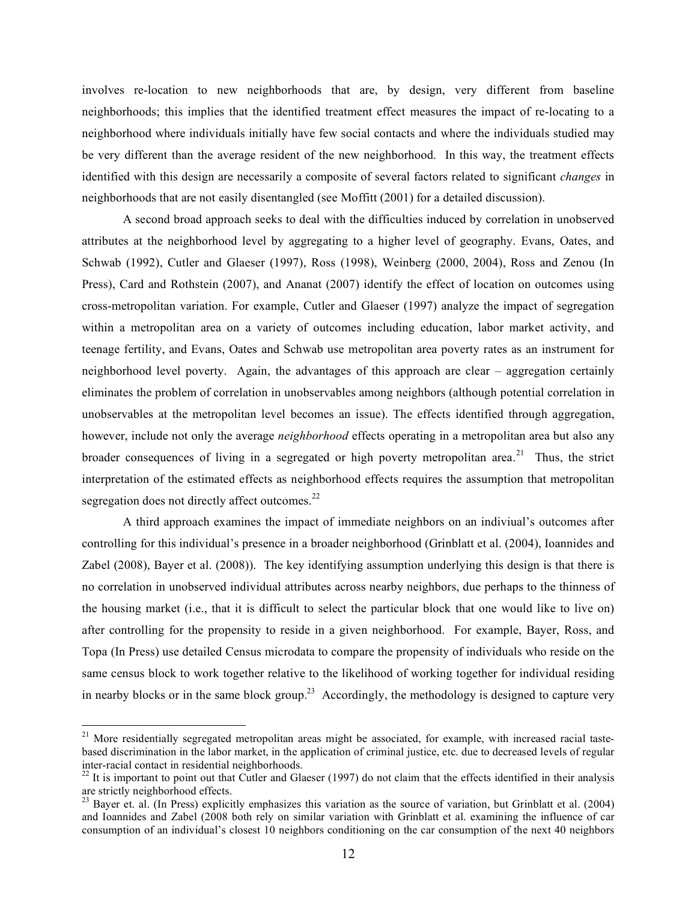involves re-location to new neighborhoods that are, by design, very different from baseline neighborhoods; this implies that the identified treatment effect measures the impact of re-locating to a neighborhood where individuals initially have few social contacts and where the individuals studied may be very different than the average resident of the new neighborhood. In this way, the treatment effects identified with this design are necessarily a composite of several factors related to significant *changes* in neighborhoods that are not easily disentangled (see Moffitt (2001) for a detailed discussion).

A second broad approach seeks to deal with the difficulties induced by correlation in unobserved attributes at the neighborhood level by aggregating to a higher level of geography. Evans, Oates, and Schwab (1992), Cutler and Glaeser (1997), Ross (1998), Weinberg (2000, 2004), Ross and Zenou (In Press), Card and Rothstein (2007), and Ananat (2007) identify the effect of location on outcomes using cross-metropolitan variation. For example, Cutler and Glaeser (1997) analyze the impact of segregation within a metropolitan area on a variety of outcomes including education, labor market activity, and teenage fertility, and Evans, Oates and Schwab use metropolitan area poverty rates as an instrument for neighborhood level poverty. Again, the advantages of this approach are clear – aggregation certainly eliminates the problem of correlation in unobservables among neighbors (although potential correlation in unobservables at the metropolitan level becomes an issue). The effects identified through aggregation, however, include not only the average *neighborhood* effects operating in a metropolitan area but also any broader consequences of living in a segregated or high poverty metropolitan area.[21] Thus, the strict interpretation of the estimated effects as neighborhood effects requires the assumption that metropolitan segregation does not directly affect outcomes.[22]

A third approach examines the impact of immediate neighbors on an indiviual's outcomes after controlling for this individual's presence in a broader neighborhood (Grinblatt et al. (2004), Ioannides and Zabel (2008), Bayer et al. (2008)). The key identifying assumption underlying this design is that there is no correlation in unobserved individual attributes across nearby neighbors, due perhaps to the thinness of the housing market (i.e., that it is difficult to select the particular block that one would like to live on) after controlling for the propensity to reside in a given neighborhood. For example, Bayer, Ross, and Topa (In Press) use detailed Census microdata to compare the propensity of individuals who reside on the same census block to work together relative to the likelihood of working together for individual residing in nearby blocks or in the same block group.[23] Accordingly, the methodology is designed to capture very

---

[21] More residentially segregated metropolitan areas might be associated, for example, with increased racial taste-based discrimination in the labor market, in the application of criminal justice, etc. due to decreased levels of regular inter-racial contact in residential neighborhoods.

[22] It is important to point out that Cutler and Glaeser (1997) do not claim that the effects identified in their analysis are strictly neighborhood effects.

[23] Bayer et. al. (In Press) explicitly emphasizes this variation as the source of variation, but Grinblatt et al. (2004) and Ioannides and Zabel (2008 both rely on similar variation with Grinblatt et al. examining the influence of car consumption of an individual's closest 10 neighbors conditioning on the car consumption of the next 40 neighbors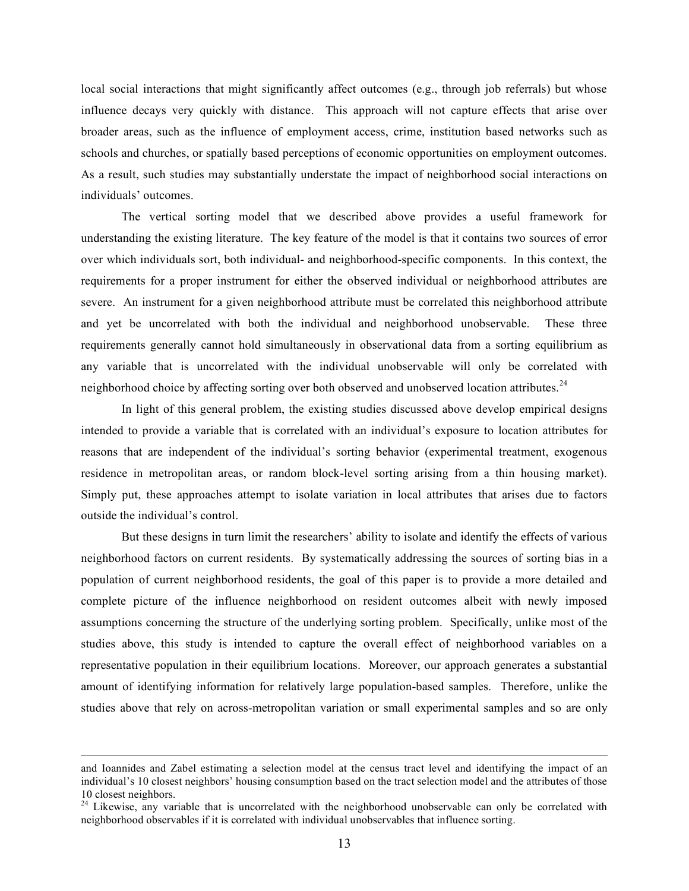local social interactions that might significantly affect outcomes (e.g., through job referrals) but whose influence decays very quickly with distance. This approach will not capture effects that arise over broader areas, such as the influence of employment access, crime, institution based networks such as schools and churches, or spatially based perceptions of economic opportunities on employment outcomes. As a result, such studies may substantially understate the impact of neighborhood social interactions on individuals' outcomes.

The vertical sorting model that we described above provides a useful framework for understanding the existing literature. The key feature of the model is that it contains two sources of error over which individuals sort, both individual- and neighborhood-specific components. In this context, the requirements for a proper instrument for either the observed individual or neighborhood attributes are severe. An instrument for a given neighborhood attribute must be correlated this neighborhood attribute and yet be uncorrelated with both the individual and neighborhood unobservable. These three requirements generally cannot hold simultaneously in observational data from a sorting equilibrium as any variable that is uncorrelated with the individual unobservable will only be correlated with neighborhood choice by affecting sorting over both observed and unobserved location attributes.[24]

In light of this general problem, the existing studies discussed above develop empirical designs intended to provide a variable that is correlated with an individual's exposure to location attributes for reasons that are independent of the individual's sorting behavior (experimental treatment, exogenous residence in metropolitan areas, or random block-level sorting arising from a thin housing market). Simply put, these approaches attempt to isolate variation in local attributes that arises due to factors outside the individual's control.

But these designs in turn limit the researchers' ability to isolate and identify the effects of various neighborhood factors on current residents. By systematically addressing the sources of sorting bias in a population of current neighborhood residents, the goal of this paper is to provide a more detailed and complete picture of the influence neighborhood on resident outcomes albeit with newly imposed assumptions concerning the structure of the underlying sorting problem. Specifically, unlike most of the studies above, this study is intended to capture the overall effect of neighborhood variables on a representative population in their equilibrium locations. Moreover, our approach generates a substantial amount of identifying information for relatively large population-based samples. Therefore, unlike the studies above that rely on across-metropolitan variation or small experimental samples and so are only

---

and Ioannides and Zabel estimating a selection model at the census tract level and identifying the impact of an individual's 10 closest neighbors' housing consumption based on the tract selection model and the attributes of those 10 closest neighbors.

[24] Likewise, any variable that is uncorrelated with the neighborhood unobservable can only be correlated with neighborhood observables if it is correlated with individual unobservables that influence sorting.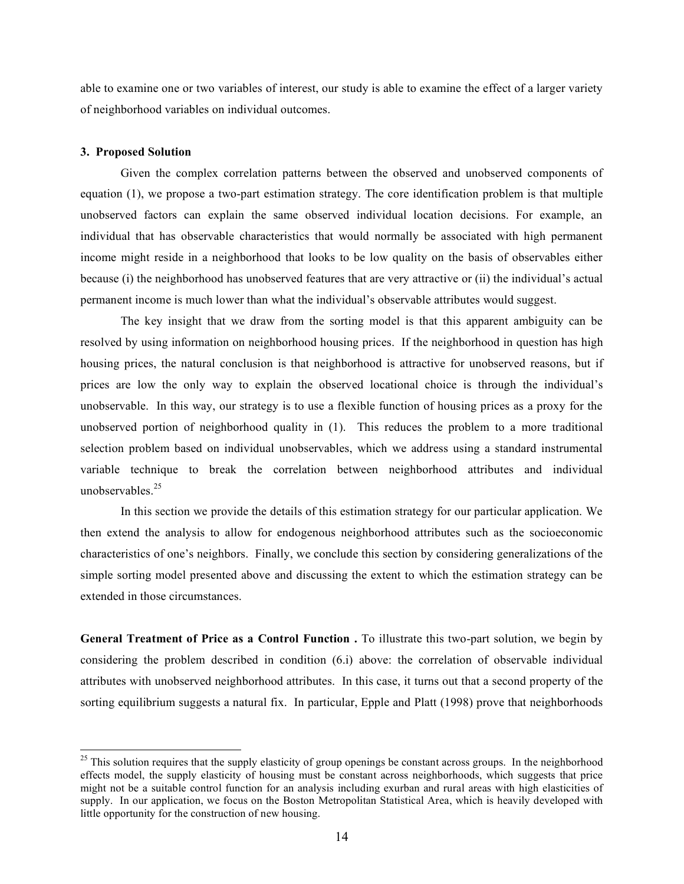able to examine one or two variables of interest, our study is able to examine the effect of a larger variety of neighborhood variables on individual outcomes.

### 3. Proposed Solution

Given the complex correlation patterns between the observed and unobserved components of equation (1), we propose a two-part estimation strategy. The core identification problem is that multiple unobserved factors can explain the same observed individual location decisions. For example, an individual that has observable characteristics that would normally be associated with high permanent income might reside in a neighborhood that looks to be low quality on the basis of observables either because (i) the neighborhood has unobserved features that are very attractive or (ii) the individual's actual permanent income is much lower than what the individual's observable attributes would suggest.

The key insight that we draw from the sorting model is that this apparent ambiguity can be resolved by using information on neighborhood housing prices. If the neighborhood in question has high housing prices, the natural conclusion is that neighborhood is attractive for unobserved reasons, but if prices are low the only way to explain the observed locational choice is through the individual's unobservable. In this way, our strategy is to use a flexible function of housing prices as a proxy for the unobserved portion of neighborhood quality in (1). This reduces the problem to a more traditional selection problem based on individual unobservables, which we address using a standard instrumental variable technique to break the correlation between neighborhood attributes and individual unobservables.[25]

In this section we provide the details of this estimation strategy for our particular application. We then extend the analysis to allow for endogenous neighborhood attributes such as the socioeconomic characteristics of one's neighbors. Finally, we conclude this section by considering generalizations of the simple sorting model presented above and discussing the extent to which the estimation strategy can be extended in those circumstances.

**General Treatment of Price as a Control Function .** To illustrate this two-part solution, we begin by considering the problem described in condition (6.i) above: the correlation of observable individual attributes with unobserved neighborhood attributes. In this case, it turns out that a second property of the sorting equilibrium suggests a natural fix. In particular, Epple and Platt (1998) prove that neighborhoods

[25] This solution requires that the supply elasticity of group openings be constant across groups. In the neighborhood effects model, the supply elasticity of housing must be constant across neighborhoods, which suggests that price might not be a suitable control function for an analysis including exurban and rural areas with high elasticities of supply. In our application, we focus on the Boston Metropolitan Statistical Area, which is heavily developed with little opportunity for the construction of new housing.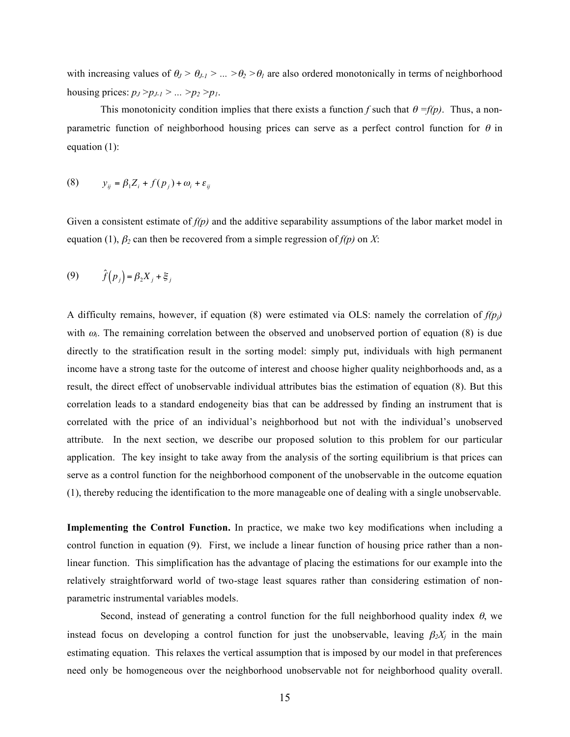with increasing values of $\theta_J > \theta_{J-1} > \ldots > \theta_2 > \theta_1$ are also ordered monotonically in terms of neighborhood housing prices: $p_J > p_{J-1} > \ldots > p_2 > p_1$.

This monotonicity condition implies that there exists a function $f$ such that $\theta = f(p)$. Thus, a non-parametric function of neighborhood housing prices can serve as a perfect control function for $\theta$ in equation (1):

$$(8) \qquad y_{ij} = \beta_1 Z_i + f(p_j) + \omega_i + \varepsilon_{ij}$$

Given a consistent estimate of $f(p)$ and the additive separability assumptions of the labor market model in equation (1), $\beta_2$ can then be recovered from a simple regression of $f(p)$ on $X$:

$$(9) \qquad \hat{f}(p_j) = \beta_2 X_j + \xi_j$$

A difficulty remains, however, if equation (8) were estimated via OLS: namely the correlation of $f(p_j)$ with $\omega_i$. The remaining correlation between the observed and unobserved portion of equation (8) is due directly to the stratification result in the sorting model: simply put, individuals with high permanent income have a strong taste for the outcome of interest and choose higher quality neighborhoods and, as a result, the direct effect of unobservable individual attributes bias the estimation of equation (8). But this correlation leads to a standard endogeneity bias that can be addressed by finding an instrument that is correlated with the price of an individual's neighborhood but not with the individual's unobserved attribute. In the next section, we describe our proposed solution to this problem for our particular application. The key insight to take away from the analysis of the sorting equilibrium is that prices can serve as a control function for the neighborhood component of the unobservable in the outcome equation (1), thereby reducing the identification to the more manageable one of dealing with a single unobservable.

**Implementing the Control Function.** In practice, we make two key modifications when including a control function in equation (9). First, we include a linear function of housing price rather than a non-linear function. This simplification has the advantage of placing the estimations for our example into the relatively straightforward world of two-stage least squares rather than considering estimation of non-parametric instrumental variables models.

Second, instead of generating a control function for the full neighborhood quality index $\theta$, we instead focus on developing a control function for just the unobservable, leaving $\beta_2 X_j$ in the main estimating equation. This relaxes the vertical assumption that is imposed by our model in that preferences need only be homogeneous over the neighborhood unobservable not for neighborhood quality overall.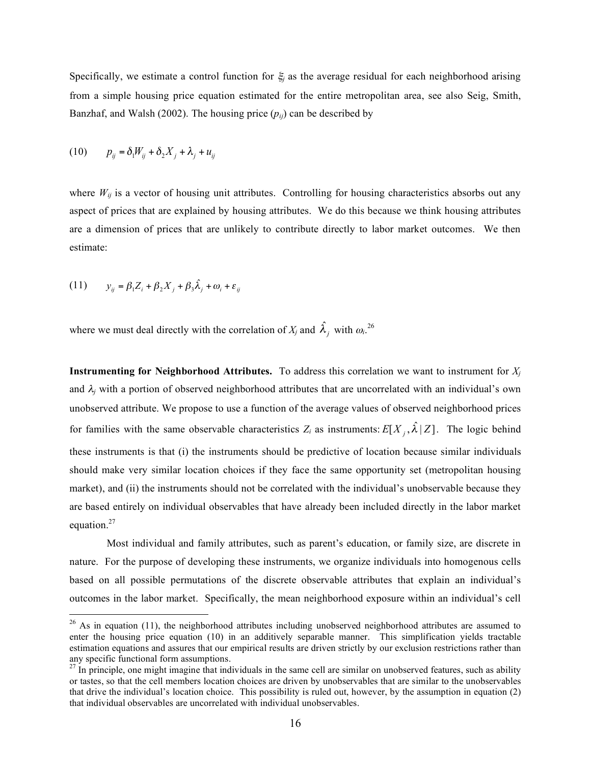Specifically, we estimate a control function for $\xi_j$ as the average residual for each neighborhood arising from a simple housing price equation estimated for the entire metropolitan area, see also Seig, Smith, Banzhaf, and Walsh (2002). The housing price ($p_{ij}$) can be described by

$$(10) \qquad p_{ij} = \delta_1 W_{ij} + \delta_2 X_j + \lambda_j + u_{ij}$$

where $W_{ij}$ is a vector of housing unit attributes. Controlling for housing characteristics absorbs out any aspect of prices that are explained by housing attributes. We do this because we think housing attributes are a dimension of prices that are unlikely to contribute directly to labor market outcomes. We then estimate:

$$(11) \qquad y_{ij} = \beta_1 Z_i + \beta_2 X_j + \beta_3 \hat{\lambda}_j + \omega_i + \varepsilon_{ij}$$

where we must deal directly with the correlation of $X_j$ and $\hat{\lambda}_j$ with $\omega_i$.[26]

**Instrumenting for Neighborhood Attributes.** To address this correlation we want to instrument for $X_j$ and $\lambda_j$ with a portion of observed neighborhood attributes that are uncorrelated with an individual's own unobserved attribute. We propose to use a function of the average values of observed neighborhood prices for families with the same observable characteristics $Z_i$ as instruments: $E[X_j, \hat{\lambda} \mid Z]$. The logic behind these instruments is that (i) the instruments should be predictive of location because similar individuals should make very similar location choices if they face the same opportunity set (metropolitan housing market), and (ii) the instruments should not be correlated with the individual's unobservable because they are based entirely on individual observables that have already been included directly in the labor market equation.[27]

Most individual and family attributes, such as parent's education, or family size, are discrete in nature. For the purpose of developing these instruments, we organize individuals into homogenous cells based on all possible permutations of the discrete observable attributes that explain an individual's outcomes in the labor market. Specifically, the mean neighborhood exposure within an individual's cell

---

[26] As in equation (11), the neighborhood attributes including unobserved neighborhood attributes are assumed to enter the housing price equation (10) in an additively separable manner. This simplification yields tractable estimation equations and assures that our empirical results are driven strictly by our exclusion restrictions rather than any specific functional form assumptions.

[27] In principle, one might imagine that individuals in the same cell are similar on unobserved features, such as ability or tastes, so that the cell members location choices are driven by unobservables that are similar to the unobservables that drive the individual's location choice. This possibility is ruled out, however, by the assumption in equation (2) that individual observables are uncorrelated with individual unobservables.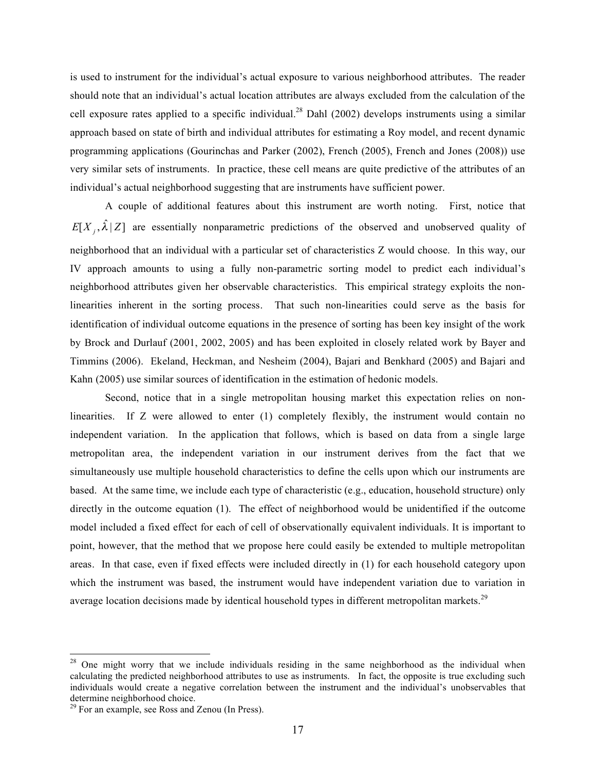is used to instrument for the individual's actual exposure to various neighborhood attributes. The reader should note that an individual's actual location attributes are always excluded from the calculation of the cell exposure rates applied to a specific individual.[28] Dahl (2002) develops instruments using a similar approach based on state of birth and individual attributes for estimating a Roy model, and recent dynamic programming applications (Gourinchas and Parker (2002), French (2005), French and Jones (2008)) use very similar sets of instruments. In practice, these cell means are quite predictive of the attributes of an individual's actual neighborhood suggesting that are instruments have sufficient power.

A couple of additional features about this instrument are worth noting. First, notice that $E[X_j, \hat{\lambda} | Z]$ are essentially nonparametric predictions of the observed and unobserved quality of neighborhood that an individual with a particular set of characteristics Z would choose. In this way, our IV approach amounts to using a fully non-parametric sorting model to predict each individual's neighborhood attributes given her observable characteristics. This empirical strategy exploits the non-linearities inherent in the sorting process. That such non-linearities could serve as the basis for identification of individual outcome equations in the presence of sorting has been key insight of the work by Brock and Durlauf (2001, 2002, 2005) and has been exploited in closely related work by Bayer and Timmins (2006). Ekeland, Heckman, and Nesheim (2004), Bajari and Benkhard (2005) and Bajari and Kahn (2005) use similar sources of identification in the estimation of hedonic models.

Second, notice that in a single metropolitan housing market this expectation relies on non-linearities. If Z were allowed to enter (1) completely flexibly, the instrument would contain no independent variation. In the application that follows, which is based on data from a single large metropolitan area, the independent variation in our instrument derives from the fact that we simultaneously use multiple household characteristics to define the cells upon which our instruments are based. At the same time, we include each type of characteristic (e.g., education, household structure) only directly in the outcome equation (1). The effect of neighborhood would be unidentified if the outcome model included a fixed effect for each of cell of observationally equivalent individuals. It is important to point, however, that the method that we propose here could easily be extended to multiple metropolitan areas. In that case, even if fixed effects were included directly in (1) for each household category upon which the instrument was based, the instrument would have independent variation due to variation in average location decisions made by identical household types in different metropolitan markets.[29]

---

[28] One might worry that we include individuals residing in the same neighborhood as the individual when calculating the predicted neighborhood attributes to use as instruments. In fact, the opposite is true excluding such individuals would create a negative correlation between the instrument and the individual's unobservables that determine neighborhood choice.

[29] For an example, see Ross and Zenou (In Press).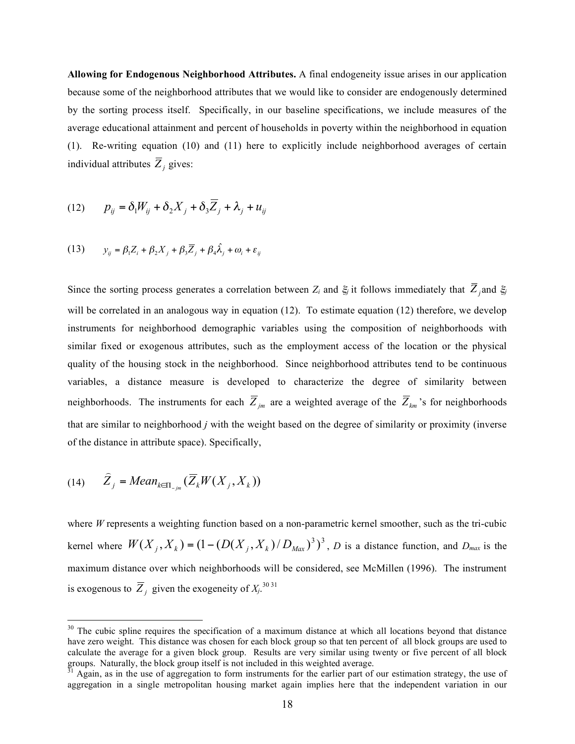**Allowing for Endogenous Neighborhood Attributes.** A final endogeneity issue arises in our application because some of the neighborhood attributes that we would like to consider are endogenously determined by the sorting process itself. Specifically, in our baseline specifications, we include measures of the average educational attainment and percent of households in poverty within the neighborhood in equation (1). Re-writing equation (10) and (11) here to explicitly include neighborhood averages of certain individual attributes $\overline{Z}_j$ gives:

$$(12) \qquad p_{ij} = \delta_1 W_{ij} + \delta_2 X_j + \delta_3 \overline{Z}_j + \lambda_j + u_{ij}$$

$$(13) \qquad y_{ij} = \beta_1 Z_i + \beta_2 X_j + \beta_3 \overline{Z}_j + \beta_4 \hat{\lambda}_j + \omega_i + \varepsilon_{ij}$$

Since the sorting process generates a correlation between $Z_i$ and $\xi_j$ it follows immediately that $\overline{Z}_j$ and $\xi_j$ will be correlated in an analogous way in equation (12). To estimate equation (12) therefore, we develop instruments for neighborhood demographic variables using the composition of neighborhoods with similar fixed or exogenous attributes, such as the employment access of the location or the physical quality of the housing stock in the neighborhood. Since neighborhood attributes tend to be continuous variables, a distance measure is developed to characterize the degree of similarity between neighborhoods. The instruments for each $\overline{Z}_{jm}$ are a weighted average of the $\overline{Z}_{km}$'s for neighborhoods that are similar to neighborhood *j* with the weight based on the degree of similarity or proximity (inverse of the distance in attribute space). Specifically,

$$(14) \qquad \hat{Z}_j = Mean_{k \in \Pi_{-jm}} (\overline{Z}_k W(X_j, X_k))$$

where *W* represents a weighting function based on a non-parametric kernel smoother, such as the tri-cubic kernel where $W(X_j, X_k) = (1 - (D(X_j, X_k)/D_{Max})^3)^3$, *D* is a distance function, and $D_{max}$ is the maximum distance over which neighborhoods will be considered, see McMillen (1996). The instrument is exogenous to $\overline{Z}_j$ given the exogeneity of $X_j$.[30] [31]

[30] The cubic spline requires the specification of a maximum distance at which all locations beyond that distance have zero weight. This distance was chosen for each block group so that ten percent of all block groups are used to calculate the average for a given block group. Results are very similar using twenty or five percent of all block groups. Naturally, the block group itself is not included in this weighted average.

[31] Again, as in the use of aggregation to form instruments for the earlier part of our estimation strategy, the use of aggregation in a single metropolitan housing market again implies here that the independent variation in our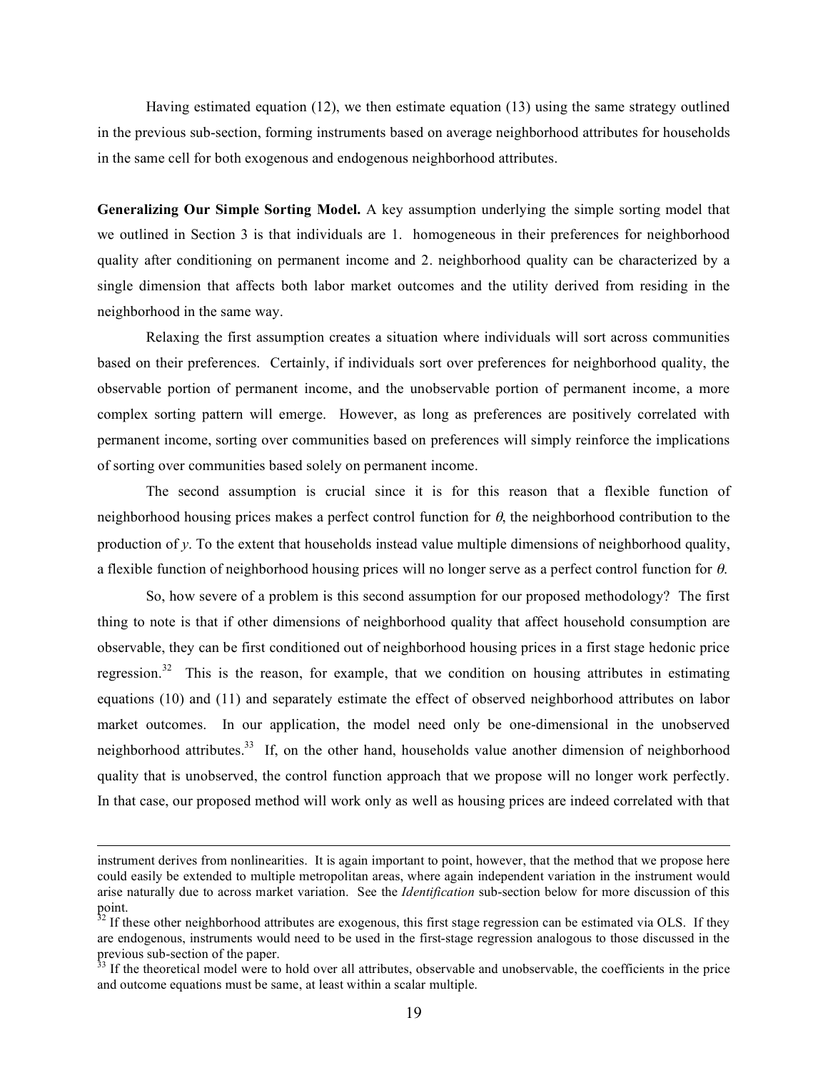Having estimated equation (12), we then estimate equation (13) using the same strategy outlined in the previous sub-section, forming instruments based on average neighborhood attributes for households in the same cell for both exogenous and endogenous neighborhood attributes.

**Generalizing Our Simple Sorting Model.** A key assumption underlying the simple sorting model that we outlined in Section 3 is that individuals are 1. homogeneous in their preferences for neighborhood quality after conditioning on permanent income and 2. neighborhood quality can be characterized by a single dimension that affects both labor market outcomes and the utility derived from residing in the neighborhood in the same way.

Relaxing the first assumption creates a situation where individuals will sort across communities based on their preferences. Certainly, if individuals sort over preferences for neighborhood quality, the observable portion of permanent income, and the unobservable portion of permanent income, a more complex sorting pattern will emerge. However, as long as preferences are positively correlated with permanent income, sorting over communities based on preferences will simply reinforce the implications of sorting over communities based solely on permanent income.

The second assumption is crucial since it is for this reason that a flexible function of neighborhood housing prices makes a perfect control function for $\theta$, the neighborhood contribution to the production of $y$. To the extent that households instead value multiple dimensions of neighborhood quality, a flexible function of neighborhood housing prices will no longer serve as a perfect control function for $\theta$.

So, how severe of a problem is this second assumption for our proposed methodology? The first thing to note is that if other dimensions of neighborhood quality that affect household consumption are observable, they can be first conditioned out of neighborhood housing prices in a first stage hedonic price regression.[32] This is the reason, for example, that we condition on housing attributes in estimating equations (10) and (11) and separately estimate the effect of observed neighborhood attributes on labor market outcomes. In our application, the model need only be one-dimensional in the unobserved neighborhood attributes.[33] If, on the other hand, households value another dimension of neighborhood quality that is unobserved, the control function approach that we propose will no longer work perfectly. In that case, our proposed method will work only as well as housing prices are indeed correlated with that

---

instrument derives from nonlinearities. It is again important to point, however, that the method that we propose here could easily be extended to multiple metropolitan areas, where again independent variation in the instrument would arise naturally due to across market variation. See the *Identification* sub-section below for more discussion of this point.

[32] If these other neighborhood attributes are exogenous, this first stage regression can be estimated via OLS. If they are endogenous, instruments would need to be used in the first-stage regression analogous to those discussed in the previous sub-section of the paper.

[33] If the theoretical model were to hold over all attributes, observable and unobservable, the coefficients in the price and outcome equations must be same, at least within a scalar multiple.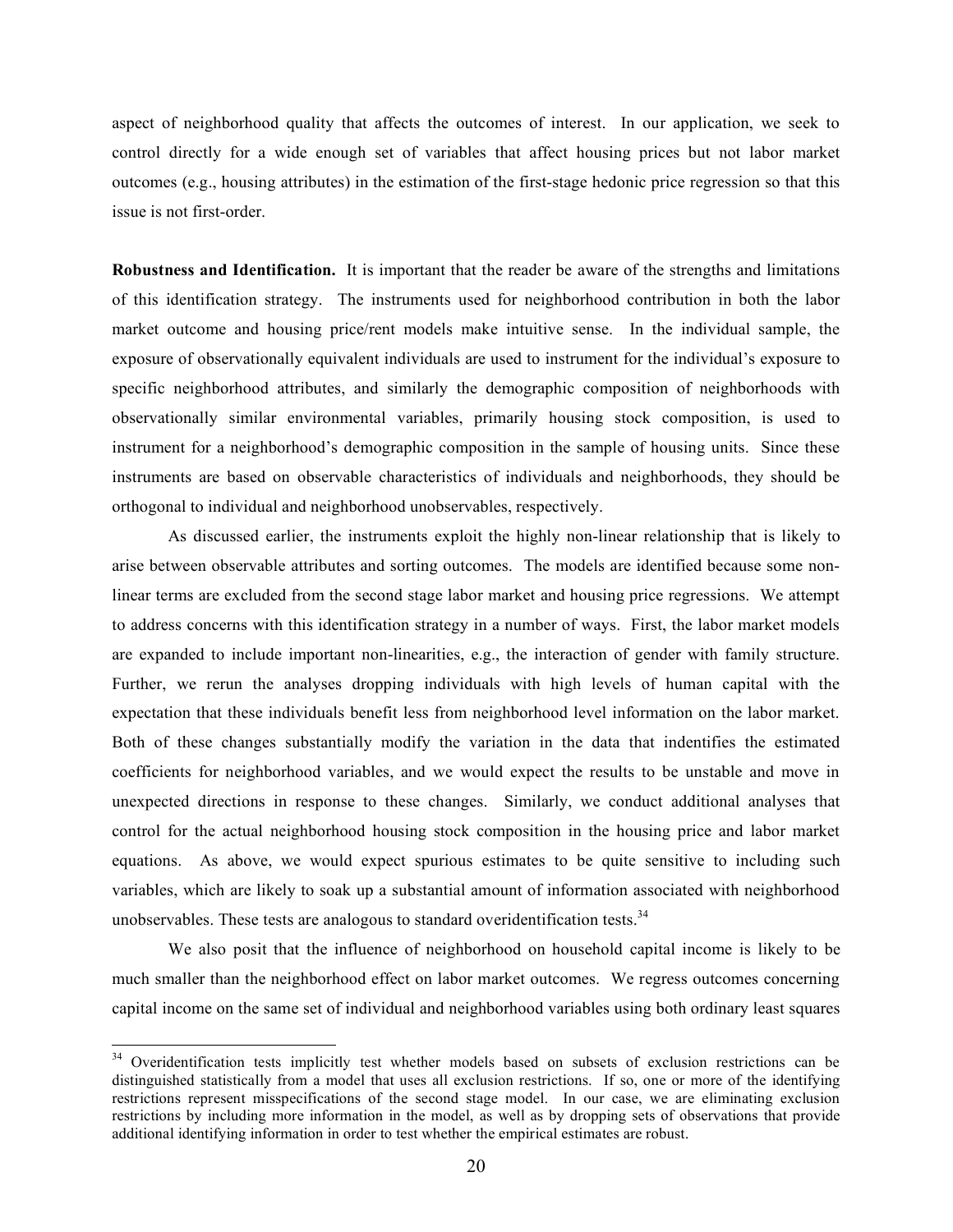aspect of neighborhood quality that affects the outcomes of interest. In our application, we seek to control directly for a wide enough set of variables that affect housing prices but not labor market outcomes (e.g., housing attributes) in the estimation of the first-stage hedonic price regression so that this issue is not first-order.

**Robustness and Identification.** It is important that the reader be aware of the strengths and limitations of this identification strategy. The instruments used for neighborhood contribution in both the labor market outcome and housing price/rent models make intuitive sense. In the individual sample, the exposure of observationally equivalent individuals are used to instrument for the individual's exposure to specific neighborhood attributes, and similarly the demographic composition of neighborhoods with observationally similar environmental variables, primarily housing stock composition, is used to instrument for a neighborhood's demographic composition in the sample of housing units. Since these instruments are based on observable characteristics of individuals and neighborhoods, they should be orthogonal to individual and neighborhood unobservables, respectively.

As discussed earlier, the instruments exploit the highly non-linear relationship that is likely to arise between observable attributes and sorting outcomes. The models are identified because some non-linear terms are excluded from the second stage labor market and housing price regressions. We attempt to address concerns with this identification strategy in a number of ways. First, the labor market models are expanded to include important non-linearities, e.g., the interaction of gender with family structure. Further, we rerun the analyses dropping individuals with high levels of human capital with the expectation that these individuals benefit less from neighborhood level information on the labor market. Both of these changes substantially modify the variation in the data that indentifies the estimated coefficients for neighborhood variables, and we would expect the results to be unstable and move in unexpected directions in response to these changes. Similarly, we conduct additional analyses that control for the actual neighborhood housing stock composition in the housing price and labor market equations. As above, we would expect spurious estimates to be quite sensitive to including such variables, which are likely to soak up a substantial amount of information associated with neighborhood unobservables. These tests are analogous to standard overidentification tests.[34]

We also posit that the influence of neighborhood on household capital income is likely to be much smaller than the neighborhood effect on labor market outcomes. We regress outcomes concerning capital income on the same set of individual and neighborhood variables using both ordinary least squares

[34] Overidentification tests implicitly test whether models based on subsets of exclusion restrictions can be distinguished statistically from a model that uses all exclusion restrictions. If so, one or more of the identifying restrictions represent misspecifications of the second stage model. In our case, we are eliminating exclusion restrictions by including more information in the model, as well as by dropping sets of observations that provide additional identifying information in order to test whether the empirical estimates are robust.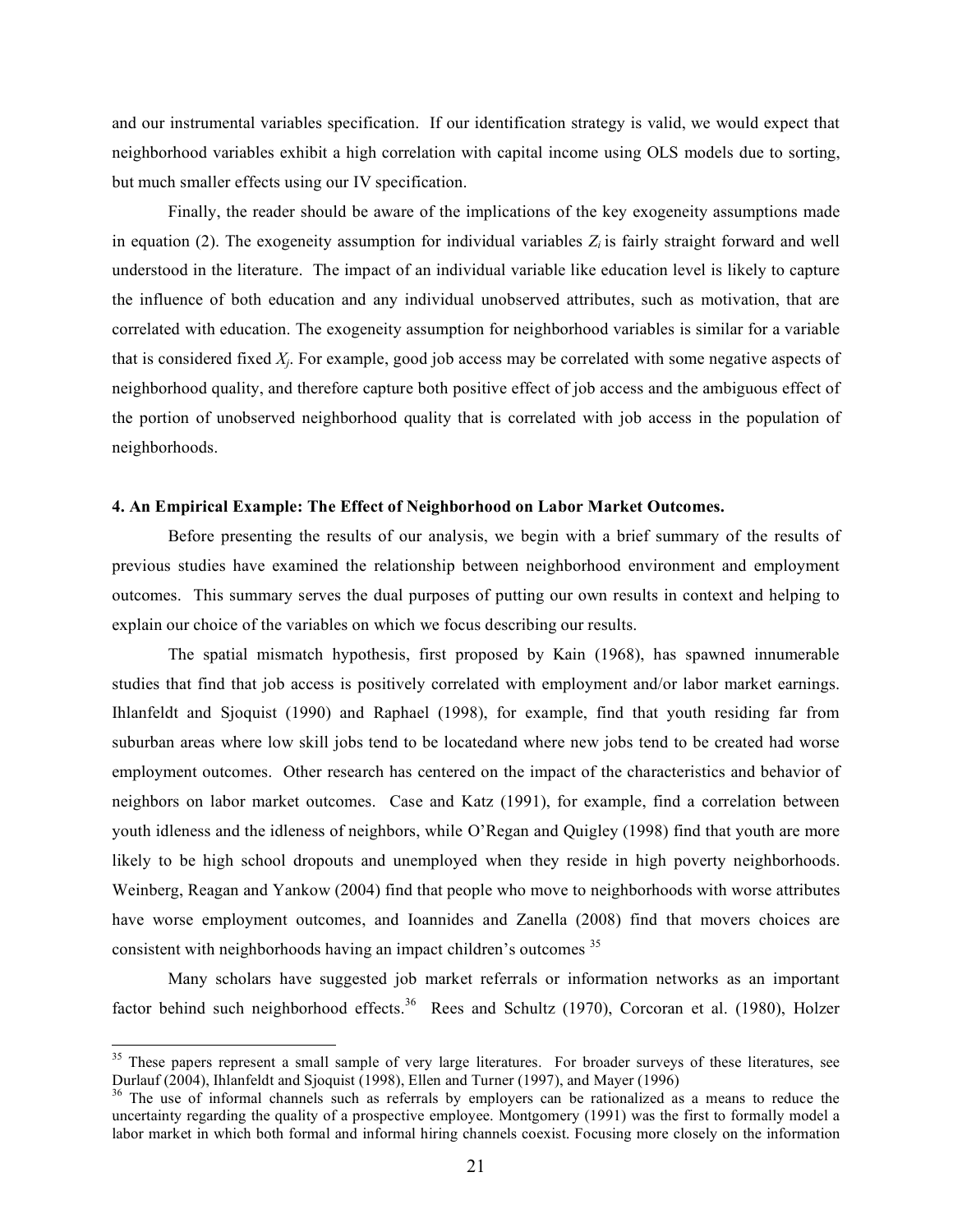and our instrumental variables specification. If our identification strategy is valid, we would expect that neighborhood variables exhibit a high correlation with capital income using OLS models due to sorting, but much smaller effects using our IV specification.

Finally, the reader should be aware of the implications of the key exogeneity assumptions made in equation (2). The exogeneity assumption for individual variables $Z_i$ is fairly straight forward and well understood in the literature. The impact of an individual variable like education level is likely to capture the influence of both education and any individual unobserved attributes, such as motivation, that are correlated with education. The exogeneity assumption for neighborhood variables is similar for a variable that is considered fixed $X_j$. For example, good job access may be correlated with some negative aspects of neighborhood quality, and therefore capture both positive effect of job access and the ambiguous effect of the portion of unobserved neighborhood quality that is correlated with job access in the population of neighborhoods.

### 4. An Empirical Example: The Effect of Neighborhood on Labor Market Outcomes.

Before presenting the results of our analysis, we begin with a brief summary of the results of previous studies have examined the relationship between neighborhood environment and employment outcomes. This summary serves the dual purposes of putting our own results in context and helping to explain our choice of the variables on which we focus describing our results.

The spatial mismatch hypothesis, first proposed by Kain (1968), has spawned innumerable studies that find that job access is positively correlated with employment and/or labor market earnings. Ihlanfeldt and Sjoquist (1990) and Raphael (1998), for example, find that youth residing far from suburban areas where low skill jobs tend to be locatedand where new jobs tend to be created had worse employment outcomes. Other research has centered on the impact of the characteristics and behavior of neighbors on labor market outcomes. Case and Katz (1991), for example, find a correlation between youth idleness and the idleness of neighbors, while O'Regan and Quigley (1998) find that youth are more likely to be high school dropouts and unemployed when they reside in high poverty neighborhoods. Weinberg, Reagan and Yankow (2004) find that people who move to neighborhoods with worse attributes have worse employment outcomes, and Ioannides and Zanella (2008) find that movers choices are consistent with neighborhoods having an impact children's outcomes [35]

Many scholars have suggested job market referrals or information networks as an important factor behind such neighborhood effects.[36] Rees and Schultz (1970), Corcoran et al. (1980), Holzer

[35] These papers represent a small sample of very large literatures. For broader surveys of these literatures, see Durlauf (2004), Ihlanfeldt and Sjoquist (1998), Ellen and Turner (1997), and Mayer (1996)

[36] The use of informal channels such as referrals by employers can be rationalized as a means to reduce the uncertainty regarding the quality of a prospective employee. Montgomery (1991) was the first to formally model a labor market in which both formal and informal hiring channels coexist. Focusing more closely on the information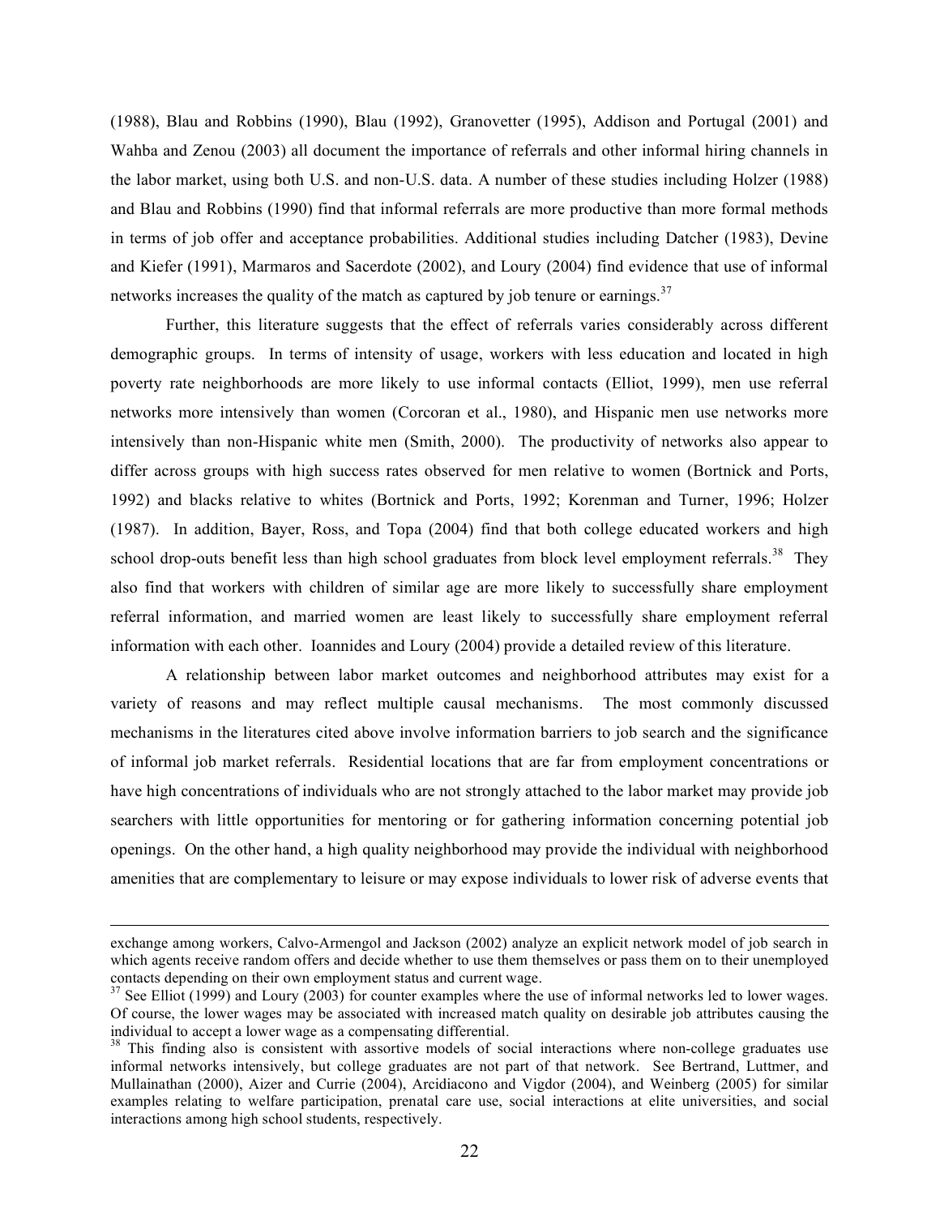(1988), Blau and Robbins (1990), Blau (1992), Granovetter (1995), Addison and Portugal (2001) and Wahba and Zenou (2003) all document the importance of referrals and other informal hiring channels in the labor market, using both U.S. and non-U.S. data. A number of these studies including Holzer (1988) and Blau and Robbins (1990) find that informal referrals are more productive than more formal methods in terms of job offer and acceptance probabilities. Additional studies including Datcher (1983), Devine and Kiefer (1991), Marmaros and Sacerdote (2002), and Loury (2004) find evidence that use of informal networks increases the quality of the match as captured by job tenure or earnings.[37]

Further, this literature suggests that the effect of referrals varies considerably across different demographic groups. In terms of intensity of usage, workers with less education and located in high poverty rate neighborhoods are more likely to use informal contacts (Elliot, 1999), men use referral networks more intensively than women (Corcoran et al., 1980), and Hispanic men use networks more intensively than non-Hispanic white men (Smith, 2000). The productivity of networks also appear to differ across groups with high success rates observed for men relative to women (Bortnick and Ports, 1992) and blacks relative to whites (Bortnick and Ports, 1992; Korenman and Turner, 1996; Holzer (1987). In addition, Bayer, Ross, and Topa (2004) find that both college educated workers and high school drop-outs benefit less than high school graduates from block level employment referrals.[38] They also find that workers with children of similar age are more likely to successfully share employment referral information, and married women are least likely to successfully share employment referral information with each other. Ioannides and Loury (2004) provide a detailed review of this literature.

A relationship between labor market outcomes and neighborhood attributes may exist for a variety of reasons and may reflect multiple causal mechanisms. The most commonly discussed mechanisms in the literatures cited above involve information barriers to job search and the significance of informal job market referrals. Residential locations that are far from employment concentrations or have high concentrations of individuals who are not strongly attached to the labor market may provide job searchers with little opportunities for mentoring or for gathering information concerning potential job openings. On the other hand, a high quality neighborhood may provide the individual with neighborhood amenities that are complementary to leisure or may expose individuals to lower risk of adverse events that

---

exchange among workers, Calvo-Armengol and Jackson (2002) analyze an explicit network model of job search in which agents receive random offers and decide whether to use them themselves or pass them on to their unemployed contacts depending on their own employment status and current wage.

[37] See Elliot (1999) and Loury (2003) for counter examples where the use of informal networks led to lower wages. Of course, the lower wages may be associated with increased match quality on desirable job attributes causing the individual to accept a lower wage as a compensating differential.

[38] This finding also is consistent with assortive models of social interactions where non-college graduates use informal networks intensively, but college graduates are not part of that network. See Bertrand, Luttmer, and Mullainathan (2000), Aizer and Currie (2004), Arcidiacono and Vigdor (2004), and Weinberg (2005) for similar examples relating to welfare participation, prenatal care use, social interactions at elite universities, and social interactions among high school students, respectively.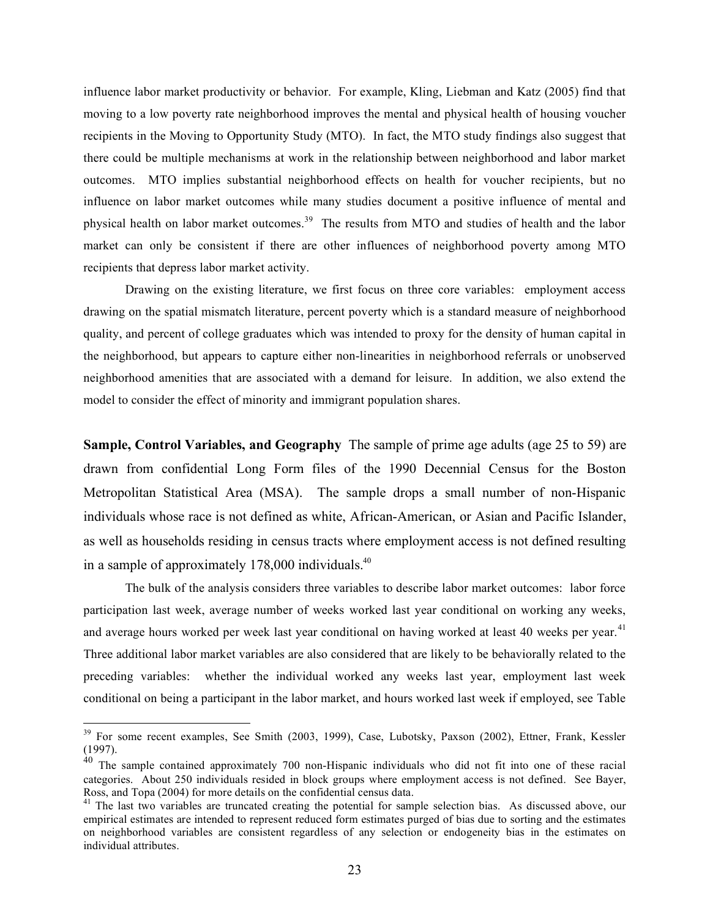influence labor market productivity or behavior. For example, Kling, Liebman and Katz (2005) find that moving to a low poverty rate neighborhood improves the mental and physical health of housing voucher recipients in the Moving to Opportunity Study (MTO). In fact, the MTO study findings also suggest that there could be multiple mechanisms at work in the relationship between neighborhood and labor market outcomes. MTO implies substantial neighborhood effects on health for voucher recipients, but no influence on labor market outcomes while many studies document a positive influence of mental and physical health on labor market outcomes.[39] The results from MTO and studies of health and the labor market can only be consistent if there are other influences of neighborhood poverty among MTO recipients that depress labor market activity.

Drawing on the existing literature, we first focus on three core variables: employment access drawing on the spatial mismatch literature, percent poverty which is a standard measure of neighborhood quality, and percent of college graduates which was intended to proxy for the density of human capital in the neighborhood, but appears to capture either non-linearities in neighborhood referrals or unobserved neighborhood amenities that are associated with a demand for leisure. In addition, we also extend the model to consider the effect of minority and immigrant population shares.

**Sample, Control Variables, and Geography** The sample of prime age adults (age 25 to 59) are drawn from confidential Long Form files of the 1990 Decennial Census for the Boston Metropolitan Statistical Area (MSA). The sample drops a small number of non-Hispanic individuals whose race is not defined as white, African-American, or Asian and Pacific Islander, as well as households residing in census tracts where employment access is not defined resulting in a sample of approximately 178,000 individuals.[40]

The bulk of the analysis considers three variables to describe labor market outcomes: labor force participation last week, average number of weeks worked last year conditional on working any weeks, and average hours worked per week last year conditional on having worked at least 40 weeks per year.[41] Three additional labor market variables are also considered that are likely to be behaviorally related to the preceding variables: whether the individual worked any weeks last year, employment last week conditional on being a participant in the labor market, and hours worked last week if employed, see Table

---

[39] For some recent examples, See Smith (2003, 1999), Case, Lubotsky, Paxson (2002), Ettner, Frank, Kessler (1997).

[40] The sample contained approximately 700 non-Hispanic individuals who did not fit into one of these racial categories. About 250 individuals resided in block groups where employment access is not defined. See Bayer, Ross, and Topa (2004) for more details on the confidential census data.

[41] The last two variables are truncated creating the potential for sample selection bias. As discussed above, our empirical estimates are intended to represent reduced form estimates purged of bias due to sorting and the estimates on neighborhood variables are consistent regardless of any selection or endogeneity bias in the estimates on individual attributes.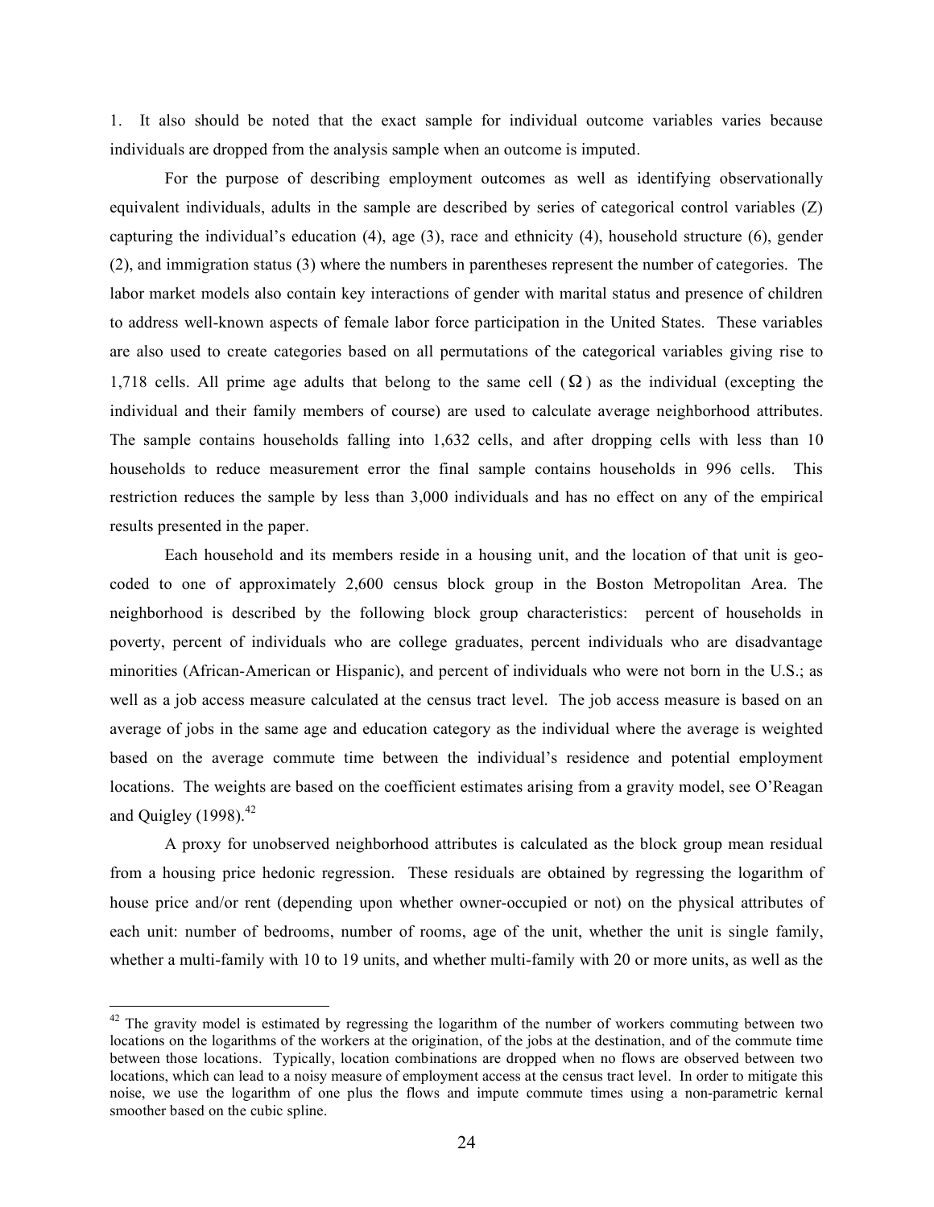1. It also should be noted that the exact sample for individual outcome variables varies because individuals are dropped from the analysis sample when an outcome is imputed.

For the purpose of describing employment outcomes as well as identifying observationally equivalent individuals, adults in the sample are described by series of categorical control variables (Z) capturing the individual's education (4), age (3), race and ethnicity (4), household structure (6), gender (2), and immigration status (3) where the numbers in parentheses represent the number of categories. The labor market models also contain key interactions of gender with marital status and presence of children to address well-known aspects of female labor force participation in the United States. These variables are also used to create categories based on all permutations of the categorical variables giving rise to 1,718 cells. All prime age adults that belong to the same cell ($\Omega$) as the individual (excepting the individual and their family members of course) are used to calculate average neighborhood attributes. The sample contains households falling into 1,632 cells, and after dropping cells with less than 10 households to reduce measurement error the final sample contains households in 996 cells. This restriction reduces the sample by less than 3,000 individuals and has no effect on any of the empirical results presented in the paper.

Each household and its members reside in a housing unit, and the location of that unit is geo-coded to one of approximately 2,600 census block group in the Boston Metropolitan Area. The neighborhood is described by the following block group characteristics: percent of households in poverty, percent of individuals who are college graduates, percent individuals who are disadvantage minorities (African-American or Hispanic), and percent of individuals who were not born in the U.S.; as well as a job access measure calculated at the census tract level. The job access measure is based on an average of jobs in the same age and education category as the individual where the average is weighted based on the average commute time between the individual's residence and potential employment locations. The weights are based on the coefficient estimates arising from a gravity model, see O'Reagan and Quigley (1998).[42]

A proxy for unobserved neighborhood attributes is calculated as the block group mean residual from a housing price hedonic regression. These residuals are obtained by regressing the logarithm of house price and/or rent (depending upon whether owner-occupied or not) on the physical attributes of each unit: number of bedrooms, number of rooms, age of the unit, whether the unit is single family, whether a multi-family with 10 to 19 units, and whether multi-family with 20 or more units, as well as the

---

[42] The gravity model is estimated by regressing the logarithm of the number of workers commuting between two locations on the logarithms of the workers at the origination, of the jobs at the destination, and of the commute time between those locations. Typically, location combinations are dropped when no flows are observed between two locations, which can lead to a noisy measure of employment access at the census tract level. In order to mitigate this noise, we use the logarithm of one plus the flows and impute commute times using a non-parametric kernal smoother based on the cubic spline.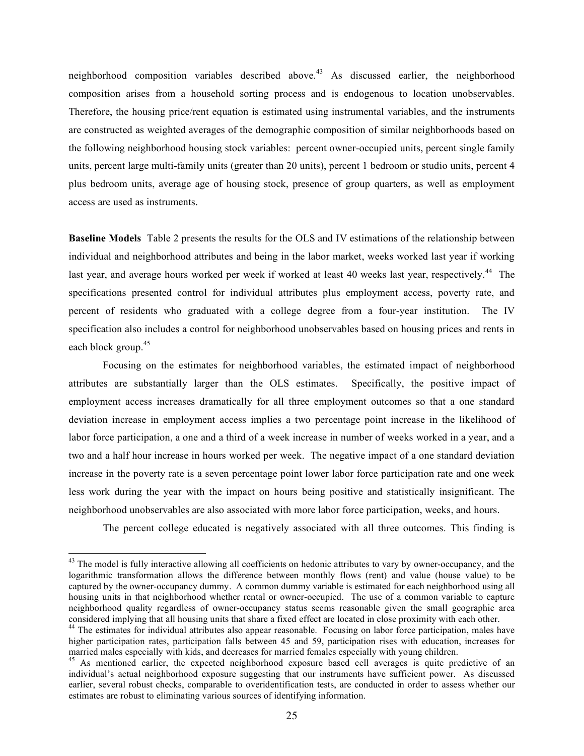neighborhood composition variables described above.[43] As discussed earlier, the neighborhood composition arises from a household sorting process and is endogenous to location unobservables. Therefore, the housing price/rent equation is estimated using instrumental variables, and the instruments are constructed as weighted averages of the demographic composition of similar neighborhoods based on the following neighborhood housing stock variables: percent owner-occupied units, percent single family units, percent large multi-family units (greater than 20 units), percent 1 bedroom or studio units, percent 4 plus bedroom units, average age of housing stock, presence of group quarters, as well as employment access are used as instruments.

**Baseline Models** Table 2 presents the results for the OLS and IV estimations of the relationship between individual and neighborhood attributes and being in the labor market, weeks worked last year if working last year, and average hours worked per week if worked at least 40 weeks last year, respectively.[44] The specifications presented control for individual attributes plus employment access, poverty rate, and percent of residents who graduated with a college degree from a four-year institution. The IV specification also includes a control for neighborhood unobservables based on housing prices and rents in each block group.[45]

Focusing on the estimates for neighborhood variables, the estimated impact of neighborhood attributes are substantially larger than the OLS estimates. Specifically, the positive impact of employment access increases dramatically for all three employment outcomes so that a one standard deviation increase in employment access implies a two percentage point increase in the likelihood of labor force participation, a one and a third of a week increase in number of weeks worked in a year, and a two and a half hour increase in hours worked per week. The negative impact of a one standard deviation increase in the poverty rate is a seven percentage point lower labor force participation rate and one week less work during the year with the impact on hours being positive and statistically insignificant. The neighborhood unobservables are also associated with more labor force participation, weeks, and hours.

The percent college educated is negatively associated with all three outcomes. This finding is

[43] The model is fully interactive allowing all coefficients on hedonic attributes to vary by owner-occupancy, and the logarithmic transformation allows the difference between monthly flows (rent) and value (house value) to be captured by the owner-occupancy dummy. A common dummy variable is estimated for each neighborhood using all housing units in that neighborhood whether rental or owner-occupied. The use of a common variable to capture neighborhood quality regardless of owner-occupancy status seems reasonable given the small geographic area considered implying that all housing units that share a fixed effect are located in close proximity with each other.

[44] The estimates for individual attributes also appear reasonable. Focusing on labor force participation, males have higher participation rates, participation falls between 45 and 59, participation rises with education, increases for married males especially with kids, and decreases for married females especially with young children.

[45] As mentioned earlier, the expected neighborhood exposure based cell averages is quite predictive of an individual's actual neighborhood exposure suggesting that our instruments have sufficient power. As discussed earlier, several robust checks, comparable to overidentification tests, are conducted in order to assess whether our estimates are robust to eliminating various sources of identifying information.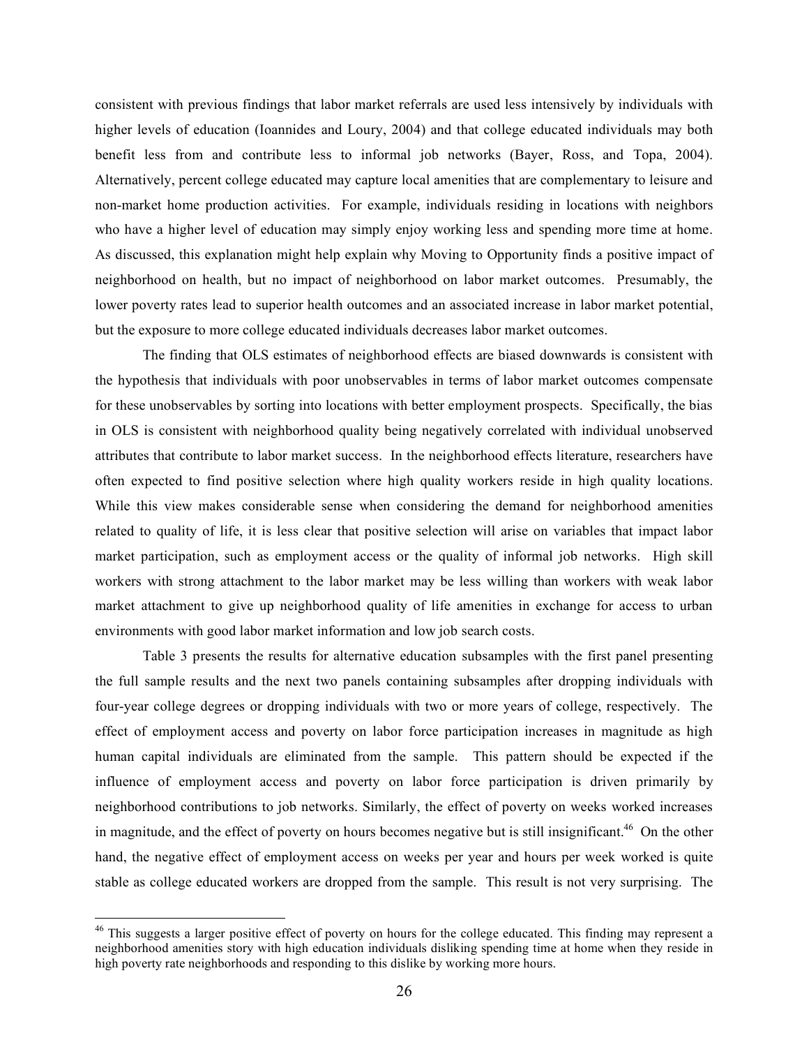consistent with previous findings that labor market referrals are used less intensively by individuals with higher levels of education (Ioannides and Loury, 2004) and that college educated individuals may both benefit less from and contribute less to informal job networks (Bayer, Ross, and Topa, 2004). Alternatively, percent college educated may capture local amenities that are complementary to leisure and non-market home production activities. For example, individuals residing in locations with neighbors who have a higher level of education may simply enjoy working less and spending more time at home. As discussed, this explanation might help explain why Moving to Opportunity finds a positive impact of neighborhood on health, but no impact of neighborhood on labor market outcomes. Presumably, the lower poverty rates lead to superior health outcomes and an associated increase in labor market potential, but the exposure to more college educated individuals decreases labor market outcomes.

The finding that OLS estimates of neighborhood effects are biased downwards is consistent with the hypothesis that individuals with poor unobservables in terms of labor market outcomes compensate for these unobservables by sorting into locations with better employment prospects. Specifically, the bias in OLS is consistent with neighborhood quality being negatively correlated with individual unobserved attributes that contribute to labor market success. In the neighborhood effects literature, researchers have often expected to find positive selection where high quality workers reside in high quality locations. While this view makes considerable sense when considering the demand for neighborhood amenities related to quality of life, it is less clear that positive selection will arise on variables that impact labor market participation, such as employment access or the quality of informal job networks. High skill workers with strong attachment to the labor market may be less willing than workers with weak labor market attachment to give up neighborhood quality of life amenities in exchange for access to urban environments with good labor market information and low job search costs.

Table 3 presents the results for alternative education subsamples with the first panel presenting the full sample results and the next two panels containing subsamples after dropping individuals with four-year college degrees or dropping individuals with two or more years of college, respectively. The effect of employment access and poverty on labor force participation increases in magnitude as high human capital individuals are eliminated from the sample. This pattern should be expected if the influence of employment access and poverty on labor force participation is driven primarily by neighborhood contributions to job networks. Similarly, the effect of poverty on weeks worked increases in magnitude, and the effect of poverty on hours becomes negative but is still insignificant.[46] On the other hand, the negative effect of employment access on weeks per year and hours per week worked is quite stable as college educated workers are dropped from the sample. This result is not very surprising. The

[46] This suggests a larger positive effect of poverty on hours for the college educated. This finding may represent a neighborhood amenities story with high education individuals disliking spending time at home when they reside in high poverty rate neighborhoods and responding to this dislike by working more hours.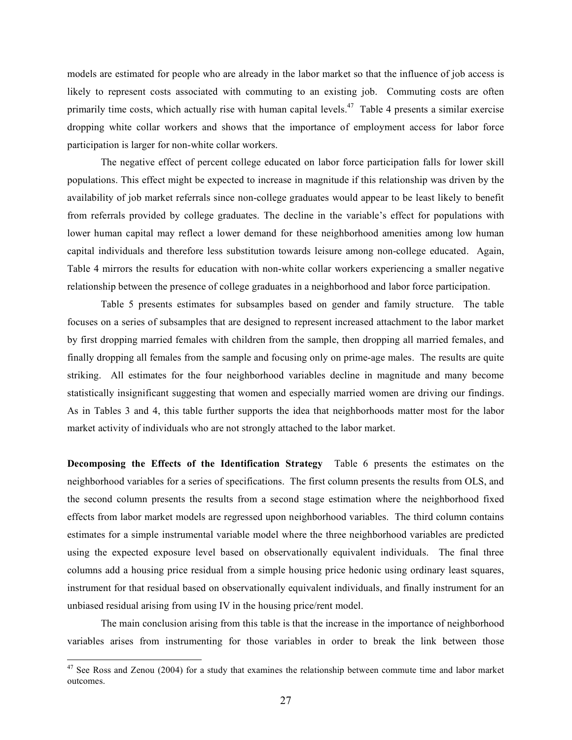models are estimated for people who are already in the labor market so that the influence of job access is likely to represent costs associated with commuting to an existing job. Commuting costs are often primarily time costs, which actually rise with human capital levels.[47] Table 4 presents a similar exercise dropping white collar workers and shows that the importance of employment access for labor force participation is larger for non-white collar workers.

The negative effect of percent college educated on labor force participation falls for lower skill populations. This effect might be expected to increase in magnitude if this relationship was driven by the availability of job market referrals since non-college graduates would appear to be least likely to benefit from referrals provided by college graduates. The decline in the variable's effect for populations with lower human capital may reflect a lower demand for these neighborhood amenities among low human capital individuals and therefore less substitution towards leisure among non-college educated. Again, Table 4 mirrors the results for education with non-white collar workers experiencing a smaller negative relationship between the presence of college graduates in a neighborhood and labor force participation.

Table 5 presents estimates for subsamples based on gender and family structure. The table focuses on a series of subsamples that are designed to represent increased attachment to the labor market by first dropping married females with children from the sample, then dropping all married females, and finally dropping all females from the sample and focusing only on prime-age males. The results are quite striking. All estimates for the four neighborhood variables decline in magnitude and many become statistically insignificant suggesting that women and especially married women are driving our findings. As in Tables 3 and 4, this table further supports the idea that neighborhoods matter most for the labor market activity of individuals who are not strongly attached to the labor market.

**Decomposing the Effects of the Identification Strategy** Table 6 presents the estimates on the neighborhood variables for a series of specifications. The first column presents the results from OLS, and the second column presents the results from a second stage estimation where the neighborhood fixed effects from labor market models are regressed upon neighborhood variables. The third column contains estimates for a simple instrumental variable model where the three neighborhood variables are predicted using the expected exposure level based on observationally equivalent individuals. The final three columns add a housing price residual from a simple housing price hedonic using ordinary least squares, instrument for that residual based on observationally equivalent individuals, and finally instrument for an unbiased residual arising from using IV in the housing price/rent model.

The main conclusion arising from this table is that the increase in the importance of neighborhood variables arises from instrumenting for those variables in order to break the link between those

[47] See Ross and Zenou (2004) for a study that examines the relationship between commute time and labor market outcomes.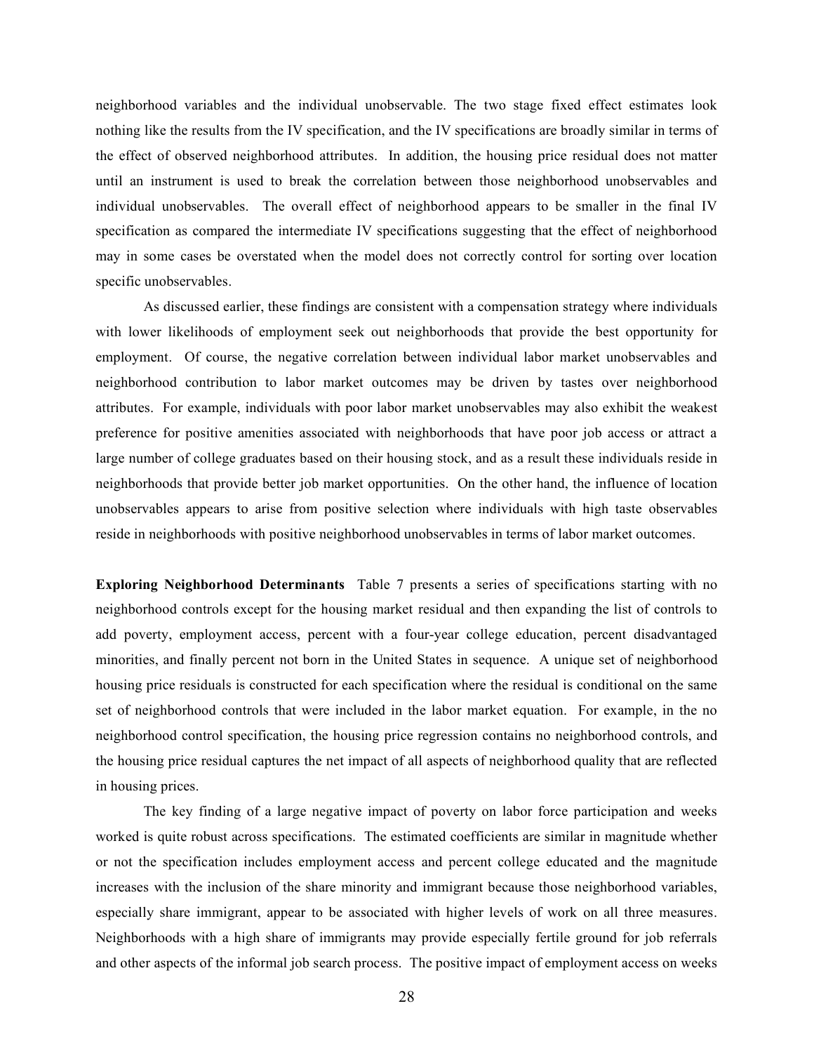neighborhood variables and the individual unobservable. The two stage fixed effect estimates look nothing like the results from the IV specification, and the IV specifications are broadly similar in terms of the effect of observed neighborhood attributes. In addition, the housing price residual does not matter until an instrument is used to break the correlation between those neighborhood unobservables and individual unobservables. The overall effect of neighborhood appears to be smaller in the final IV specification as compared the intermediate IV specifications suggesting that the effect of neighborhood may in some cases be overstated when the model does not correctly control for sorting over location specific unobservables.

As discussed earlier, these findings are consistent with a compensation strategy where individuals with lower likelihoods of employment seek out neighborhoods that provide the best opportunity for employment. Of course, the negative correlation between individual labor market unobservables and neighborhood contribution to labor market outcomes may be driven by tastes over neighborhood attributes. For example, individuals with poor labor market unobservables may also exhibit the weakest preference for positive amenities associated with neighborhoods that have poor job access or attract a large number of college graduates based on their housing stock, and as a result these individuals reside in neighborhoods that provide better job market opportunities. On the other hand, the influence of location unobservables appears to arise from positive selection where individuals with high taste observables reside in neighborhoods with positive neighborhood unobservables in terms of labor market outcomes.

**Exploring Neighborhood Determinants** Table 7 presents a series of specifications starting with no neighborhood controls except for the housing market residual and then expanding the list of controls to add poverty, employment access, percent with a four-year college education, percent disadvantaged minorities, and finally percent not born in the United States in sequence. A unique set of neighborhood housing price residuals is constructed for each specification where the residual is conditional on the same set of neighborhood controls that were included in the labor market equation. For example, in the no neighborhood control specification, the housing price regression contains no neighborhood controls, and the housing price residual captures the net impact of all aspects of neighborhood quality that are reflected in housing prices.

The key finding of a large negative impact of poverty on labor force participation and weeks worked is quite robust across specifications. The estimated coefficients are similar in magnitude whether or not the specification includes employment access and percent college educated and the magnitude increases with the inclusion of the share minority and immigrant because those neighborhood variables, especially share immigrant, appear to be associated with higher levels of work on all three measures. Neighborhoods with a high share of immigrants may provide especially fertile ground for job referrals and other aspects of the informal job search process. The positive impact of employment access on weeks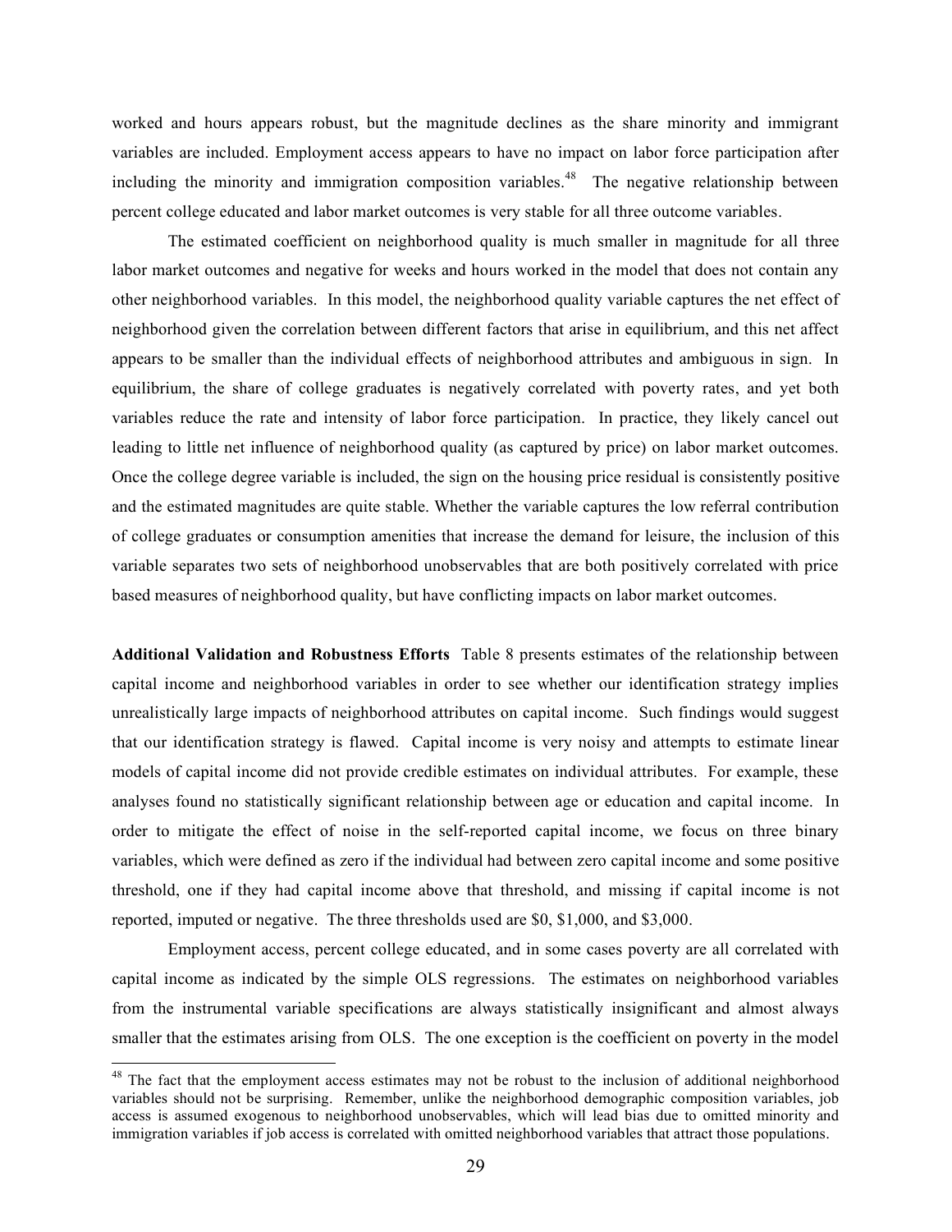worked and hours appears robust, but the magnitude declines as the share minority and immigrant variables are included. Employment access appears to have no impact on labor force participation after including the minority and immigration composition variables.[48] The negative relationship between percent college educated and labor market outcomes is very stable for all three outcome variables.

The estimated coefficient on neighborhood quality is much smaller in magnitude for all three labor market outcomes and negative for weeks and hours worked in the model that does not contain any other neighborhood variables. In this model, the neighborhood quality variable captures the net effect of neighborhood given the correlation between different factors that arise in equilibrium, and this net affect appears to be smaller than the individual effects of neighborhood attributes and ambiguous in sign. In equilibrium, the share of college graduates is negatively correlated with poverty rates, and yet both variables reduce the rate and intensity of labor force participation. In practice, they likely cancel out leading to little net influence of neighborhood quality (as captured by price) on labor market outcomes. Once the college degree variable is included, the sign on the housing price residual is consistently positive and the estimated magnitudes are quite stable. Whether the variable captures the low referral contribution of college graduates or consumption amenities that increase the demand for leisure, the inclusion of this variable separates two sets of neighborhood unobservables that are both positively correlated with price based measures of neighborhood quality, but have conflicting impacts on labor market outcomes.

**Additional Validation and Robustness Efforts** Table 8 presents estimates of the relationship between capital income and neighborhood variables in order to see whether our identification strategy implies unrealistically large impacts of neighborhood attributes on capital income. Such findings would suggest that our identification strategy is flawed. Capital income is very noisy and attempts to estimate linear models of capital income did not provide credible estimates on individual attributes. For example, these analyses found no statistically significant relationship between age or education and capital income. In order to mitigate the effect of noise in the self-reported capital income, we focus on three binary variables, which were defined as zero if the individual had between zero capital income and some positive threshold, one if they had capital income above that threshold, and missing if capital income is not reported, imputed or negative. The three thresholds used are \$0, \$1,000, and \$3,000.

Employment access, percent college educated, and in some cases poverty are all correlated with capital income as indicated by the simple OLS regressions. The estimates on neighborhood variables from the instrumental variable specifications are always statistically insignificant and almost always smaller that the estimates arising from OLS. The one exception is the coefficient on poverty in the model

[48] The fact that the employment access estimates may not be robust to the inclusion of additional neighborhood variables should not be surprising. Remember, unlike the neighborhood demographic composition variables, job access is assumed exogenous to neighborhood unobservables, which will lead bias due to omitted minority and immigration variables if job access is correlated with omitted neighborhood variables that attract those populations.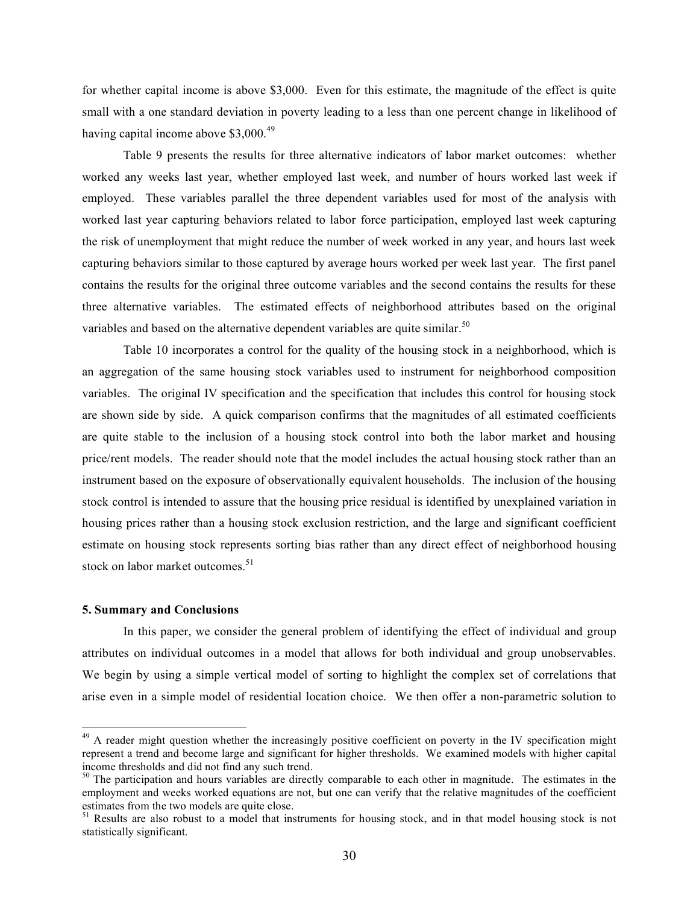for whether capital income is above $3,000. Even for this estimate, the magnitude of the effect is quite small with a one standard deviation in poverty leading to a less than one percent change in likelihood of having capital income above $3,000.[49]

Table 9 presents the results for three alternative indicators of labor market outcomes: whether worked any weeks last year, whether employed last week, and number of hours worked last week if employed. These variables parallel the three dependent variables used for most of the analysis with worked last year capturing behaviors related to labor force participation, employed last week capturing the risk of unemployment that might reduce the number of week worked in any year, and hours last week capturing behaviors similar to those captured by average hours worked per week last year. The first panel contains the results for the original three outcome variables and the second contains the results for these three alternative variables. The estimated effects of neighborhood attributes based on the original variables and based on the alternative dependent variables are quite similar.[50]

Table 10 incorporates a control for the quality of the housing stock in a neighborhood, which is an aggregation of the same housing stock variables used to instrument for neighborhood composition variables. The original IV specification and the specification that includes this control for housing stock are shown side by side. A quick comparison confirms that the magnitudes of all estimated coefficients are quite stable to the inclusion of a housing stock control into both the labor market and housing price/rent models. The reader should note that the model includes the actual housing stock rather than an instrument based on the exposure of observationally equivalent households. The inclusion of the housing stock control is intended to assure that the housing price residual is identified by unexplained variation in housing prices rather than a housing stock exclusion restriction, and the large and significant coefficient estimate on housing stock represents sorting bias rather than any direct effect of neighborhood housing stock on labor market outcomes.[51]

**5. Summary and Conclusions**

In this paper, we consider the general problem of identifying the effect of individual and group attributes on individual outcomes in a model that allows for both individual and group unobservables. We begin by using a simple vertical model of sorting to highlight the complex set of correlations that arise even in a simple model of residential location choice. We then offer a non-parametric solution to

[49] A reader might question whether the increasingly positive coefficient on poverty in the IV specification might represent a trend and become large and significant for higher thresholds. We examined models with higher capital income thresholds and did not find any such trend.

[50] The participation and hours variables are directly comparable to each other in magnitude. The estimates in the employment and weeks worked equations are not, but one can verify that the relative magnitudes of the coefficient estimates from the two models are quite close.

[51] Results are also robust to a model that instruments for housing stock, and in that model housing stock is not statistically significant.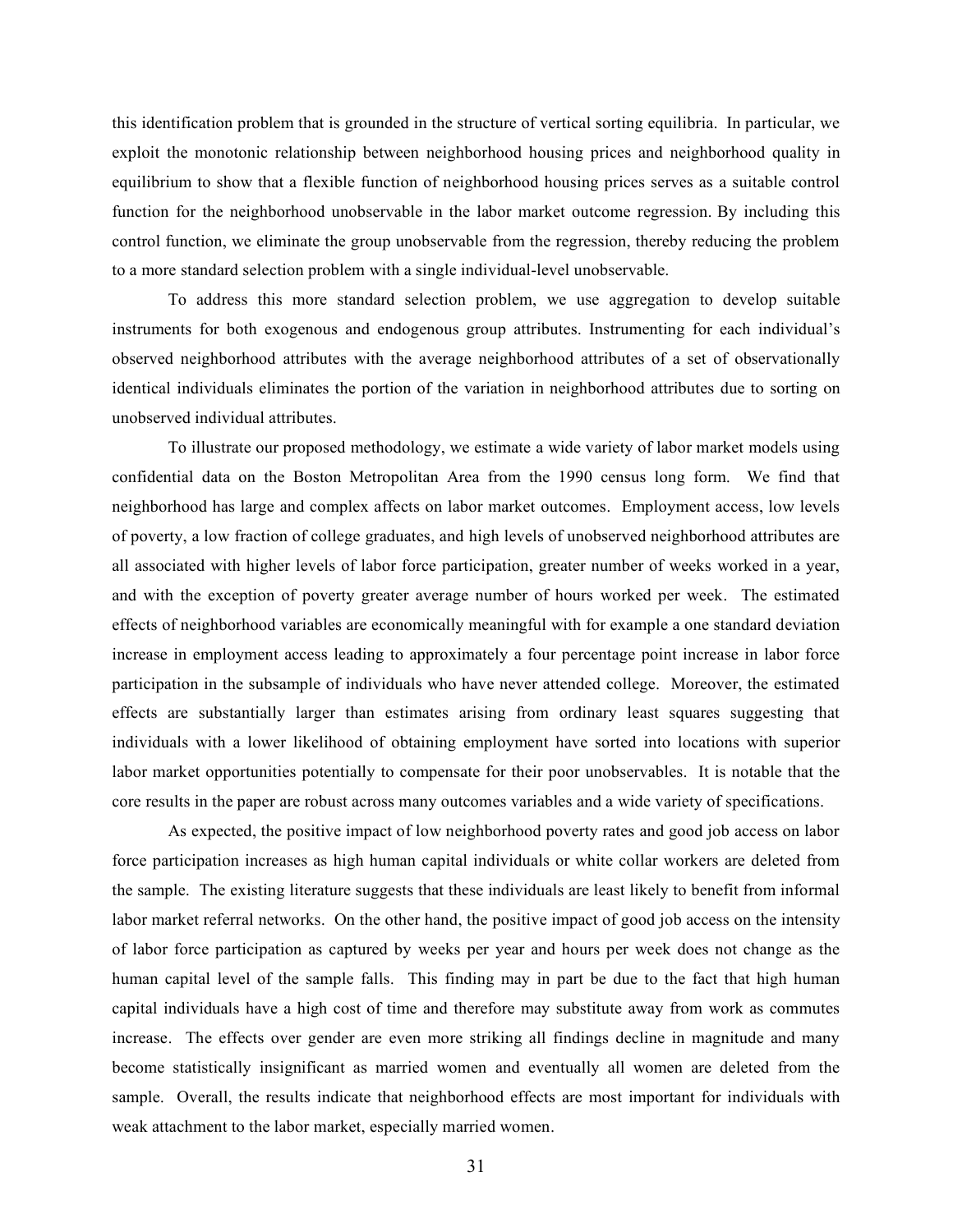this identification problem that is grounded in the structure of vertical sorting equilibria. In particular, we exploit the monotonic relationship between neighborhood housing prices and neighborhood quality in equilibrium to show that a flexible function of neighborhood housing prices serves as a suitable control function for the neighborhood unobservable in the labor market outcome regression. By including this control function, we eliminate the group unobservable from the regression, thereby reducing the problem to a more standard selection problem with a single individual-level unobservable.

To address this more standard selection problem, we use aggregation to develop suitable instruments for both exogenous and endogenous group attributes. Instrumenting for each individual's observed neighborhood attributes with the average neighborhood attributes of a set of observationally identical individuals eliminates the portion of the variation in neighborhood attributes due to sorting on unobserved individual attributes.

To illustrate our proposed methodology, we estimate a wide variety of labor market models using confidential data on the Boston Metropolitan Area from the 1990 census long form. We find that neighborhood has large and complex affects on labor market outcomes. Employment access, low levels of poverty, a low fraction of college graduates, and high levels of unobserved neighborhood attributes are all associated with higher levels of labor force participation, greater number of weeks worked in a year, and with the exception of poverty greater average number of hours worked per week. The estimated effects of neighborhood variables are economically meaningful with for example a one standard deviation increase in employment access leading to approximately a four percentage point increase in labor force participation in the subsample of individuals who have never attended college. Moreover, the estimated effects are substantially larger than estimates arising from ordinary least squares suggesting that individuals with a lower likelihood of obtaining employment have sorted into locations with superior labor market opportunities potentially to compensate for their poor unobservables. It is notable that the core results in the paper are robust across many outcomes variables and a wide variety of specifications.

As expected, the positive impact of low neighborhood poverty rates and good job access on labor force participation increases as high human capital individuals or white collar workers are deleted from the sample. The existing literature suggests that these individuals are least likely to benefit from informal labor market referral networks. On the other hand, the positive impact of good job access on the intensity of labor force participation as captured by weeks per year and hours per week does not change as the human capital level of the sample falls. This finding may in part be due to the fact that high human capital individuals have a high cost of time and therefore may substitute away from work as commutes increase. The effects over gender are even more striking all findings decline in magnitude and many become statistically insignificant as married women and eventually all women are deleted from the sample. Overall, the results indicate that neighborhood effects are most important for individuals with weak attachment to the labor market, especially married women.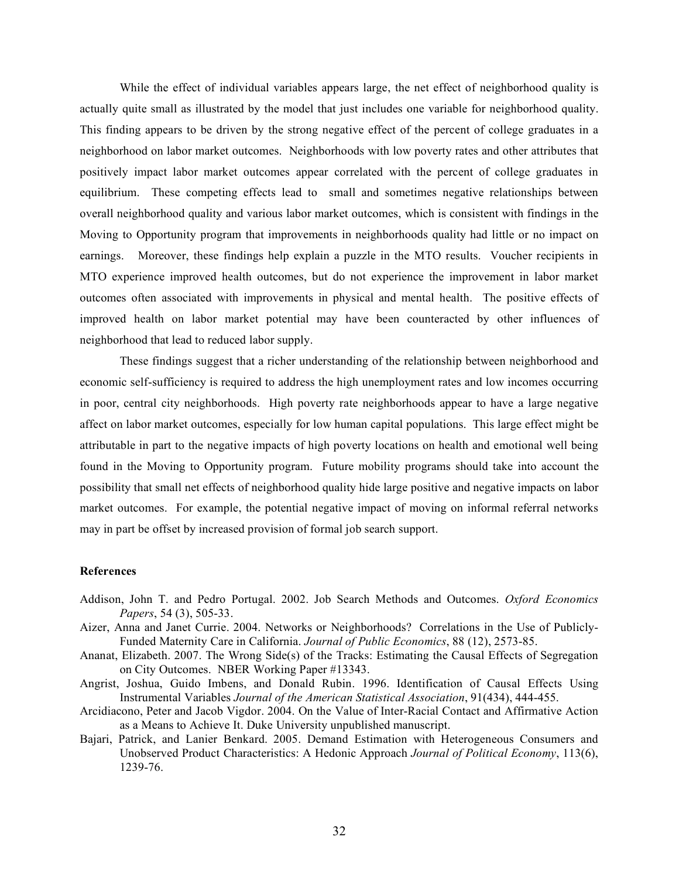While the effect of individual variables appears large, the net effect of neighborhood quality is actually quite small as illustrated by the model that just includes one variable for neighborhood quality. This finding appears to be driven by the strong negative effect of the percent of college graduates in a neighborhood on labor market outcomes. Neighborhoods with low poverty rates and other attributes that positively impact labor market outcomes appear correlated with the percent of college graduates in equilibrium. These competing effects lead to small and sometimes negative relationships between overall neighborhood quality and various labor market outcomes, which is consistent with findings in the Moving to Opportunity program that improvements in neighborhoods quality had little or no impact on earnings. Moreover, these findings help explain a puzzle in the MTO results. Voucher recipients in MTO experience improved health outcomes, but do not experience the improvement in labor market outcomes often associated with improvements in physical and mental health. The positive effects of improved health on labor market potential may have been counteracted by other influences of neighborhood that lead to reduced labor supply.

These findings suggest that a richer understanding of the relationship between neighborhood and economic self-sufficiency is required to address the high unemployment rates and low incomes occurring in poor, central city neighborhoods. High poverty rate neighborhoods appear to have a large negative affect on labor market outcomes, especially for low human capital populations. This large effect might be attributable in part to the negative impacts of high poverty locations on health and emotional well being found in the Moving to Opportunity program. Future mobility programs should take into account the possibility that small net effects of neighborhood quality hide large positive and negative impacts on labor market outcomes. For example, the potential negative impact of moving on informal referral networks may in part be offset by increased provision of formal job search support.

### References

Addison, John T. and Pedro Portugal. 2002. Job Search Methods and Outcomes. *Oxford Economics Papers*, 54 (3), 505-33.

Aizer, Anna and Janet Currie. 2004. Networks or Neighborhoods? Correlations in the Use of Publicly-Funded Maternity Care in California. *Journal of Public Economics*, 88 (12), 2573-85.

Ananat, Elizabeth. 2007. The Wrong Side(s) of the Tracks: Estimating the Causal Effects of Segregation on City Outcomes. NBER Working Paper #13343.

Angrist, Joshua, Guido Imbens, and Donald Rubin. 1996. Identification of Causal Effects Using Instrumental Variables *Journal of the American Statistical Association*, 91(434), 444-455.

Arcidiacono, Peter and Jacob Vigdor. 2004. On the Value of Inter-Racial Contact and Affirmative Action as a Means to Achieve It. Duke University unpublished manuscript.

Bajari, Patrick, and Lanier Benkard. 2005. Demand Estimation with Heterogeneous Consumers and Unobserved Product Characteristics: A Hedonic Approach *Journal of Political Economy*, 113(6), 1239-76.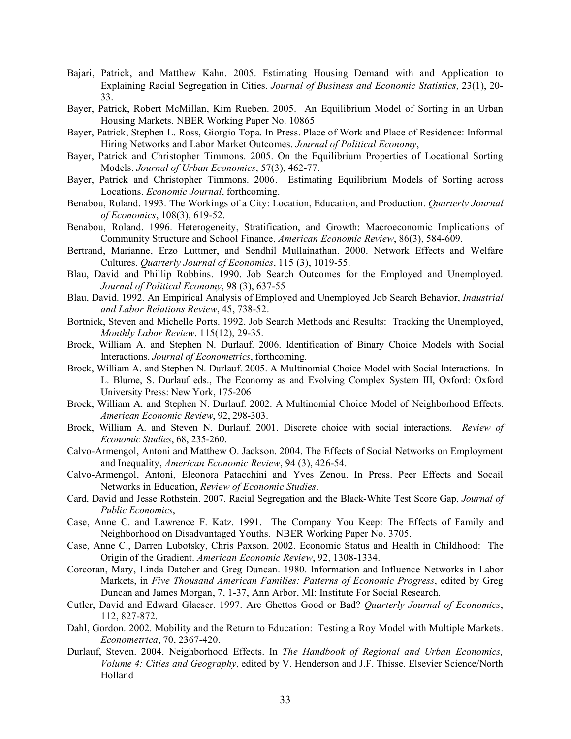Bajari, Patrick, and Matthew Kahn. 2005. Estimating Housing Demand with and Application to Explaining Racial Segregation in Cities. *Journal of Business and Economic Statistics*, 23(1), 20-33.

Bayer, Patrick, Robert McMillan, Kim Rueben. 2005. An Equilibrium Model of Sorting in an Urban Housing Markets. NBER Working Paper No. 10865

Bayer, Patrick, Stephen L. Ross, Giorgio Topa. In Press. Place of Work and Place of Residence: Informal Hiring Networks and Labor Market Outcomes. *Journal of Political Economy*,

Bayer, Patrick and Christopher Timmons. 2005. On the Equilibrium Properties of Locational Sorting Models. *Journal of Urban Economics*, 57(3), 462-77.

Bayer, Patrick and Christopher Timmons. 2006. Estimating Equilibrium Models of Sorting across Locations. *Economic Journal*, forthcoming.

Benabou, Roland. 1993. The Workings of a City: Location, Education, and Production. *Quarterly Journal of Economics*, 108(3), 619-52.

Benabou, Roland. 1996. Heterogeneity, Stratification, and Growth: Macroeconomic Implications of Community Structure and School Finance, *American Economic Review*, 86(3), 584-609.

Bertrand, Marianne, Erzo Luttmer, and Sendhil Mullainathan. 2000. Network Effects and Welfare Cultures. *Quarterly Journal of Economics*, 115 (3), 1019-55.

Blau, David and Phillip Robbins. 1990. Job Search Outcomes for the Employed and Unemployed. *Journal of Political Economy*, 98 (3), 637-55

Blau, David. 1992. An Empirical Analysis of Employed and Unemployed Job Search Behavior, *Industrial and Labor Relations Review*, 45, 738-52.

Bortnick, Steven and Michelle Ports. 1992. Job Search Methods and Results: Tracking the Unemployed, *Monthly Labor Review*, 115(12), 29-35.

Brock, William A. and Stephen N. Durlauf. 2006. Identification of Binary Choice Models with Social Interactions. *Journal of Econometrics*, forthcoming.

Brock, William A. and Stephen N. Durlauf. 2005. A Multinomial Choice Model with Social Interactions. In L. Blume, S. Durlauf eds., The Economy as and Evolving Complex System III, Oxford: Oxford University Press: New York, 175-206

Brock, William A. and Stephen N. Durlauf. 2002. A Multinomial Choice Model of Neighborhood Effects. *American Economic Review*, 92, 298-303.

Brock, William A. and Steven N. Durlauf. 2001. Discrete choice with social interactions. *Review of Economic Studies*, 68, 235-260.

Calvo-Armengol, Antoni and Matthew O. Jackson. 2004. The Effects of Social Networks on Employment and Inequality, *American Economic Review*, 94 (3), 426-54.

Calvo-Armengol, Antoni, Eleonora Patacchini and Yves Zenou. In Press. Peer Effects and Socail Networks in Education, *Review of Economic Studies*.

Card, David and Jesse Rothstein. 2007. Racial Segregation and the Black-White Test Score Gap, *Journal of Public Economics*,

Case, Anne C. and Lawrence F. Katz. 1991. The Company You Keep: The Effects of Family and Neighborhood on Disadvantaged Youths. NBER Working Paper No. 3705.

Case, Anne C., Darren Lubotsky, Chris Paxson. 2002. Economic Status and Health in Childhood: The Origin of the Gradient. *American Economic Review*, 92, 1308-1334.

Corcoran, Mary, Linda Datcher and Greg Duncan. 1980. Information and Influence Networks in Labor Markets, in *Five Thousand American Families: Patterns of Economic Progress*, edited by Greg Duncan and James Morgan, 7, 1-37, Ann Arbor, MI: Institute For Social Research.

Cutler, David and Edward Glaeser. 1997. Are Ghettos Good or Bad? *Quarterly Journal of Economics*, 112, 827-872.

Dahl, Gordon. 2002. Mobility and the Return to Education: Testing a Roy Model with Multiple Markets. *Econometrica*, 70, 2367-420.

Durlauf, Steven. 2004. Neighborhood Effects. In *The Handbook of Regional and Urban Economics, Volume 4: Cities and Geography*, edited by V. Henderson and J.F. Thisse. Elsevier Science/North Holland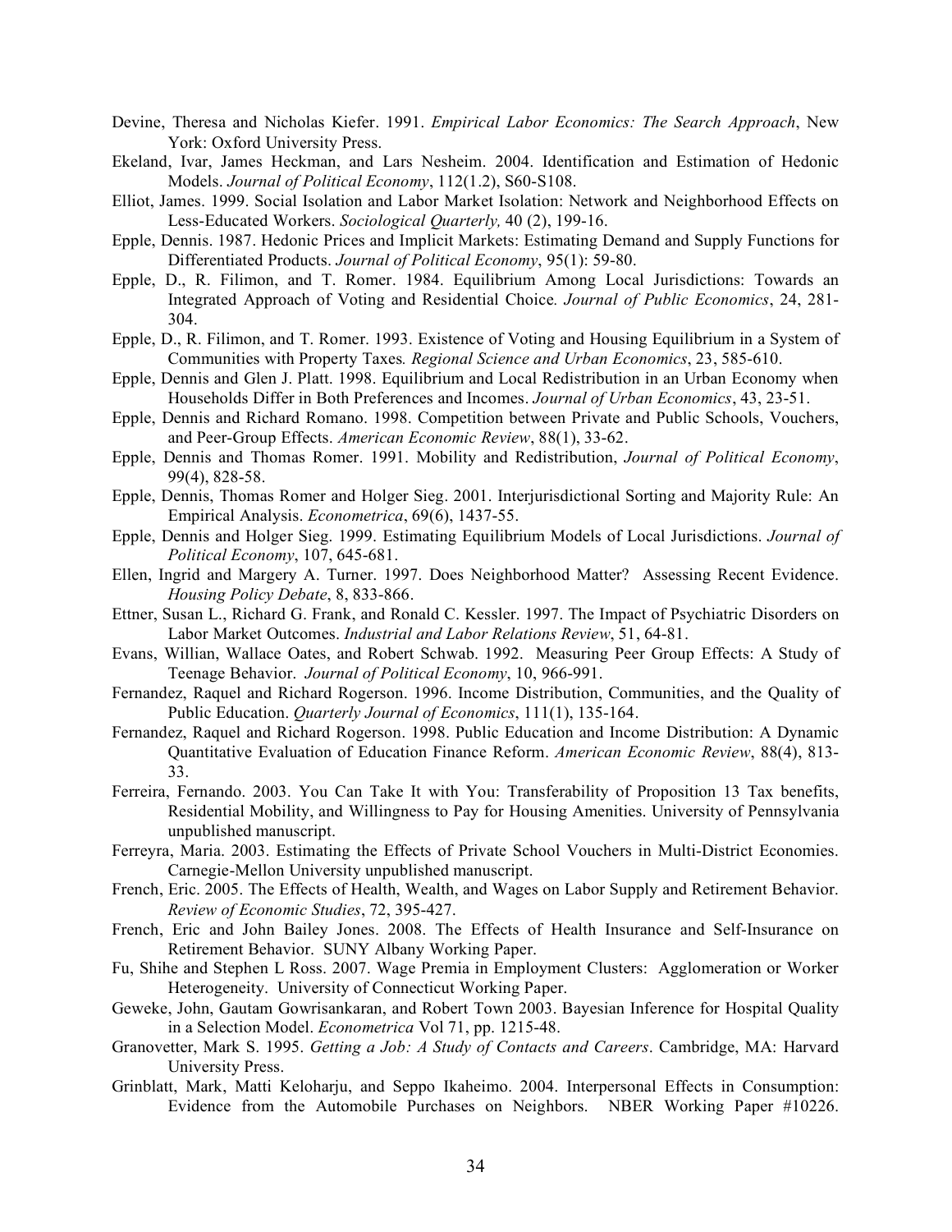Devine, Theresa and Nicholas Kiefer. 1991. *Empirical Labor Economics: The Search Approach*, New York: Oxford University Press.

Ekeland, Ivar, James Heckman, and Lars Nesheim. 2004. Identification and Estimation of Hedonic Models. *Journal of Political Economy*, 112(1.2), S60-S108.

Elliot, James. 1999. Social Isolation and Labor Market Isolation: Network and Neighborhood Effects on Less-Educated Workers. *Sociological Quarterly,* 40 (2), 199-16.

Epple, Dennis. 1987. Hedonic Prices and Implicit Markets: Estimating Demand and Supply Functions for Differentiated Products. *Journal of Political Economy*, 95(1): 59-80.

Epple, D., R. Filimon, and T. Romer. 1984. Equilibrium Among Local Jurisdictions: Towards an Integrated Approach of Voting and Residential Choice*. Journal of Public Economics*, 24, 281-304.

Epple, D., R. Filimon, and T. Romer. 1993. Existence of Voting and Housing Equilibrium in a System of Communities with Property Taxes*. Regional Science and Urban Economics*, 23, 585-610.

Epple, Dennis and Glen J. Platt. 1998. Equilibrium and Local Redistribution in an Urban Economy when Households Differ in Both Preferences and Incomes. *Journal of Urban Economics*, 43, 23-51.

Epple, Dennis and Richard Romano. 1998. Competition between Private and Public Schools, Vouchers, and Peer-Group Effects. *American Economic Review*, 88(1), 33-62.

Epple, Dennis and Thomas Romer. 1991. Mobility and Redistribution, *Journal of Political Economy*, 99(4), 828-58.

Epple, Dennis, Thomas Romer and Holger Sieg. 2001. Interjurisdictional Sorting and Majority Rule: An Empirical Analysis. *Econometrica*, 69(6), 1437-55.

Epple, Dennis and Holger Sieg. 1999. Estimating Equilibrium Models of Local Jurisdictions. *Journal of Political Economy*, 107, 645-681.

Ellen, Ingrid and Margery A. Turner. 1997. Does Neighborhood Matter? Assessing Recent Evidence. *Housing Policy Debate*, 8, 833-866.

Ettner, Susan L., Richard G. Frank, and Ronald C. Kessler. 1997. The Impact of Psychiatric Disorders on Labor Market Outcomes. *Industrial and Labor Relations Review*, 51, 64-81.

Evans, Willian, Wallace Oates, and Robert Schwab. 1992. Measuring Peer Group Effects: A Study of Teenage Behavior. *Journal of Political Economy*, 10, 966-991.

Fernandez, Raquel and Richard Rogerson. 1996. Income Distribution, Communities, and the Quality of Public Education. *Quarterly Journal of Economics*, 111(1), 135-164.

Fernandez, Raquel and Richard Rogerson. 1998. Public Education and Income Distribution: A Dynamic Quantitative Evaluation of Education Finance Reform. *American Economic Review*, 88(4), 813-33.

Ferreira, Fernando. 2003. You Can Take It with You: Transferability of Proposition 13 Tax benefits, Residential Mobility, and Willingness to Pay for Housing Amenities. University of Pennsylvania unpublished manuscript.

Ferreyra, Maria. 2003. Estimating the Effects of Private School Vouchers in Multi-District Economies. Carnegie-Mellon University unpublished manuscript.

French, Eric. 2005. The Effects of Health, Wealth, and Wages on Labor Supply and Retirement Behavior. *Review of Economic Studies*, 72, 395-427.

French, Eric and John Bailey Jones. 2008. The Effects of Health Insurance and Self-Insurance on Retirement Behavior. SUNY Albany Working Paper.

Fu, Shihe and Stephen L Ross. 2007. Wage Premia in Employment Clusters: Agglomeration or Worker Heterogeneity. University of Connecticut Working Paper.

Geweke, John, Gautam Gowrisankaran, and Robert Town 2003. Bayesian Inference for Hospital Quality in a Selection Model. *Econometrica* Vol 71, pp. 1215-48.

Granovetter, Mark S. 1995. *Getting a Job: A Study of Contacts and Careers*. Cambridge, MA: Harvard University Press.

Grinblatt, Mark, Matti Keloharju, and Seppo Ikaheimo. 2004. Interpersonal Effects in Consumption: Evidence from the Automobile Purchases on Neighbors. NBER Working Paper #10226.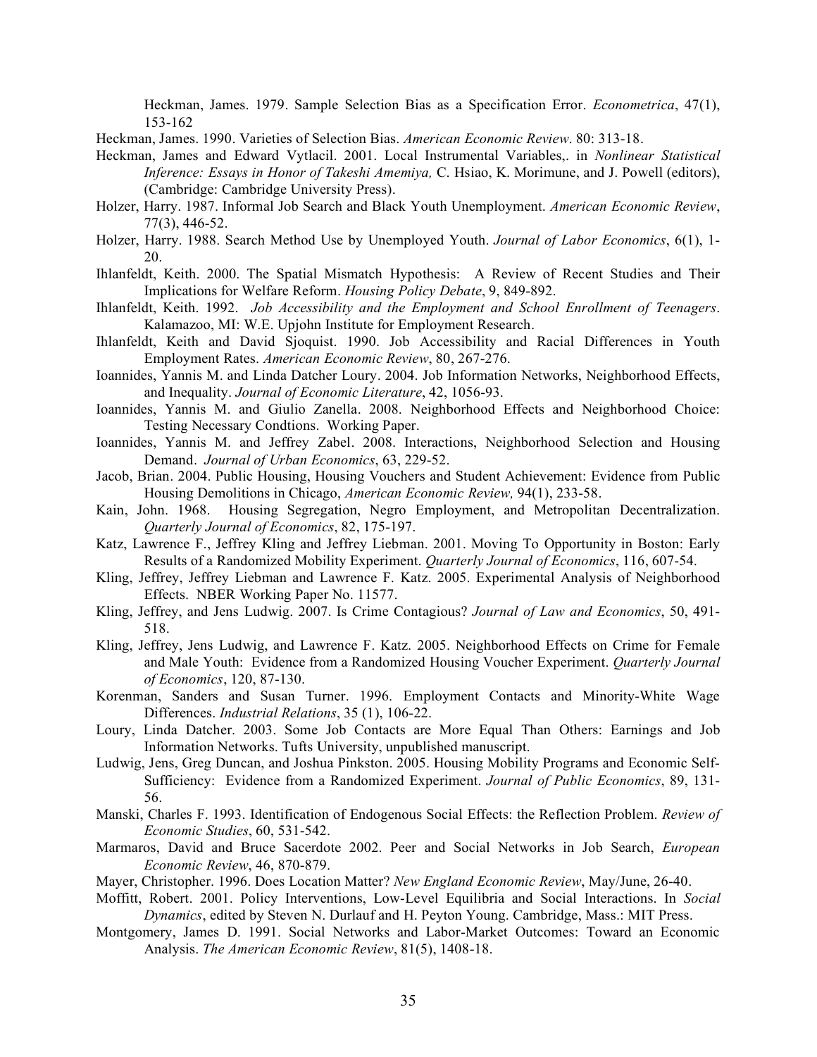Heckman, James. 1979. Sample Selection Bias as a Specification Error. *Econometrica*, 47(1), 153-162

Heckman, James. 1990. Varieties of Selection Bias. *American Economic Review*. 80: 313-18.

Heckman, James and Edward Vytlacil. 2001. Local Instrumental Variables,. in *Nonlinear Statistical Inference: Essays in Honor of Takeshi Amemiya,* C. Hsiao, K. Morimune, and J. Powell (editors), (Cambridge: Cambridge University Press).

Holzer, Harry. 1987. Informal Job Search and Black Youth Unemployment. *American Economic Review*, 77(3), 446-52.

Holzer, Harry. 1988. Search Method Use by Unemployed Youth. *Journal of Labor Economics*, 6(1), 1-20.

Ihlanfeldt, Keith. 2000. The Spatial Mismatch Hypothesis: A Review of Recent Studies and Their Implications for Welfare Reform. *Housing Policy Debate*, 9, 849-892.

Ihlanfeldt, Keith. 1992. *Job Accessibility and the Employment and School Enrollment of Teenagers*. Kalamazoo, MI: W.E. Upjohn Institute for Employment Research.

Ihlanfeldt, Keith and David Sjoquist. 1990. Job Accessibility and Racial Differences in Youth Employment Rates. *American Economic Review*, 80, 267-276.

Ioannides, Yannis M. and Linda Datcher Loury. 2004. Job Information Networks, Neighborhood Effects, and Inequality. *Journal of Economic Literature*, 42, 1056-93.

Ioannides, Yannis M. and Giulio Zanella. 2008. Neighborhood Effects and Neighborhood Choice: Testing Necessary Condtions. Working Paper.

Ioannides, Yannis M. and Jeffrey Zabel. 2008. Interactions, Neighborhood Selection and Housing Demand. *Journal of Urban Economics*, 63, 229-52.

Jacob, Brian. 2004. Public Housing, Housing Vouchers and Student Achievement: Evidence from Public Housing Demolitions in Chicago, *American Economic Review,* 94(1), 233-58.

Kain, John. 1968. Housing Segregation, Negro Employment, and Metropolitan Decentralization. *Quarterly Journal of Economics*, 82, 175-197.

Katz, Lawrence F., Jeffrey Kling and Jeffrey Liebman. 2001. Moving To Opportunity in Boston: Early Results of a Randomized Mobility Experiment. *Quarterly Journal of Economics*, 116, 607-54.

Kling, Jeffrey, Jeffrey Liebman and Lawrence F. Katz. 2005. Experimental Analysis of Neighborhood Effects. NBER Working Paper No. 11577.

Kling, Jeffrey, and Jens Ludwig. 2007. Is Crime Contagious? *Journal of Law and Economics*, 50, 491-518.

Kling, Jeffrey, Jens Ludwig, and Lawrence F. Katz. 2005. Neighborhood Effects on Crime for Female and Male Youth: Evidence from a Randomized Housing Voucher Experiment. *Quarterly Journal of Economics*, 120, 87-130.

Korenman, Sanders and Susan Turner. 1996. Employment Contacts and Minority-White Wage Differences. *Industrial Relations*, 35 (1), 106-22.

Loury, Linda Datcher. 2003. Some Job Contacts are More Equal Than Others: Earnings and Job Information Networks. Tufts University, unpublished manuscript.

Ludwig, Jens, Greg Duncan, and Joshua Pinkston. 2005. Housing Mobility Programs and Economic Self-Sufficiency: Evidence from a Randomized Experiment. *Journal of Public Economics*, 89, 131-56.

Manski, Charles F. 1993. Identification of Endogenous Social Effects: the Reflection Problem. *Review of Economic Studies*, 60, 531-542.

Marmaros, David and Bruce Sacerdote 2002. Peer and Social Networks in Job Search, *European Economic Review*, 46, 870-879.

Mayer, Christopher. 1996. Does Location Matter? *New England Economic Review*, May/June, 26-40.

Moffitt, Robert. 2001. Policy Interventions, Low-Level Equilibria and Social Interactions. In *Social Dynamics*, edited by Steven N. Durlauf and H. Peyton Young. Cambridge, Mass.: MIT Press.

Montgomery, James D. 1991. Social Networks and Labor-Market Outcomes: Toward an Economic Analysis. *The American Economic Review*, 81(5), 1408-18.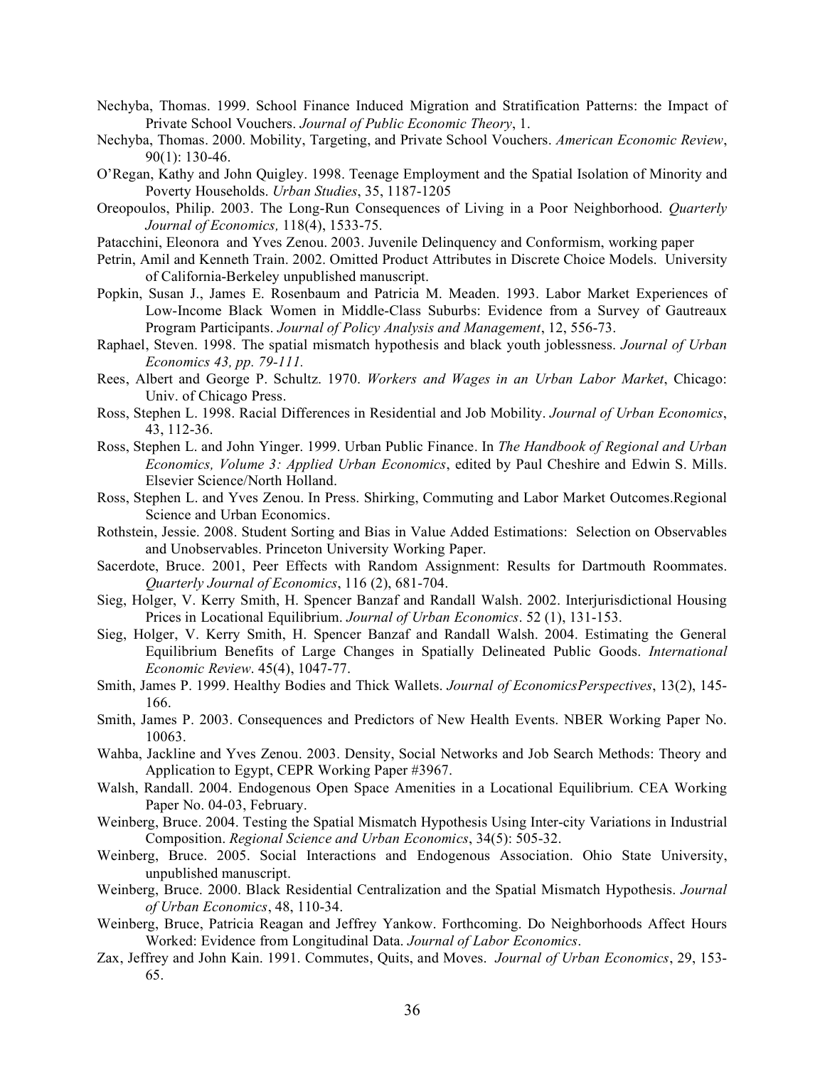Nechyba, Thomas. 1999. School Finance Induced Migration and Stratification Patterns: the Impact of Private School Vouchers. *Journal of Public Economic Theory*, 1.

Nechyba, Thomas. 2000. Mobility, Targeting, and Private School Vouchers. *American Economic Review*, 90(1): 130-46.

O'Regan, Kathy and John Quigley. 1998. Teenage Employment and the Spatial Isolation of Minority and Poverty Households. *Urban Studies*, 35, 1187-1205

Oreopoulos, Philip. 2003. The Long-Run Consequences of Living in a Poor Neighborhood. *Quarterly Journal of Economics,* 118(4), 1533-75.

Patacchini, Eleonora and Yves Zenou. 2003. Juvenile Delinquency and Conformism, working paper

Petrin, Amil and Kenneth Train. 2002. Omitted Product Attributes in Discrete Choice Models. University of California-Berkeley unpublished manuscript.

Popkin, Susan J., James E. Rosenbaum and Patricia M. Meaden. 1993. Labor Market Experiences of Low-Income Black Women in Middle-Class Suburbs: Evidence from a Survey of Gautreaux Program Participants. *Journal of Policy Analysis and Management*, 12, 556-73.

Raphael, Steven. 1998. The spatial mismatch hypothesis and black youth joblessness. *Journal of Urban Economics 43, pp. 79-111.*

Rees, Albert and George P. Schultz. 1970. *Workers and Wages in an Urban Labor Market*, Chicago: Univ. of Chicago Press.

Ross, Stephen L. 1998. Racial Differences in Residential and Job Mobility. *Journal of Urban Economics*, 43, 112-36.

Ross, Stephen L. and John Yinger. 1999. Urban Public Finance. In *The Handbook of Regional and Urban Economics, Volume 3: Applied Urban Economics*, edited by Paul Cheshire and Edwin S. Mills. Elsevier Science/North Holland.

Ross, Stephen L. and Yves Zenou. In Press. Shirking, Commuting and Labor Market Outcomes.Regional Science and Urban Economics.

Rothstein, Jessie. 2008. Student Sorting and Bias in Value Added Estimations: Selection on Observables and Unobservables. Princeton University Working Paper.

Sacerdote, Bruce. 2001, Peer Effects with Random Assignment: Results for Dartmouth Roommates. *Quarterly Journal of Economics*, 116 (2), 681-704.

Sieg, Holger, V. Kerry Smith, H. Spencer Banzaf and Randall Walsh. 2002. Interjurisdictional Housing Prices in Locational Equilibrium. *Journal of Urban Economics*. 52 (1), 131-153.

Sieg, Holger, V. Kerry Smith, H. Spencer Banzaf and Randall Walsh. 2004. Estimating the General Equilibrium Benefits of Large Changes in Spatially Delineated Public Goods. *International Economic Review*. 45(4), 1047-77.

Smith, James P. 1999. Healthy Bodies and Thick Wallets. *Journal of EconomicsPerspectives*, 13(2), 145-166.

Smith, James P. 2003. Consequences and Predictors of New Health Events. NBER Working Paper No. 10063.

Wahba, Jackline and Yves Zenou. 2003. Density, Social Networks and Job Search Methods: Theory and Application to Egypt, CEPR Working Paper #3967.

Walsh, Randall. 2004. Endogenous Open Space Amenities in a Locational Equilibrium. CEA Working Paper No. 04-03, February.

Weinberg, Bruce. 2004. Testing the Spatial Mismatch Hypothesis Using Inter-city Variations in Industrial Composition. *Regional Science and Urban Economics*, 34(5): 505-32.

Weinberg, Bruce. 2005. Social Interactions and Endogenous Association. Ohio State University, unpublished manuscript.

Weinberg, Bruce. 2000. Black Residential Centralization and the Spatial Mismatch Hypothesis. *Journal of Urban Economics*, 48, 110-34.

Weinberg, Bruce, Patricia Reagan and Jeffrey Yankow. Forthcoming. Do Neighborhoods Affect Hours Worked: Evidence from Longitudinal Data. *Journal of Labor Economics*.

Zax, Jeffrey and John Kain. 1991. Commutes, Quits, and Moves. *Journal of Urban Economics*, 29, 153-65.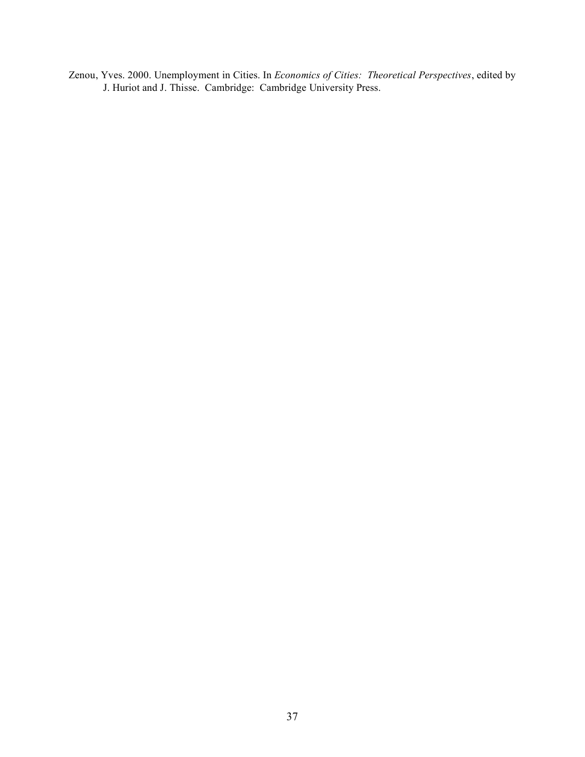Zenou, Yves. 2000. Unemployment in Cities. In *Economics of Cities: Theoretical Perspectives*, edited by J. Huriot and J. Thisse. Cambridge: Cambridge University Press.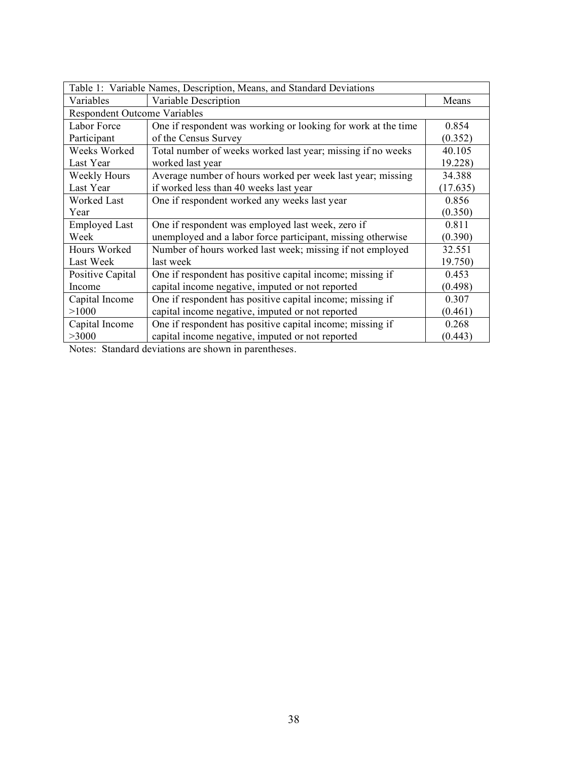| Table 1: Variable Names, Description, Means, and Standard Deviations | | |
|---|---|---|
| Variables | Variable Description | Means |
| Respondent Outcome Variables | | |
| Labor Force Participant | One if respondent was working or looking for work at the time of the Census Survey | 0.854 (0.352) |
| Weeks Worked Last Year | Total number of weeks worked last year; missing if no weeks worked last year | 40.105 19.228) |
| Weekly Hours Last Year | Average number of hours worked per week last year; missing if worked less than 40 weeks last year | 34.388 (17.635) |
| Worked Last Year | One if respondent worked any weeks last year | 0.856 (0.350) |
| Employed Last Week | One if respondent was employed last week, zero if unemployed and a labor force participant, missing otherwise | 0.811 (0.390) |
| Hours Worked Last Week | Number of hours worked last week; missing if not employed last week | 32.551 19.750) |
| Positive Capital Income | One if respondent has positive capital income; missing if capital income negative, imputed or not reported | 0.453 (0.498) |
| Capital Income >1000 | One if respondent has positive capital income; missing if capital income negative, imputed or not reported | 0.307 (0.461) |
| Capital Income >3000 | One if respondent has positive capital income; missing if capital income negative, imputed or not reported | 0.268 (0.443) |

Notes: Standard deviations are shown in parentheses.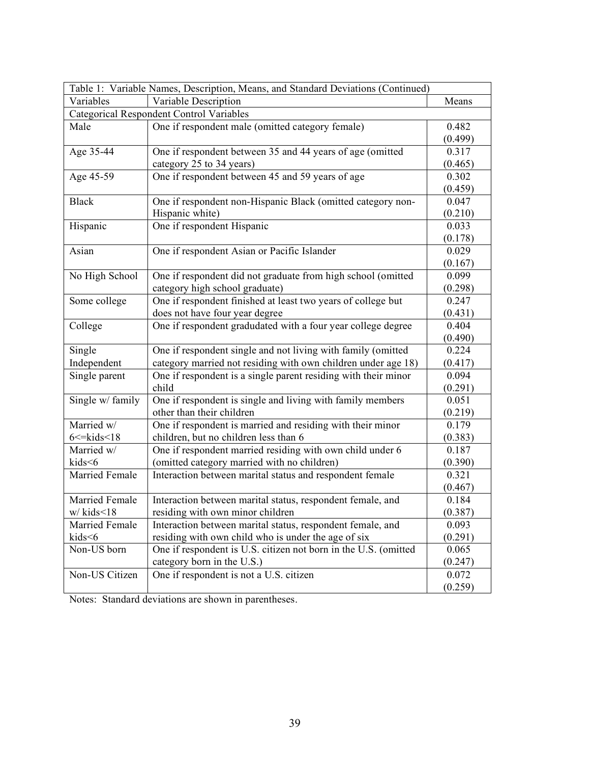| Table 1: Variable Names, Description, Means, and Standard Deviations (Continued) | | |
|---|---|---|
| Variables | Variable Description | Means |
| Categorical Respondent Control Variables | | |
| Male | One if respondent male (omitted category female) | 0.482 (0.499) |
| Age 35-44 | One if respondent between 35 and 44 years of age (omitted category 25 to 34 years) | 0.317 (0.465) |
| Age 45-59 | One if respondent between 45 and 59 years of age | 0.302 (0.459) |
| Black | One if respondent non-Hispanic Black (omitted category non-Hispanic white) | 0.047 (0.210) |
| Hispanic | One if respondent Hispanic | 0.033 (0.178) |
| Asian | One if respondent Asian or Pacific Islander | 0.029 (0.167) |
| No High School | One if respondent did not graduate from high school (omitted category high school graduate) | 0.099 (0.298) |
| Some college | One if respondent finished at least two years of college but does not have four year degree | 0.247 (0.431) |
| College | One if respondent gradudated with a four year college degree | 0.404 (0.490) |
| Single Independent | One if respondent single and not living with family (omitted category married not residing with own children under age 18) | 0.224 (0.417) |
| Single parent | One if respondent is a single parent residing with their minor child | 0.094 (0.291) |
| Single w/ family | One if respondent is single and living with family members other than their children | 0.051 (0.219) |
| Married w/ 6<=kids<18 | One if respondent is married and residing with their minor children, but no children less than 6 | 0.179 (0.383) |
| Married w/ kids<6 | One if respondent married residing with own child under 6 (omitted category married with no children) | 0.187 (0.390) |
| Married Female | Interaction between marital status and respondent female | 0.321 (0.467) |
| Married Female w/ kids<18 | Interaction between marital status, respondent female, and residing with own minor children | 0.184 (0.387) |
| Married Female kids<6 | Interaction between marital status, respondent female, and residing with own child who is under the age of six | 0.093 (0.291) |
| Non-US born | One if respondent is U.S. citizen not born in the U.S. (omitted category born in the U.S.) | 0.065 (0.247) |
| Non-US Citizen | One if respondent is not a U.S. citizen | 0.072 (0.259) |

Notes: Standard deviations are shown in parentheses.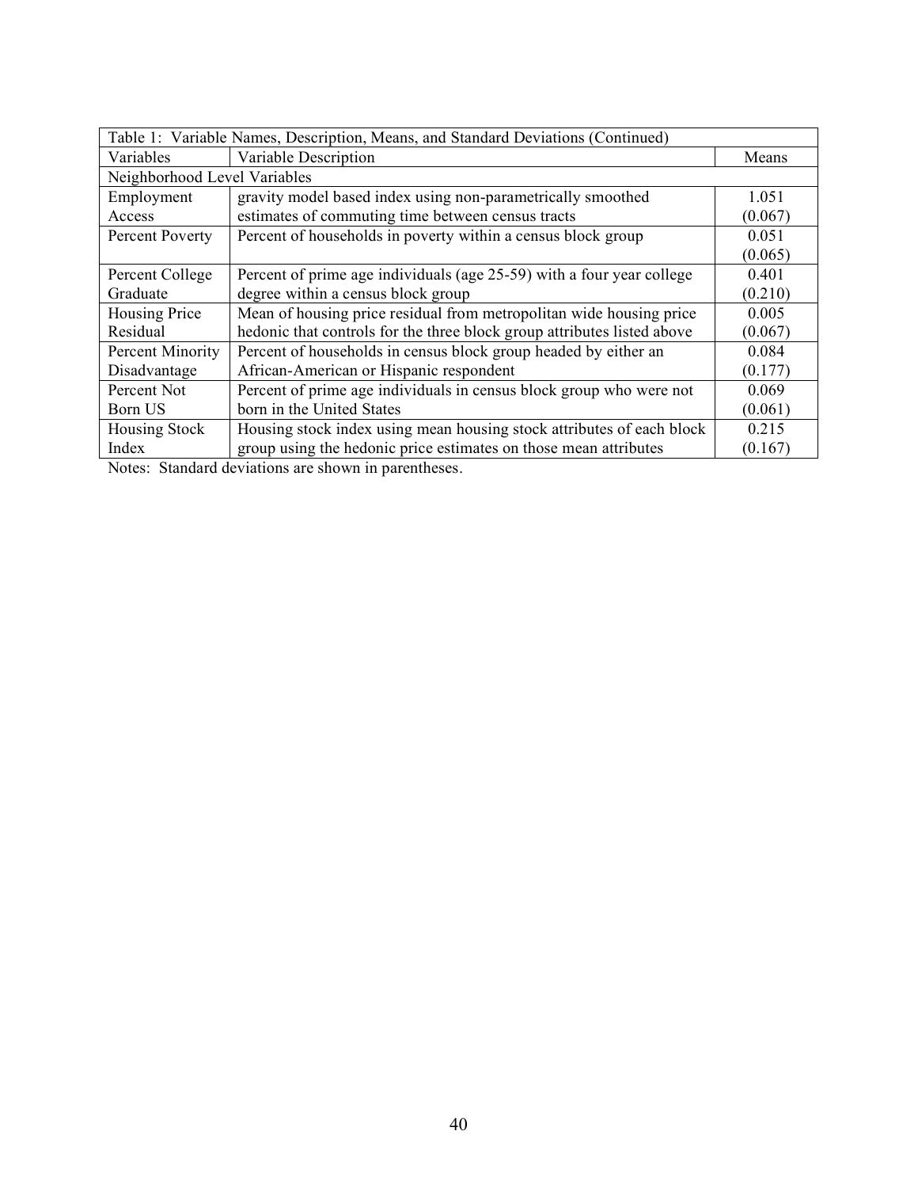| Table 1: Variable Names, Description, Means, and Standard Deviations (Continued) | | |
|---|---|---|
| Variables | Variable Description | Means |
| Neighborhood Level Variables | | |
| Employment Access | gravity model based index using non-parametrically smoothed estimates of commuting time between census tracts | 1.051 (0.067) |
| Percent Poverty | Percent of households in poverty within a census block group | 0.051 (0.065) |
| Percent College Graduate | Percent of prime age individuals (age 25-59) with a four year college degree within a census block group | 0.401 (0.210) |
| Housing Price Residual | Mean of housing price residual from metropolitan wide housing price hedonic that controls for the three block group attributes listed above | 0.005 (0.067) |
| Percent Minority Disadvantage | Percent of households in census block group headed by either an African-American or Hispanic respondent | 0.084 (0.177) |
| Percent Not Born US | Percent of prime age individuals in census block group who were not born in the United States | 0.069 (0.061) |
| Housing Stock Index | Housing stock index using mean housing stock attributes of each block group using the hedonic price estimates on those mean attributes | 0.215 (0.167) |

Notes: Standard deviations are shown in parentheses.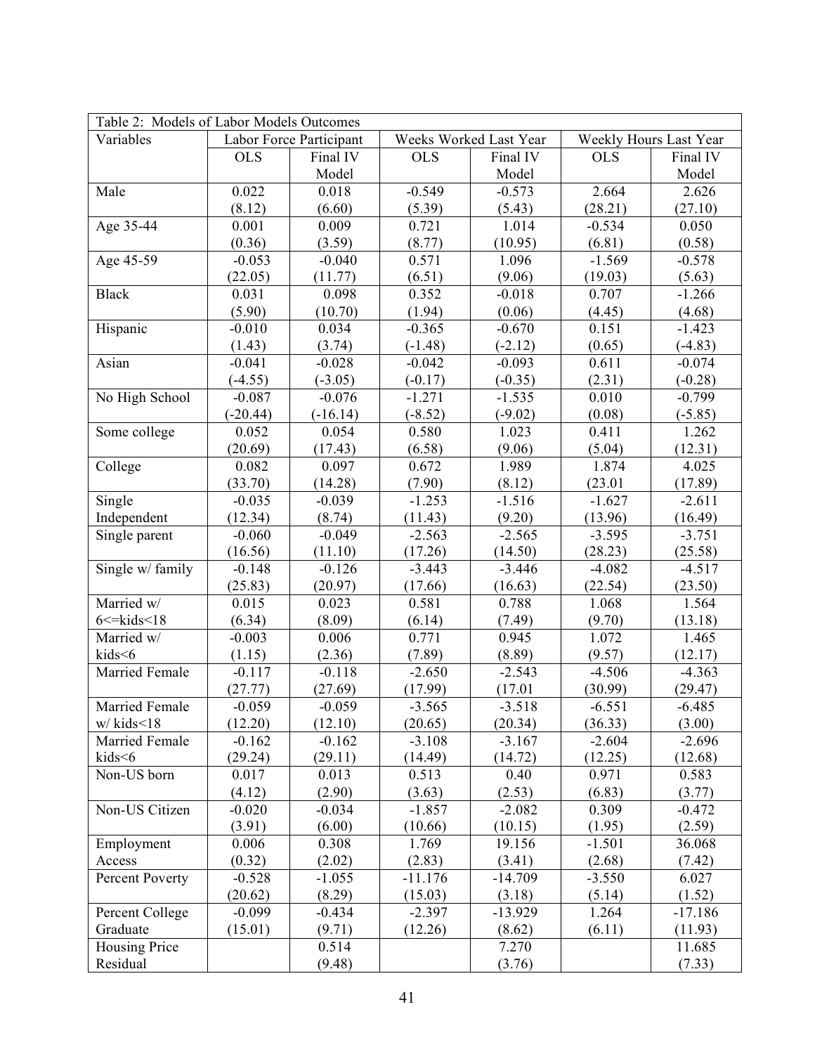| Table 2: Models of Labor Models Outcomes | | | | | | |
|---|---|---|---|---|---|---|
| Variables | Labor Force Participant | | Weeks Worked Last Year | | Weekly Hours Last Year | |
| | OLS | Final IV Model | OLS | Final IV Model | OLS | Final IV Model |
| Male | 0.022<br>(8.12) | 0.018<br>(6.60) | -0.549<br>(5.39) | -0.573<br>(5.43) | 2.664<br>(28.21) | 2.626<br>(27.10) |
| Age 35-44 | 0.001<br>(0.36) | 0.009<br>(3.59) | 0.721<br>(8.77) | 1.014<br>(10.95) | -0.534<br>(6.81) | 0.050<br>(0.58) |
| Age 45-59 | -0.053<br>(22.05) | -0.040<br>(11.77) | 0.571<br>(6.51) | 1.096<br>(9.06) | -1.569<br>(19.03) | -0.578<br>(5.63) |
| Black | 0.031<br>(5.90) | 0.098<br>(10.70) | 0.352<br>(1.94) | -0.018<br>(0.06) | 0.707<br>(4.45) | -1.266<br>(4.68) |
| Hispanic | -0.010<br>(1.43) | 0.034<br>(3.74) | -0.365<br>(-1.48) | -0.670<br>(-2.12) | 0.151<br>(0.65) | -1.423<br>(-4.83) |
| Asian | -0.041<br>(-4.55) | -0.028<br>(-3.05) | -0.042<br>(-0.17) | -0.093<br>(-0.35) | 0.611<br>(2.31) | -0.074<br>(-0.28) |
| No High School | -0.087<br>(-20.44) | -0.076<br>(-16.14) | -1.271<br>(-8.52) | -1.535<br>(-9.02) | 0.010<br>(0.08) | -0.799<br>(-5.85) |
| Some college | 0.052<br>(20.69) | 0.054<br>(17.43) | 0.580<br>(6.58) | 1.023<br>(9.06) | 0.411<br>(5.04) | 1.262<br>(12.31) |
| College | 0.082<br>(33.70) | 0.097<br>(14.28) | 0.672<br>(7.90) | 1.989<br>(8.12) | 1.874<br>(23.01 | 4.025<br>(17.89) |
| Single Independent | -0.035<br>(12.34) | -0.039<br>(8.74) | -1.253<br>(11.43) | -1.516<br>(9.20) | -1.627<br>(13.96) | -2.611<br>(16.49) |
| Single parent | -0.060<br>(16.56) | -0.049<br>(11.10) | -2.563<br>(17.26) | -2.565<br>(14.50) | -3.595<br>(28.23) | -3.751<br>(25.58) |
| Single w/ family | -0.148<br>(25.83) | -0.126<br>(20.97) | -3.443<br>(17.66) | -3.446<br>(16.63) | -4.082<br>(22.54) | -4.517<br>(23.50) |
| Married w/ 6<=kids<18 | 0.015<br>(6.34) | 0.023<br>(8.09) | 0.581<br>(6.14) | 0.788<br>(7.49) | 1.068<br>(9.70) | 1.564<br>(13.18) |
| Married w/ kids<6 | -0.003<br>(1.15) | 0.006<br>(2.36) | 0.771<br>(7.89) | 0.945<br>(8.89) | 1.072<br>(9.57) | 1.465<br>(12.17) |
| Married Female | -0.117<br>(27.77) | -0.118<br>(27.69) | -2.650<br>(17.99) | -2.543<br>(17.01 | -4.506<br>(30.99) | -4.363<br>(29.47) |
| Married Female w/ kids<18 | -0.059<br>(12.20) | -0.059<br>(12.10) | -3.565<br>(20.65) | -3.518<br>(20.34) | -6.551<br>(36.33) | -6.485<br>(3.00) |
| Married Female kids<6 | -0.162<br>(29.24) | -0.162<br>(29.11) | -3.108<br>(14.49) | -3.167<br>(14.72) | -2.604<br>(12.25) | -2.696<br>(12.68) |
| Non-US born | 0.017<br>(4.12) | 0.013<br>(2.90) | 0.513<br>(3.63) | 0.40<br>(2.53) | 0.971<br>(6.83) | 0.583<br>(3.77) |
| Non-US Citizen | -0.020<br>(3.91) | -0.034<br>(6.00) | -1.857<br>(10.66) | -2.082<br>(10.15) | 0.309<br>(1.95) | -0.472<br>(2.59) |
| Employment Access | 0.006<br>(0.32) | 0.308<br>(2.02) | 1.769<br>(2.83) | 19.156<br>(3.41) | -1.501<br>(2.68) | 36.068<br>(7.42) |
| Percent Poverty | -0.528<br>(20.62) | -1.055<br>(8.29) | -11.176<br>(15.03) | -14.709<br>(3.18) | -3.550<br>(5.14) | 6.027<br>(1.52) |
| Percent College Graduate | -0.099<br>(15.01) | -0.434<br>(9.71) | -2.397<br>(12.26) | -13.929<br>(8.62) | 1.264<br>(6.11) | -17.186<br>(11.93) |
| Housing Price Residual | | 0.514<br>(9.48) | | 7.270<br>(3.76) | | 11.685<br>(7.33) |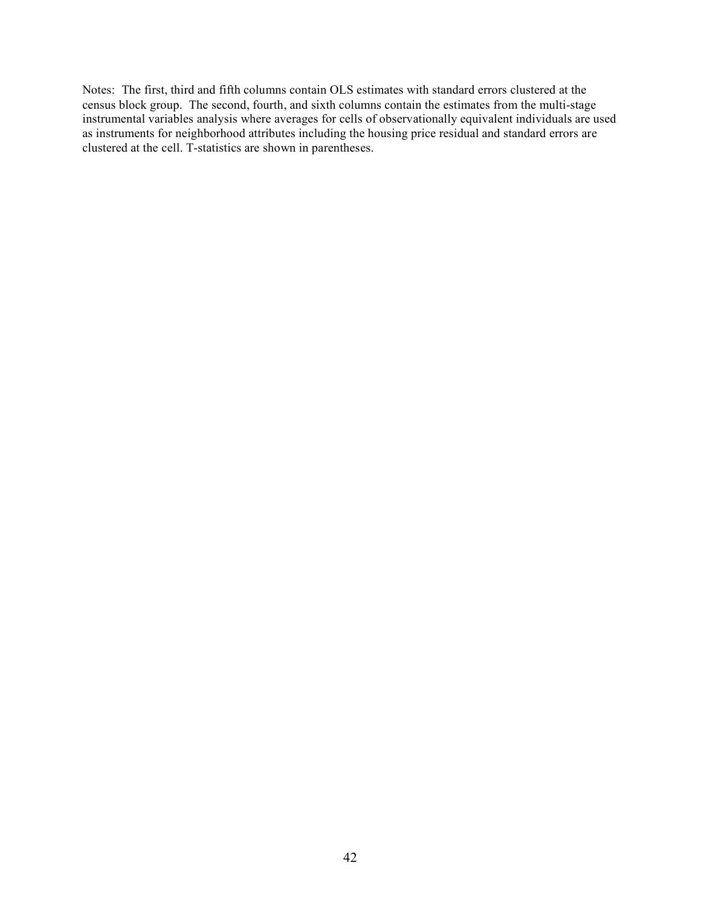Notes: The first, third and fifth columns contain OLS estimates with standard errors clustered at the census block group. The second, fourth, and sixth columns contain the estimates from the multi-stage instrumental variables analysis where averages for cells of observationally equivalent individuals are used as instruments for neighborhood attributes including the housing price residual and standard errors are clustered at the cell. T-statistics are shown in parentheses.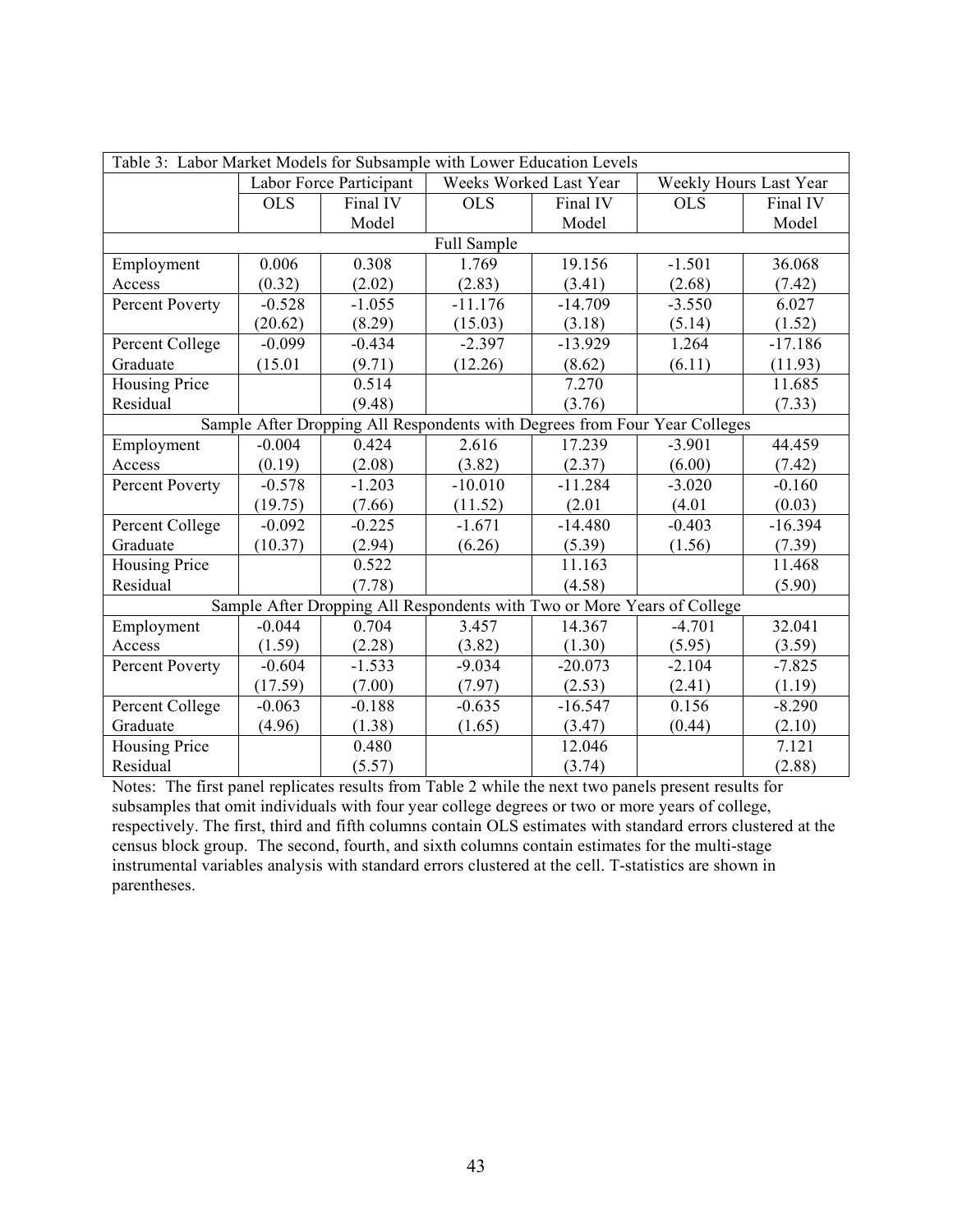| Table 3: Labor Market Models for Subsample with Lower Education Levels | | | | | | |
|---|---|---|---|---|---|---|
| | Labor Force Participant | | Weeks Worked Last Year | | Weekly Hours Last Year | |
| | OLS | Final IV Model | OLS | Final IV Model | OLS | Final IV Model |
| **Full Sample** | | | | | | |
| Employment Access | 0.006 (0.32) | 0.308 (2.02) | 1.769 (2.83) | 19.156 (3.41) | -1.501 (2.68) | 36.068 (7.42) |
| Percent Poverty | -0.528 (20.62) | -1.055 (8.29) | -11.176 (15.03) | -14.709 (3.18) | -3.550 (5.14) | 6.027 (1.52) |
| Percent College Graduate | -0.099 (15.01 | -0.434 (9.71) | -2.397 (12.26) | -13.929 (8.62) | 1.264 (6.11) | -17.186 (11.93) |
| Housing Price Residual | | 0.514 (9.48) | | 7.270 (3.76) | | 11.685 (7.33) |
| **Sample After Dropping All Respondents with Degrees from Four Year Colleges** | | | | | | |
| Employment Access | -0.004 (0.19) | 0.424 (2.08) | 2.616 (3.82) | 17.239 (2.37) | -3.901 (6.00) | 44.459 (7.42) |
| Percent Poverty | -0.578 (19.75) | -1.203 (7.66) | -10.010 (11.52) | -11.284 (2.01 | -3.020 (4.01 | -0.160 (0.03) |
| Percent College Graduate | -0.092 (10.37) | -0.225 (2.94) | -1.671 (6.26) | -14.480 (5.39) | -0.403 (1.56) | -16.394 (7.39) |
| Housing Price Residual | | 0.522 (7.78) | | 11.163 (4.58) | | 11.468 (5.90) |
| **Sample After Dropping All Respondents with Two or More Years of College** | | | | | | |
| Employment Access | -0.044 (1.59) | 0.704 (2.28) | 3.457 (3.82) | 14.367 (1.30) | -4.701 (5.95) | 32.041 (3.59) |
| Percent Poverty | -0.604 (17.59) | -1.533 (7.00) | -9.034 (7.97) | -20.073 (2.53) | -2.104 (2.41) | -7.825 (1.19) |
| Percent College Graduate | -0.063 (4.96) | -0.188 (1.38) | -0.635 (1.65) | -16.547 (3.47) | 0.156 (0.44) | -8.290 (2.10) |
| Housing Price Residual | | 0.480 (5.57) | | 12.046 (3.74) | | 7.121 (2.88) |

Notes: The first panel replicates results from Table 2 while the next two panels present results for subsamples that omit individuals with four year college degrees or two or more years of college, respectively. The first, third and fifth columns contain OLS estimates with standard errors clustered at the census block group. The second, fourth, and sixth columns contain estimates for the multi-stage instrumental variables analysis with standard errors clustered at the cell. T-statistics are shown in parentheses.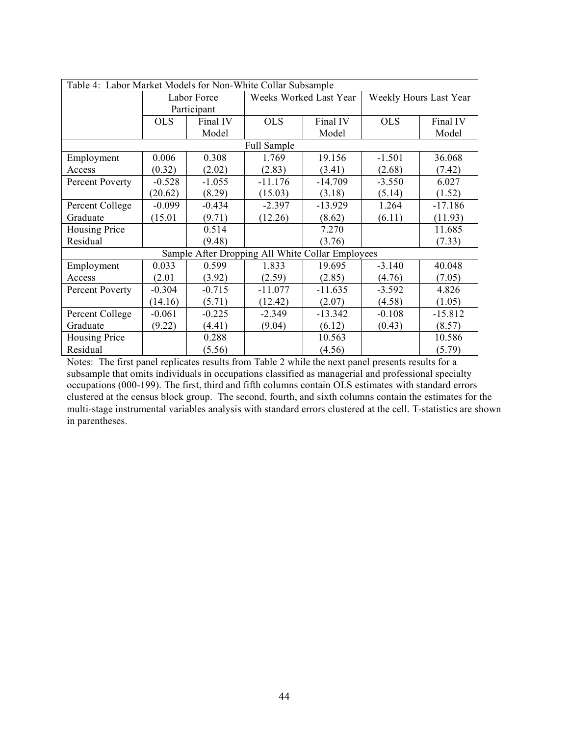Table 4: Labor Market Models for Non-White Collar Subsample

| | Labor Force Participant | | Weeks Worked Last Year | | Weekly Hours Last Year | |
|---|---|---|---|---|---|---|
| | OLS | Final IV Model | OLS | Final IV Model | OLS | Final IV Model |
| **Full Sample** | | | | | | |
| Employment Access | 0.006<br>(0.32) | 0.308<br>(2.02) | 1.769<br>(2.83) | 19.156<br>(3.41) | -1.501<br>(2.68) | 36.068<br>(7.42) |
| Percent Poverty | -0.528<br>(20.62) | -1.055<br>(8.29) | -11.176<br>(15.03) | -14.709<br>(3.18) | -3.550<br>(5.14) | 6.027<br>(1.52) |
| Percent College Graduate | -0.099<br>(15.01 | -0.434<br>(9.71) | -2.397<br>(12.26) | -13.929<br>(8.62) | 1.264<br>(6.11) | -17.186<br>(11.93) |
| Housing Price Residual | | 0.514<br>(9.48) | | 7.270<br>(3.76) | | 11.685<br>(7.33) |
| **Sample After Dropping All White Collar Employees** | | | | | | |
| Employment Access | 0.033<br>(2.01 | 0.599<br>(3.92) | 1.833<br>(2.59) | 19.695<br>(2.85) | -3.140<br>(4.76) | 40.048<br>(7.05) |
| Percent Poverty | -0.304<br>(14.16) | -0.715<br>(5.71) | -11.077<br>(12.42) | -11.635<br>(2.07) | -3.592<br>(4.58) | 4.826<br>(1.05) |
| Percent College Graduate | -0.061<br>(9.22) | -0.225<br>(4.41) | -2.349<br>(9.04) | -13.342<br>(6.12) | -0.108<br>(0.43) | -15.812<br>(8.57) |
| Housing Price Residual | | 0.288<br>(5.56) | | 10.563<br>(4.56) | | 10.586<br>(5.79) |

Notes: The first panel replicates results from Table 2 while the next panel presents results for a subsample that omits individuals in occupations classified as managerial and professional specialty occupations (000-199). The first, third and fifth columns contain OLS estimates with standard errors clustered at the census block group. The second, fourth, and sixth columns contain the estimates for the multi-stage instrumental variables analysis with standard errors clustered at the cell. T-statistics are shown in parentheses.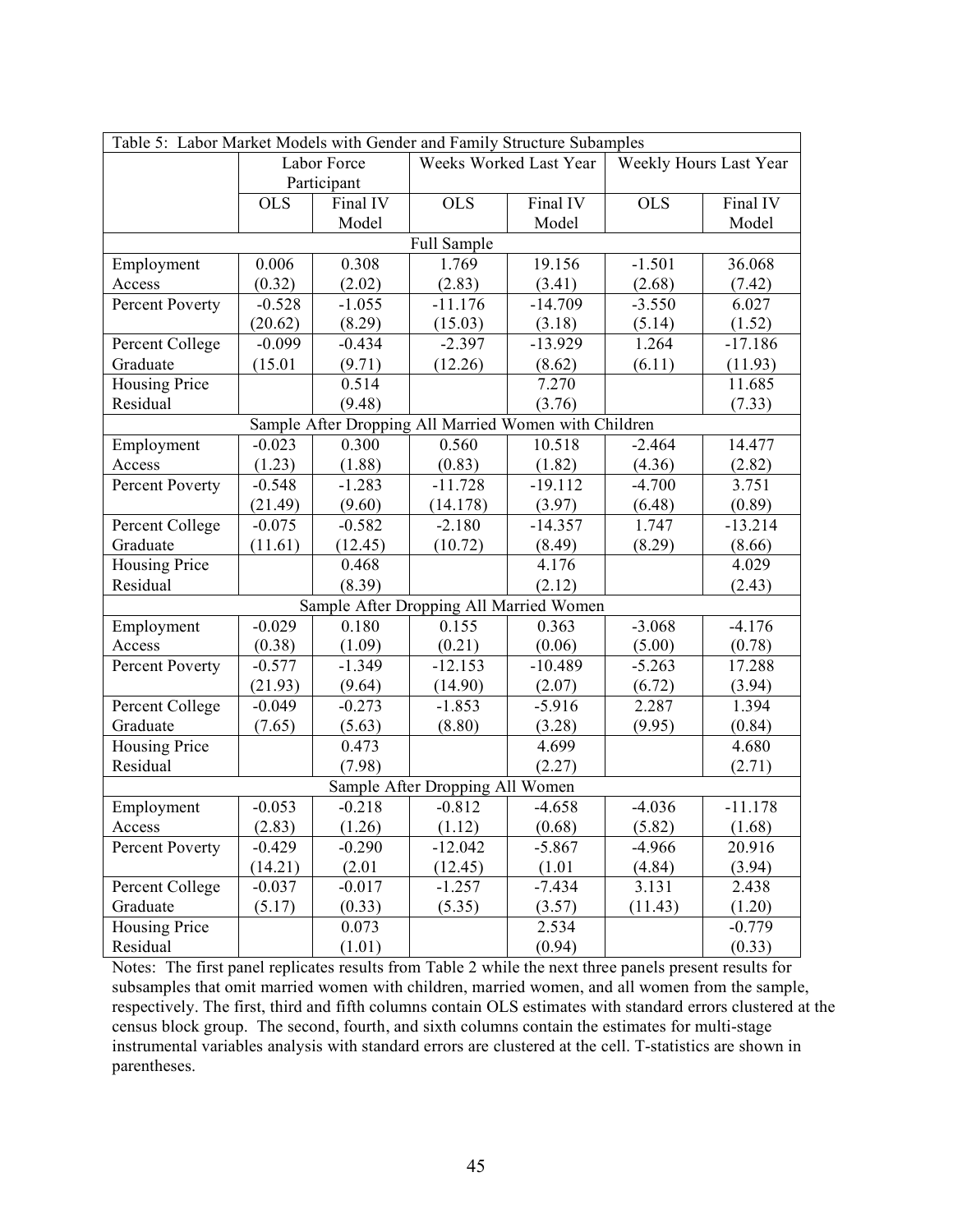Table 5: Labor Market Models with Gender and Family Structure Subamples

| | Labor Force Participant | | Weeks Worked Last Year | | Weekly Hours Last Year | |
|---|---|---|---|---|---|---|
| | OLS | Final IV Model | OLS | Final IV Model | OLS | Final IV Model |
| **Full Sample** | | | | | | |
| Employment Access | 0.006<br>(0.32) | 0.308<br>(2.02) | 1.769<br>(2.83) | 19.156<br>(3.41) | -1.501<br>(2.68) | 36.068<br>(7.42) |
| Percent Poverty | -0.528<br>(20.62) | -1.055<br>(8.29) | -11.176<br>(15.03) | -14.709<br>(3.18) | -3.550<br>(5.14) | 6.027<br>(1.52) |
| Percent College Graduate | -0.099<br>(15.01 | -0.434<br>(9.71) | -2.397<br>(12.26) | -13.929<br>(8.62) | 1.264<br>(6.11) | -17.186<br>(11.93) |
| Housing Price Residual | | 0.514<br>(9.48) | | 7.270<br>(3.76) | | 11.685<br>(7.33) |
| **Sample After Dropping All Married Women with Children** | | | | | | |
| Employment Access | -0.023<br>(1.23) | 0.300<br>(1.88) | 0.560<br>(0.83) | 10.518<br>(1.82) | -2.464<br>(4.36) | 14.477<br>(2.82) |
| Percent Poverty | -0.548<br>(21.49) | -1.283<br>(9.60) | -11.728<br>(14.178) | -19.112<br>(3.97) | -4.700<br>(6.48) | 3.751<br>(0.89) |
| Percent College Graduate | -0.075<br>(11.61) | -0.582<br>(12.45) | -2.180<br>(10.72) | -14.357<br>(8.49) | 1.747<br>(8.29) | -13.214<br>(8.66) |
| Housing Price Residual | | 0.468<br>(8.39) | | 4.176<br>(2.12) | | 4.029<br>(2.43) |
| **Sample After Dropping All Married Women** | | | | | | |
| Employment Access | -0.029<br>(0.38) | 0.180<br>(1.09) | 0.155<br>(0.21) | 0.363<br>(0.06) | -3.068<br>(5.00) | -4.176<br>(0.78) |
| Percent Poverty | -0.577<br>(21.93) | -1.349<br>(9.64) | -12.153<br>(14.90) | -10.489<br>(2.07) | -5.263<br>(6.72) | 17.288<br>(3.94) |
| Percent College Graduate | -0.049<br>(7.65) | -0.273<br>(5.63) | -1.853<br>(8.80) | -5.916<br>(3.28) | 2.287<br>(9.95) | 1.394<br>(0.84) |
| Housing Price Residual | | 0.473<br>(7.98) | | 4.699<br>(2.27) | | 4.680<br>(2.71) |
| **Sample After Dropping All Women** | | | | | | |
| Employment Access | -0.053<br>(2.83) | -0.218<br>(1.26) | -0.812<br>(1.12) | -4.658<br>(0.68) | -4.036<br>(5.82) | -11.178<br>(1.68) |
| Percent Poverty | -0.429<br>(14.21) | -0.290<br>(2.01 | -12.042<br>(12.45) | -5.867<br>(1.01 | -4.966<br>(4.84) | 20.916<br>(3.94) |
| Percent College Graduate | -0.037<br>(5.17) | -0.017<br>(0.33) | -1.257<br>(5.35) | -7.434<br>(3.57) | 3.131<br>(11.43) | 2.438<br>(1.20) |
| Housing Price Residual | | 0.073<br>(1.01) | | 2.534<br>(0.94) | | -0.779<br>(0.33) |

Notes: The first panel replicates results from Table 2 while the next three panels present results for subsamples that omit married women with children, married women, and all women from the sample, respectively. The first, third and fifth columns contain OLS estimates with standard errors clustered at the census block group. The second, fourth, and sixth columns contain the estimates for multi-stage instrumental variables analysis with standard errors are clustered at the cell. T-statistics are shown in parentheses.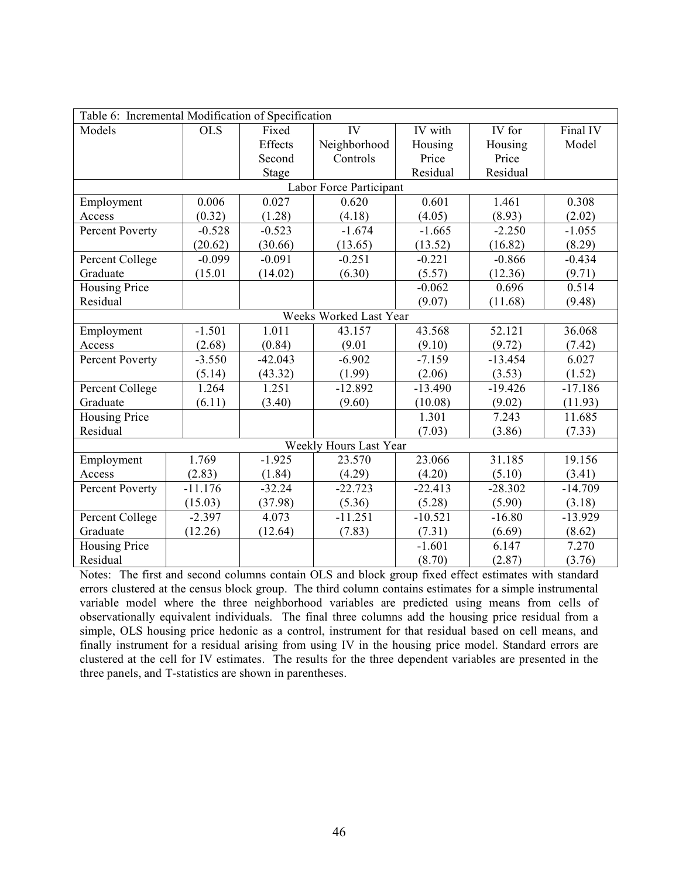| Table 6: Incremental Modification of Specification | | | | | | |
|---|---|---|---|---|---|---|
| Models | OLS | Fixed Effects Second Stage | IV Neighborhood Controls | IV with Housing Price Residual | IV for Housing Price Residual | Final IV Model |
| **Labor Force Participant** | | | | | | |
| Employment Access | 0.006 (0.32) | 0.027 (1.28) | 0.620 (4.18) | 0.601 (4.05) | 1.461 (8.93) | 0.308 (2.02) |
| Percent Poverty | -0.528 (20.62) | -0.523 (30.66) | -1.674 (13.65) | -1.665 (13.52) | -2.250 (16.82) | -1.055 (8.29) |
| Percent College Graduate | -0.099 (15.01 | -0.091 (14.02) | -0.251 (6.30) | -0.221 (5.57) | -0.866 (12.36) | -0.434 (9.71) |
| Housing Price Residual | | | | -0.062 (9.07) | 0.696 (11.68) | 0.514 (9.48) |
| **Weeks Worked Last Year** | | | | | | |
| Employment Access | -1.501 (2.68) | 1.011 (0.84) | 43.157 (9.01 | 43.568 (9.10) | 52.121 (9.72) | 36.068 (7.42) |
| Percent Poverty | -3.550 (5.14) | -42.043 (43.32) | -6.902 (1.99) | -7.159 (2.06) | -13.454 (3.53) | 6.027 (1.52) |
| Percent College Graduate | 1.264 (6.11) | 1.251 (3.40) | -12.892 (9.60) | -13.490 (10.08) | -19.426 (9.02) | -17.186 (11.93) |
| Housing Price Residual | | | | 1.301 (7.03) | 7.243 (3.86) | 11.685 (7.33) |
| **Weekly Hours Last Year** | | | | | | |
| Employment Access | 1.769 (2.83) | -1.925 (1.84) | 23.570 (4.29) | 23.066 (4.20) | 31.185 (5.10) | 19.156 (3.41) |
| Percent Poverty | -11.176 (15.03) | -32.24 (37.98) | -22.723 (5.36) | -22.413 (5.28) | -28.302 (5.90) | -14.709 (3.18) |
| Percent College Graduate | -2.397 (12.26) | 4.073 (12.64) | -11.251 (7.83) | -10.521 (7.31) | -16.80 (6.69) | -13.929 (8.62) |
| Housing Price Residual | | | | -1.601 (8.70) | 6.147 (2.87) | 7.270 (3.76) |

Notes: The first and second columns contain OLS and block group fixed effect estimates with standard errors clustered at the census block group. The third column contains estimates for a simple instrumental variable model where the three neighborhood variables are predicted using means from cells of observationally equivalent individuals. The final three columns add the housing price residual from a simple, OLS housing price hedonic as a control, instrument for that residual based on cell means, and finally instrument for a residual arising from using IV in the housing price model. Standard errors are clustered at the cell for IV estimates. The results for the three dependent variables are presented in the three panels, and T-statistics are shown in parentheses.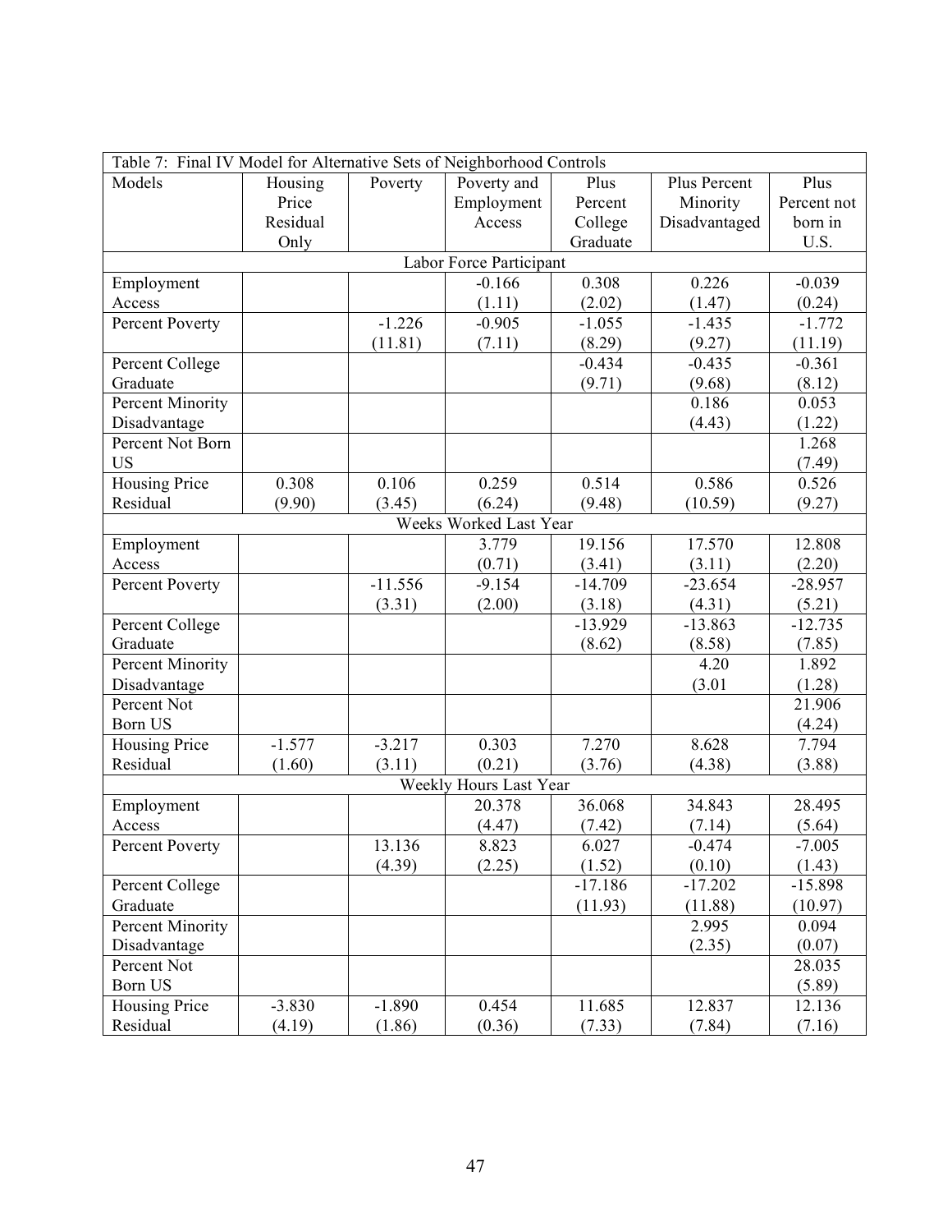Table 7: Final IV Model for Alternative Sets of Neighborhood Controls

| Models | Housing Price Residual Only | Poverty | Poverty and Employment Access | Plus Percent College Graduate | Plus Percent Minority Disadvantaged | Plus Percent not born in U.S. |
|---|---|---|---|---|---|---|
| **Labor Force Participant** | | | | | | |
| Employment Access | | | -0.166 | 0.308 | 0.226 | -0.039 |
| | | | (1.11) | (2.02) | (1.47) | (0.24) |
| Percent Poverty | | -1.226 | -0.905 | -1.055 | -1.435 | -1.772 |
| | | (11.81) | (7.11) | (8.29) | (9.27) | (11.19) |
| Percent College Graduate | | | | -0.434 | -0.435 | -0.361 |
| | | | | (9.71) | (9.68) | (8.12) |
| Percent Minority Disadvantage | | | | | 0.186 | 0.053 |
| | | | | | (4.43) | (1.22) |
| Percent Not Born US | | | | | | 1.268 |
| | | | | | | (7.49) |
| Housing Price Residual | 0.308 | 0.106 | 0.259 | 0.514 | 0.586 | 0.526 |
| | (9.90) | (3.45) | (6.24) | (9.48) | (10.59) | (9.27) |
| **Weeks Worked Last Year** | | | | | | |
| Employment Access | | | 3.779 | 19.156 | 17.570 | 12.808 |
| | | | (0.71) | (3.41) | (3.11) | (2.20) |
| Percent Poverty | | -11.556 | -9.154 | -14.709 | -23.654 | -28.957 |
| | | (3.31) | (2.00) | (3.18) | (4.31) | (5.21) |
| Percent College Graduate | | | | -13.929 | -13.863 | -12.735 |
| | | | | (8.62) | (8.58) | (7.85) |
| Percent Minority Disadvantage | | | | | 4.20 | 1.892 |
| | | | | | (3.01 | (1.28) |
| Percent Not Born US | | | | | | 21.906 |
| | | | | | | (4.24) |
| Housing Price Residual | -1.577 | -3.217 | 0.303 | 7.270 | 8.628 | 7.794 |
| | (1.60) | (3.11) | (0.21) | (3.76) | (4.38) | (3.88) |
| **Weekly Hours Last Year** | | | | | | |
| Employment Access | | | 20.378 | 36.068 | 34.843 | 28.495 |
| | | | (4.47) | (7.42) | (7.14) | (5.64) |
| Percent Poverty | | 13.136 | 8.823 | 6.027 | -0.474 | -7.005 |
| | | (4.39) | (2.25) | (1.52) | (0.10) | (1.43) |
| Percent College Graduate | | | | -17.186 | -17.202 | -15.898 |
| | | | | (11.93) | (11.88) | (10.97) |
| Percent Minority Disadvantage | | | | | 2.995 | 0.094 |
| | | | | | (2.35) | (0.07) |
| Percent Not Born US | | | | | | 28.035 |
| | | | | | | (5.89) |
| Housing Price Residual | -3.830 | -1.890 | 0.454 | 11.685 | 12.837 | 12.136 |
| | (4.19) | (1.86) | (0.36) | (7.33) | (7.84) | (7.16) |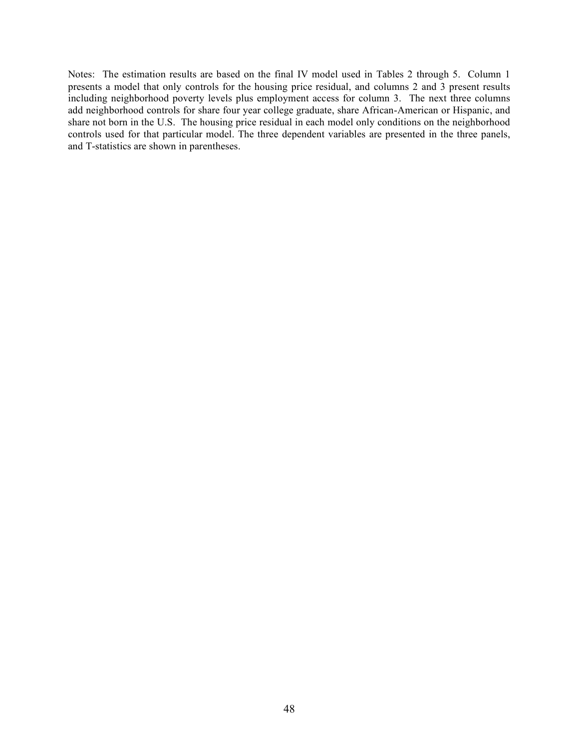Notes: The estimation results are based on the final IV model used in Tables 2 through 5. Column 1 presents a model that only controls for the housing price residual, and columns 2 and 3 present results including neighborhood poverty levels plus employment access for column 3. The next three columns add neighborhood controls for share four year college graduate, share African-American or Hispanic, and share not born in the U.S. The housing price residual in each model only conditions on the neighborhood controls used for that particular model. The three dependent variables are presented in the three panels, and T-statistics are shown in parentheses.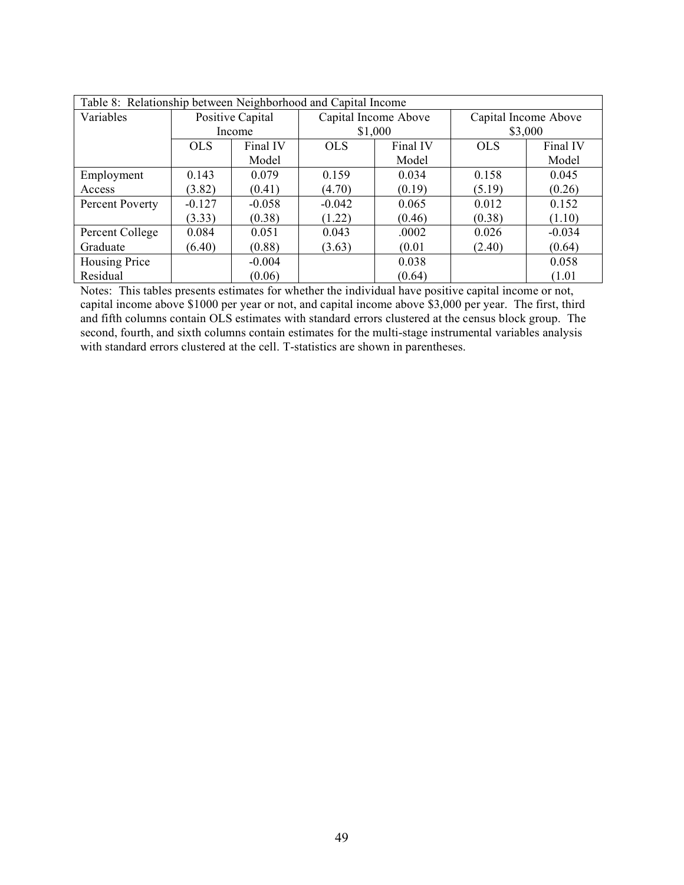| Table 8: Relationship between Neighborhood and Capital Income | | | | | | |
|---|---|---|---|---|---|---|
| Variables | Positive Capital Income | | Capital Income Above $1,000 | | Capital Income Above $3,000 | |
| | OLS | Final IV Model | OLS | Final IV Model | OLS | Final IV Model |
| Employment Access | 0.143<br>(3.82) | 0.079<br>(0.41) | 0.159<br>(4.70) | 0.034<br>(0.19) | 0.158<br>(5.19) | 0.045<br>(0.26) |
| Percent Poverty | -0.127<br>(3.33) | -0.058<br>(0.38) | -0.042<br>(1.22) | 0.065<br>(0.46) | 0.012<br>(0.38) | 0.152<br>(1.10) |
| Percent College Graduate | 0.084<br>(6.40) | 0.051<br>(0.88) | 0.043<br>(3.63) | .0002<br>(0.01 | 0.026<br>(2.40) | -0.034<br>(0.64) |
| Housing Price Residual | | -0.004<br>(0.06) | | 0.038<br>(0.64) | | 0.058<br>(1.01 |

Notes: This tables presents estimates for whether the individual have positive capital income or not, capital income above $1000 per year or not, and capital income above $3,000 per year. The first, third and fifth columns contain OLS estimates with standard errors clustered at the census block group. The second, fourth, and sixth columns contain estimates for the multi-stage instrumental variables analysis with standard errors clustered at the cell. T-statistics are shown in parentheses.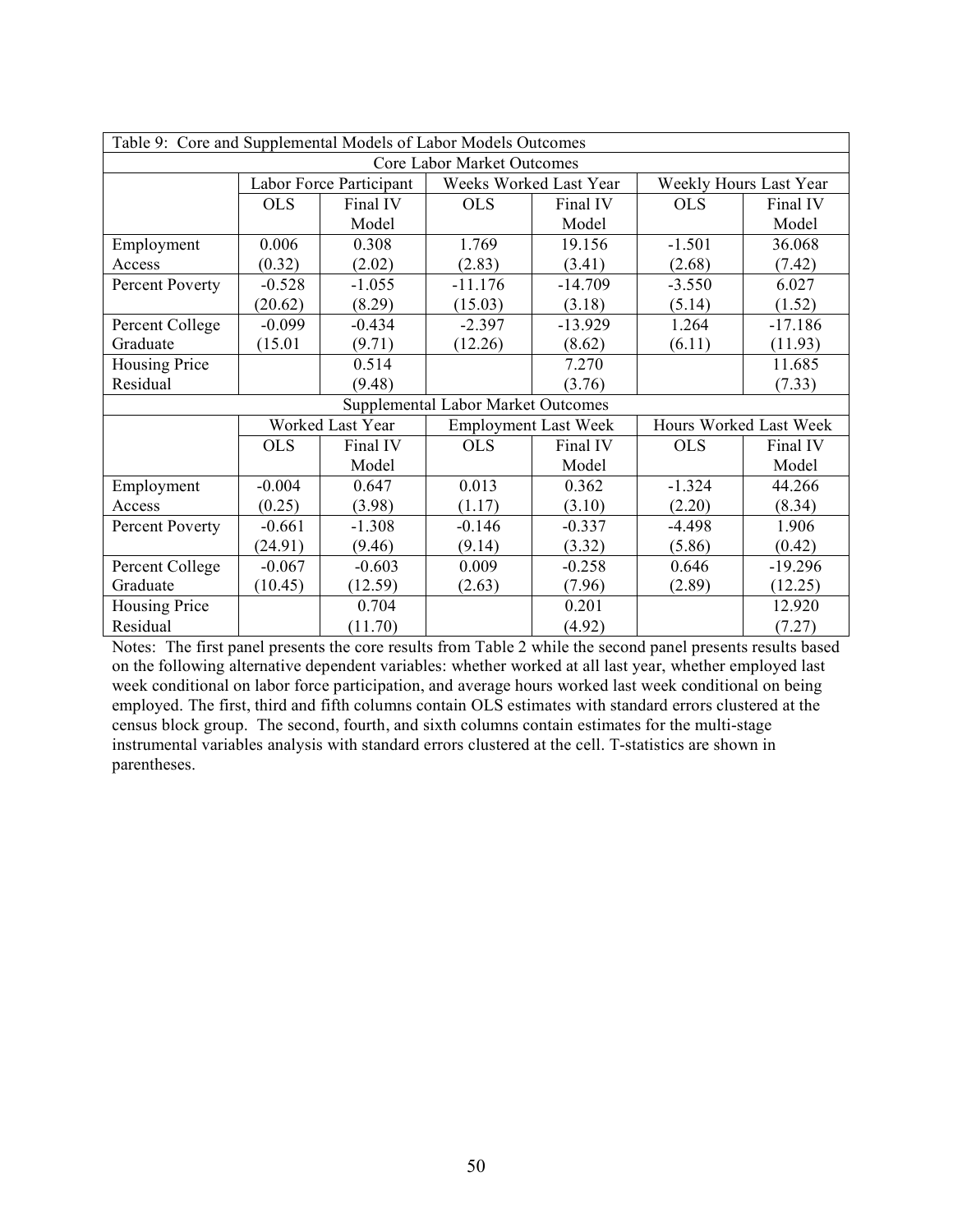| Table 9: Core and Supplemental Models of Labor Models Outcomes | | | | | | |
|---|---|---|---|---|---|---|
| Core Labor Market Outcomes | | | | | | |
| | Labor Force Participant | | Weeks Worked Last Year | | Weekly Hours Last Year | |
| | OLS | Final IV Model | OLS | Final IV Model | OLS | Final IV Model |
| Employment Access | 0.006 (0.32) | 0.308 (2.02) | 1.769 (2.83) | 19.156 (3.41) | -1.501 (2.68) | 36.068 (7.42) |
| Percent Poverty | -0.528 (20.62) | -1.055 (8.29) | -11.176 (15.03) | -14.709 (3.18) | -3.550 (5.14) | 6.027 (1.52) |
| Percent College Graduate | -0.099 (15.01 | -0.434 (9.71) | -2.397 (12.26) | -13.929 (8.62) | 1.264 (6.11) | -17.186 (11.93) |
| Housing Price Residual | | 0.514 (9.48) | | 7.270 (3.76) | | 11.685 (7.33) |
| Supplemental Labor Market Outcomes | | | | | | |
| | Worked Last Year | | Employment Last Week | | Hours Worked Last Week | |
| | OLS | Final IV Model | OLS | Final IV Model | OLS | Final IV Model |
| Employment Access | -0.004 (0.25) | 0.647 (3.98) | 0.013 (1.17) | 0.362 (3.10) | -1.324 (2.20) | 44.266 (8.34) |
| Percent Poverty | -0.661 (24.91) | -1.308 (9.46) | -0.146 (9.14) | -0.337 (3.32) | -4.498 (5.86) | 1.906 (0.42) |
| Percent College Graduate | -0.067 (10.45) | -0.603 (12.59) | 0.009 (2.63) | -0.258 (7.96) | 0.646 (2.89) | -19.296 (12.25) |
| Housing Price Residual | | 0.704 (11.70) | | 0.201 (4.92) | | 12.920 (7.27) |

Notes: The first panel presents the core results from Table 2 while the second panel presents results based on the following alternative dependent variables: whether worked at all last year, whether employed last week conditional on labor force participation, and average hours worked last week conditional on being employed. The first, third and fifth columns contain OLS estimates with standard errors clustered at the census block group. The second, fourth, and sixth columns contain estimates for the multi-stage instrumental variables analysis with standard errors clustered at the cell. T-statistics are shown in parentheses.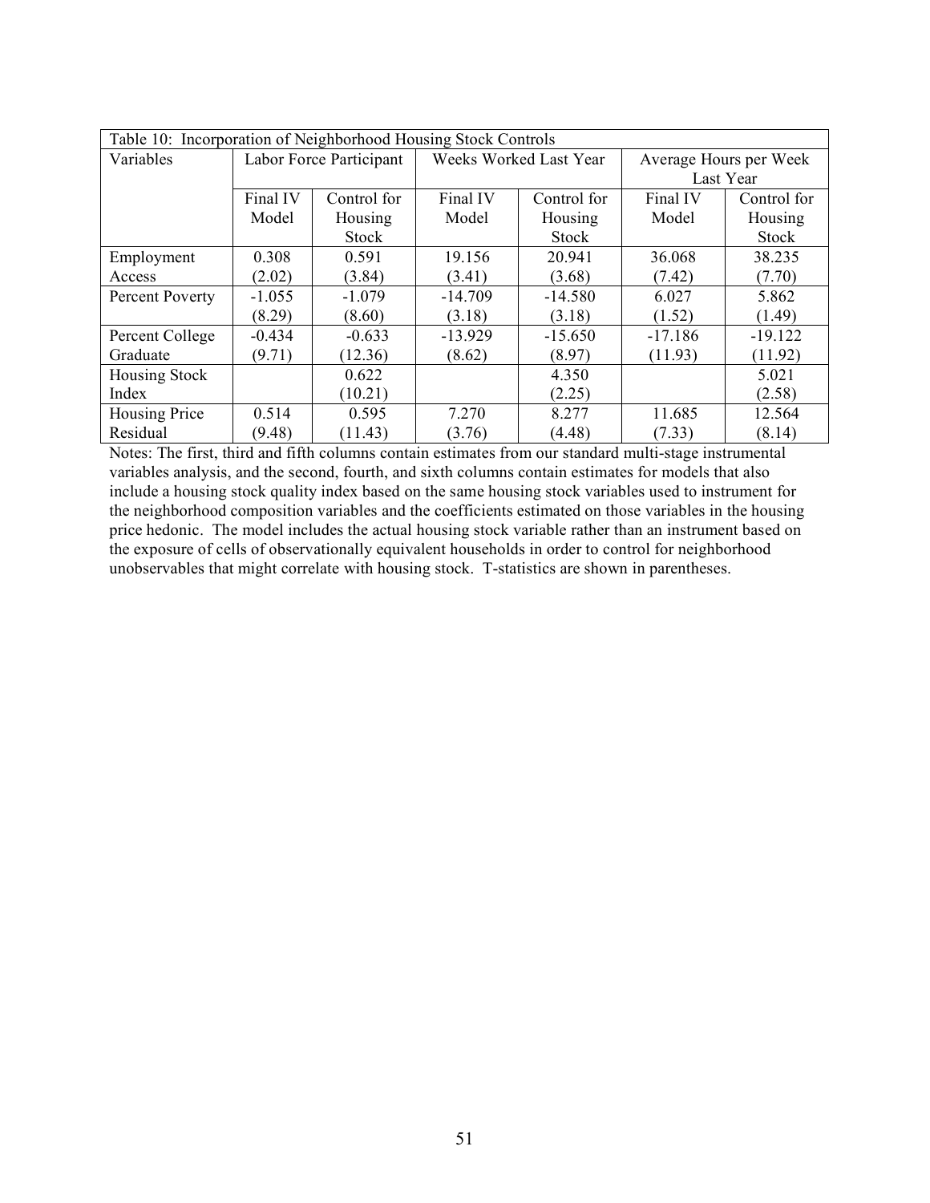Table 10: Incorporation of Neighborhood Housing Stock Controls

| Variables | Labor Force Participant | | Weeks Worked Last Year | | Average Hours per Week Last Year | |
|---|---|---|---|---|---|---|
| | Final IV Model | Control for Housing Stock | Final IV Model | Control for Housing Stock | Final IV Model | Control for Housing Stock |
| Employment Access | 0.308<br>(2.02) | 0.591<br>(3.84) | 19.156<br>(3.41) | 20.941<br>(3.68) | 36.068<br>(7.42) | 38.235<br>(7.70) |
| Percent Poverty | -1.055<br>(8.29) | -1.079<br>(8.60) | -14.709<br>(3.18) | -14.580<br>(3.18) | 6.027<br>(1.52) | 5.862<br>(1.49) |
| Percent College Graduate | -0.434<br>(9.71) | -0.633<br>(12.36) | -13.929<br>(8.62) | -15.650<br>(8.97) | -17.186<br>(11.93) | -19.122<br>(11.92) |
| Housing Stock Index | | 0.622<br>(10.21) | | 4.350<br>(2.25) | | 5.021<br>(2.58) |
| Housing Price Residual | 0.514<br>(9.48) | 0.595<br>(11.43) | 7.270<br>(3.76) | 8.277<br>(4.48) | 11.685<br>(7.33) | 12.564<br>(8.14) |

Notes: The first, third and fifth columns contain estimates from our standard multi-stage instrumental variables analysis, and the second, fourth, and sixth columns contain estimates for models that also include a housing stock quality index based on the same housing stock variables used to instrument for the neighborhood composition variables and the coefficients estimated on those variables in the housing price hedonic. The model includes the actual housing stock variable rather than an instrument based on the exposure of cells of observationally equivalent households in order to control for neighborhood unobservables that might correlate with housing stock. T-statistics are shown in parentheses.